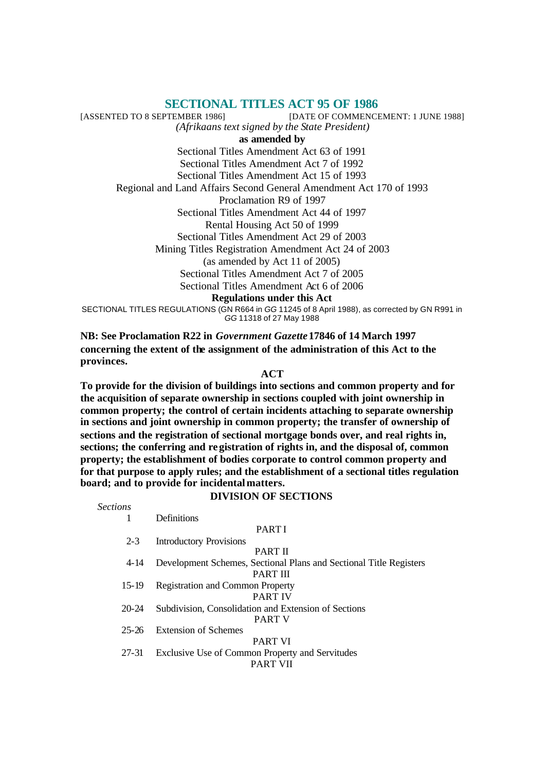# SECTIONAL TITLES ACT 95 OF 1986

[ASSENTED TO 8 SEPTEMBER 1986] [DATE OF COMMENCEMENT: 1 JUNE 1988]

*(Afrikaans text signed by the State President)*

**as amended by**

Sectional Titles Amendment Act 63 of 1991
Sectional Titles Amendment Act 7 of 1992
Sectional Titles Amendment Act 15 of 1993
Regional and Land Affairs Second General Amendment Act 170 of 1993
Proclamation R9 of 1997
Sectional Titles Amendment Act 44 of 1997
Rental Housing Act 50 of 1999
Sectional Titles Amendment Act 29 of 2003
Mining Titles Registration Amendment Act 24 of 2003
(as amended by Act 11 of 2005)
Sectional Titles Amendment Act 7 of 2005
Sectional Titles Amendment Act 6 of 2006

**Regulations under this Act**

SECTIONAL TITLES REGULATIONS (GN R664 in *GG* 11245 of 8 April 1988), as corrected by GN R991 in *GG* 11318 of 27 May 1988

**NB: See Proclamation R22 in *Government Gazette* 17846 of 14 March 1997 concerning the extent of the assignment of the administration of this Act to the provinces.**

## ACT

**To provide for the division of buildings into sections and common property and for the acquisition of separate ownership in sections coupled with joint ownership in common property; the control of certain incidents attaching to separate ownership in sections and joint ownership in common property; the transfer of ownership of sections and the registration of sectional mortgage bonds over, and real rights in, sections; the conferring and registration of rights in, and the disposal of, common property; the establishment of bodies corporate to control common property and for that purpose to apply rules; and the establishment of a sectional titles regulation board; and to provide for incidental matters.**

## DIVISION OF SECTIONS

*Sections*

1 Definitions

PART I

2-3 Introductory Provisions

PART II

4-14 Development Schemes, Sectional Plans and Sectional Title Registers

PART III

15-19 Registration and Common Property

PART IV

20-24 Subdivision, Consolidation and Extension of Sections

PART V

25-26 Extension of Schemes

PART VI

27-31 Exclusive Use of Common Property and Servitudes

PART VII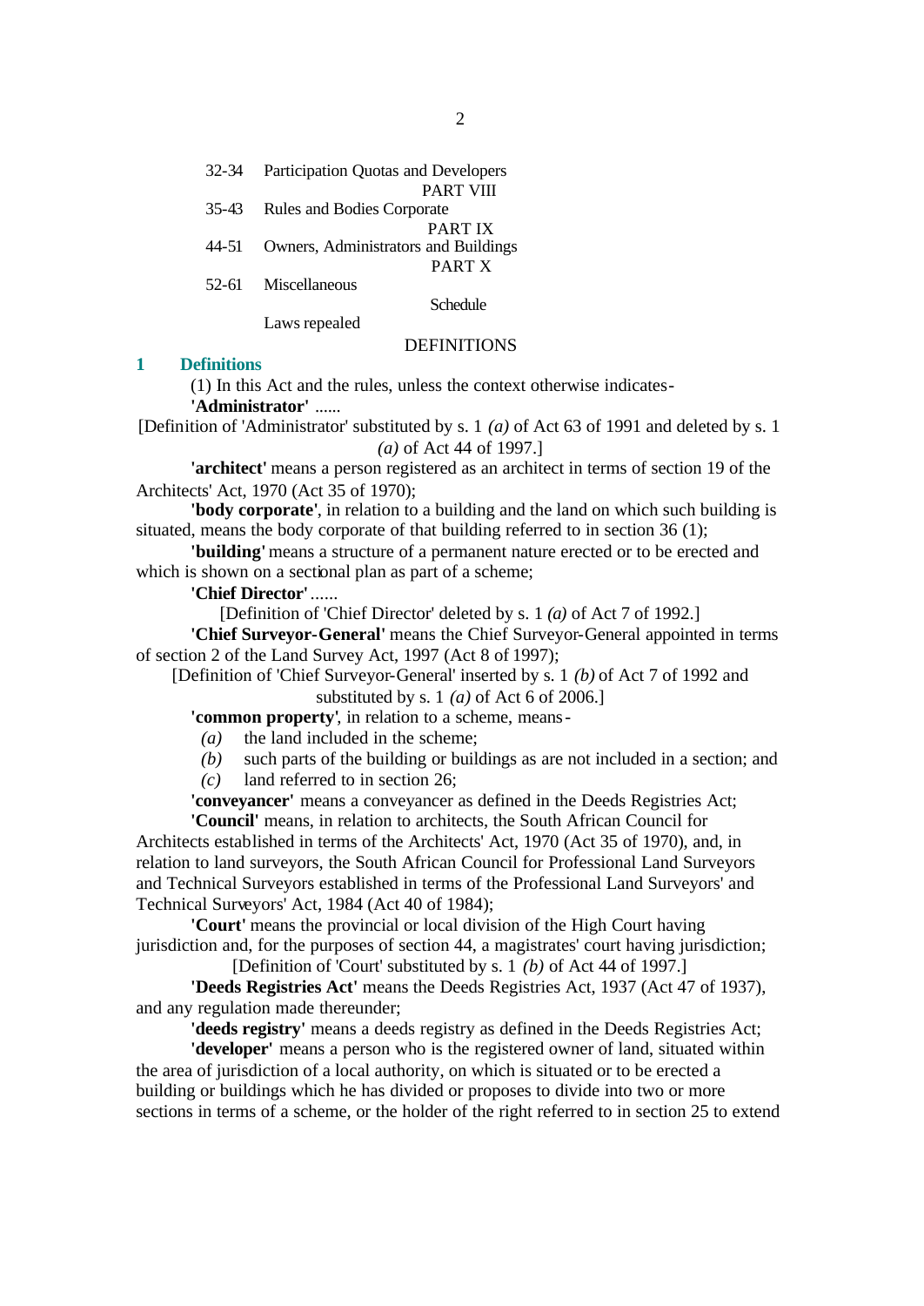32-34 Participation Quotas and Developers

PART VIII

35-43 Rules and Bodies Corporate

PART IX

44-51 Owners, Administrators and Buildings

PART X

52-61 Miscellaneous

Schedule

Laws repealed

DEFINITIONS

## 1 Definitions

(1) In this Act and the rules, unless the context otherwise indicates-

**'Administrator'** ......

[Definition of 'Administrator' substituted by s. 1 *(a)* of Act 63 of 1991 and deleted by s. 1 *(a)* of Act 44 of 1997.]

**'architect'** means a person registered as an architect in terms of section 19 of the Architects' Act, 1970 (Act 35 of 1970);

**'body corporate'**, in relation to a building and the land on which such building is situated, means the body corporate of that building referred to in section 36 (1);

**'building'** means a structure of a permanent nature erected or to be erected and which is shown on a sectional plan as part of a scheme;

**'Chief Director'** ......

[Definition of 'Chief Director' deleted by s. 1 *(a)* of Act 7 of 1992.]

**'Chief Surveyor-General'** means the Chief Surveyor-General appointed in terms of section 2 of the Land Survey Act, 1997 (Act 8 of 1997);

[Definition of 'Chief Surveyor-General' inserted by s. 1 *(b)* of Act 7 of 1992 and substituted by s. 1 *(a)* of Act 6 of 2006.]

**'common property'**, in relation to a scheme, means-

*(a)* the land included in the scheme;

*(b)* such parts of the building or buildings as are not included in a section; and

*(c)* land referred to in section 26;

**'conveyancer'** means a conveyancer as defined in the Deeds Registries Act;

**'Council'** means, in relation to architects, the South African Council for Architects established in terms of the Architects' Act, 1970 (Act 35 of 1970), and, in relation to land surveyors, the South African Council for Professional Land Surveyors and Technical Surveyors established in terms of the Professional Land Surveyors' and Technical Surveyors' Act, 1984 (Act 40 of 1984);

**'Court'** means the provincial or local division of the High Court having jurisdiction and, for the purposes of section 44, a magistrates' court having jurisdiction;

[Definition of 'Court' substituted by s. 1 *(b)* of Act 44 of 1997.]

**'Deeds Registries Act'** means the Deeds Registries Act, 1937 (Act 47 of 1937), and any regulation made thereunder;

**'deeds registry'** means a deeds registry as defined in the Deeds Registries Act;

**'developer'** means a person who is the registered owner of land, situated within the area of jurisdiction of a local authority, on which is situated or to be erected a building or buildings which he has divided or proposes to divide into two or more sections in terms of a scheme, or the holder of the right referred to in section 25 to extend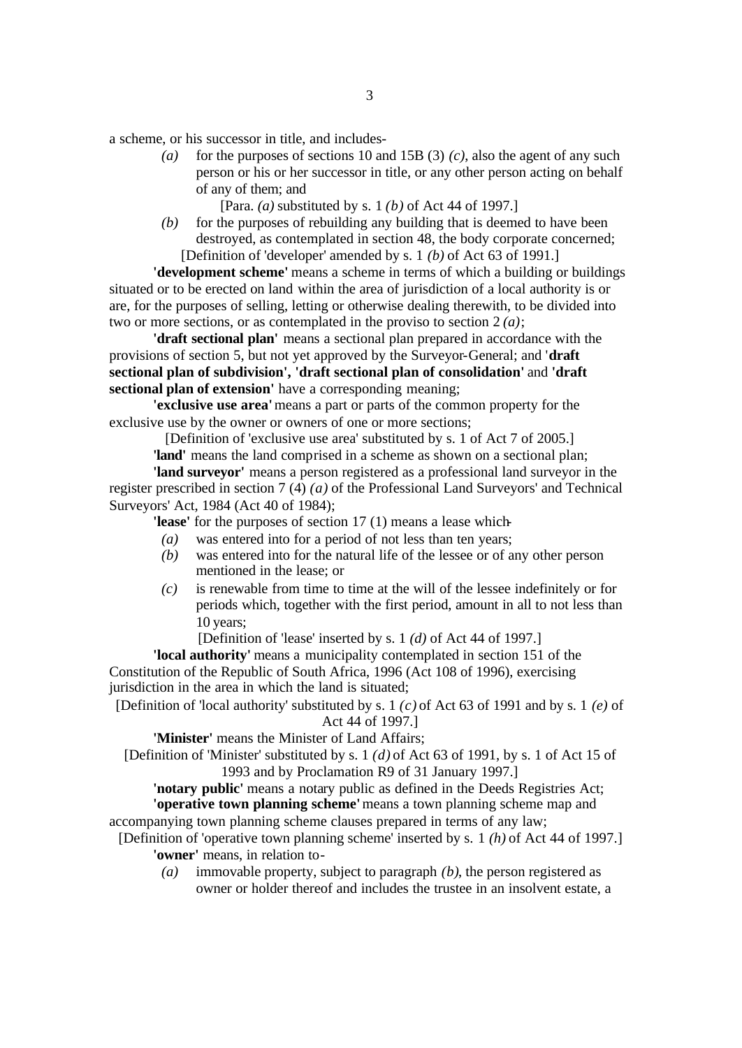a scheme, or his successor in title, and includes-

*(a)* for the purposes of sections 10 and 15B (3) *(c)*, also the agent of any such person or his or her successor in title, or any other person acting on behalf of any of them; and

[Para. *(a)* substituted by s. 1 *(b)* of Act 44 of 1997.]

*(b)* for the purposes of rebuilding any building that is deemed to have been destroyed, as contemplated in section 48, the body corporate concerned;

[Definition of 'developer' amended by s. 1 *(b)* of Act 63 of 1991.]

**'development scheme'** means a scheme in terms of which a building or buildings situated or to be erected on land within the area of jurisdiction of a local authority is or are, for the purposes of selling, letting or otherwise dealing therewith, to be divided into two or more sections, or as contemplated in the proviso to section 2 *(a)*;

**'draft sectional plan'** means a sectional plan prepared in accordance with the provisions of section 5, but not yet approved by the Surveyor-General; and '**draft sectional plan of subdivision', 'draft sectional plan of consolidation'** and **'draft sectional plan of extension'** have a corresponding meaning;

**'exclusive use area'** means a part or parts of the common property for the exclusive use by the owner or owners of one or more sections;

[Definition of 'exclusive use area' substituted by s. 1 of Act 7 of 2005.]

**'land'** means the land comprised in a scheme as shown on a sectional plan;

**'land surveyor'** means a person registered as a professional land surveyor in the register prescribed in section 7 (4) *(a)* of the Professional Land Surveyors' and Technical Surveyors' Act, 1984 (Act 40 of 1984);

**'lease'** for the purposes of section 17 (1) means a lease which-

*(a)* was entered into for a period of not less than ten years;

*(b)* was entered into for the natural life of the lessee or of any other person mentioned in the lease; or

*(c)* is renewable from time to time at the will of the lessee indefinitely or for periods which, together with the first period, amount in all to not less than 10 years;

[Definition of 'lease' inserted by s. 1 *(d)* of Act 44 of 1997.]

**'local authority'** means a municipality contemplated in section 151 of the Constitution of the Republic of South Africa, 1996 (Act 108 of 1996), exercising jurisdiction in the area in which the land is situated;

[Definition of 'local authority' substituted by s. 1 *(c)* of Act 63 of 1991 and by s. 1 *(e)* of Act 44 of 1997.]

**'Minister'** means the Minister of Land Affairs;

[Definition of 'Minister' substituted by s. 1 *(d)* of Act 63 of 1991, by s. 1 of Act 15 of 1993 and by Proclamation R9 of 31 January 1997.]

**'notary public'** means a notary public as defined in the Deeds Registries Act;

**'operative town planning scheme'** means a town planning scheme map and accompanying town planning scheme clauses prepared in terms of any law;

[Definition of 'operative town planning scheme' inserted by s. 1 *(h)* of Act 44 of 1997.]

**'owner'** means, in relation to-

*(a)* immovable property, subject to paragraph *(b)*, the person registered as owner or holder thereof and includes the trustee in an insolvent estate, a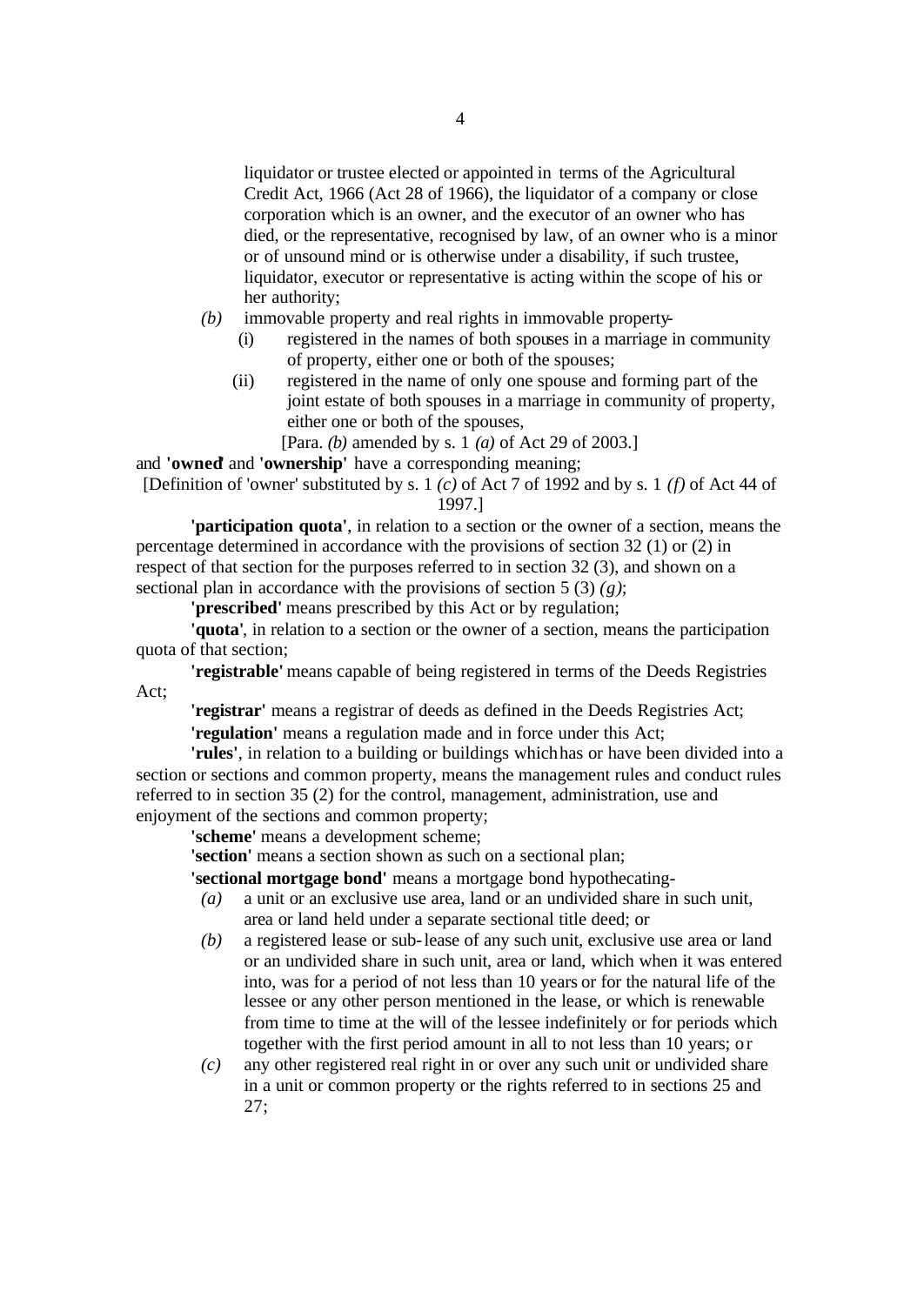liquidator or trustee elected or appointed in terms of the Agricultural Credit Act, 1966 (Act 28 of 1966), the liquidator of a company or close corporation which is an owner, and the executor of an owner who has died, or the representative, recognised by law, of an owner who is a minor or of unsound mind or is otherwise under a disability, if such trustee, liquidator, executor or representative is acting within the scope of his or her authority;

*(b)* immovable property and real rights in immovable property-

(i) registered in the names of both spouses in a marriage in community of property, either one or both of the spouses;

(ii) registered in the name of only one spouse and forming part of the joint estate of both spouses in a marriage in community of property, either one or both of the spouses,

[Para. *(b)* amended by s. 1 *(a)* of Act 29 of 2003.]

and **'owned'** and **'ownership'** have a corresponding meaning;

[Definition of 'owner' substituted by s. 1 *(c)* of Act 7 of 1992 and by s. 1 *(f)* of Act 44 of 1997.]

**'participation quota'**, in relation to a section or the owner of a section, means the percentage determined in accordance with the provisions of section 32 (1) or (2) in respect of that section for the purposes referred to in section 32 (3), and shown on a sectional plan in accordance with the provisions of section 5 (3) *(g)*;

**'prescribed'** means prescribed by this Act or by regulation;

**'quota'**, in relation to a section or the owner of a section, means the participation quota of that section;

**'registrable'** means capable of being registered in terms of the Deeds Registries Act;

**'registrar'** means a registrar of deeds as defined in the Deeds Registries Act;

**'regulation'** means a regulation made and in force under this Act;

**'rules'**, in relation to a building or buildings which has or have been divided into a section or sections and common property, means the management rules and conduct rules referred to in section 35 (2) for the control, management, administration, use and enjoyment of the sections and common property;

**'scheme'** means a development scheme;

**'section'** means a section shown as such on a sectional plan;

**'sectional mortgage bond'** means a mortgage bond hypothecating-

*(a)* a unit or an exclusive use area, land or an undivided share in such unit, area or land held under a separate sectional title deed; or

*(b)* a registered lease or sub-lease of any such unit, exclusive use area or land or an undivided share in such unit, area or land, which when it was entered into, was for a period of not less than 10 years or for the natural life of the lessee or any other person mentioned in the lease, or which is renewable from time to time at the will of the lessee indefinitely or for periods which together with the first period amount in all to not less than 10 years; or

*(c)* any other registered real right in or over any such unit or undivided share in a unit or common property or the rights referred to in sections 25 and 27;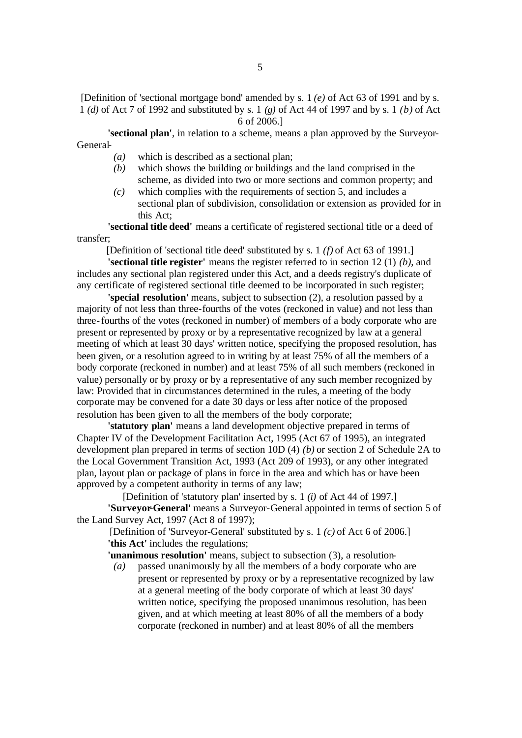[Definition of 'sectional mortgage bond' amended by s. 1 *(e)* of Act 63 of 1991 and by s. 1 *(d)* of Act 7 of 1992 and substituted by s. 1 *(g)* of Act 44 of 1997 and by s. 1 *(b)* of Act 6 of 2006.]

**'sectional plan'**, in relation to a scheme, means a plan approved by the Surveyor-General-

*(a)* which is described as a sectional plan;

*(b)* which shows the building or buildings and the land comprised in the scheme, as divided into two or more sections and common property; and

*(c)* which complies with the requirements of section 5, and includes a sectional plan of subdivision, consolidation or extension as provided for in this Act;

**'sectional title deed'** means a certificate of registered sectional title or a deed of transfer;

[Definition of 'sectional title deed' substituted by s. 1 *(f)* of Act 63 of 1991.]

**'sectional title register'** means the register referred to in section 12 (1) *(b)*, and includes any sectional plan registered under this Act, and a deeds registry's duplicate of any certificate of registered sectional title deemed to be incorporated in such register;

**'special resolution'** means, subject to subsection (2), a resolution passed by a majority of not less than three-fourths of the votes (reckoned in value) and not less than three-fourths of the votes (reckoned in number) of members of a body corporate who are present or represented by proxy or by a representative recognized by law at a general meeting of which at least 30 days' written notice, specifying the proposed resolution, has been given, or a resolution agreed to in writing by at least 75% of all the members of a body corporate (reckoned in number) and at least 75% of all such members (reckoned in value) personally or by proxy or by a representative of any such member recognized by law: Provided that in circumstances determined in the rules, a meeting of the body corporate may be convened for a date 30 days or less after notice of the proposed resolution has been given to all the members of the body corporate;

**'statutory plan'** means a land development objective prepared in terms of Chapter IV of the Development Facilitation Act, 1995 (Act 67 of 1995), an integrated development plan prepared in terms of section 10D (4) *(b)* or section 2 of Schedule 2A to the Local Government Transition Act, 1993 (Act 209 of 1993), or any other integrated plan, layout plan or package of plans in force in the area and which has or have been approved by a competent authority in terms of any law;

[Definition of 'statutory plan' inserted by s. 1 *(i)* of Act 44 of 1997.]

**'Surveyor-General'** means a Surveyor-General appointed in terms of section 5 of the Land Survey Act, 1997 (Act 8 of 1997);

[Definition of 'Surveyor-General' substituted by s. 1 *(c)* of Act 6 of 2006.]

**'this Act'** includes the regulations;

**'unanimous resolution'** means, subject to subsection (3), a resolution-

*(a)* passed unanimously by all the members of a body corporate who are present or represented by proxy or by a representative recognized by law at a general meeting of the body corporate of which at least 30 days' written notice, specifying the proposed unanimous resolution, has been given, and at which meeting at least 80% of all the members of a body corporate (reckoned in number) and at least 80% of all the members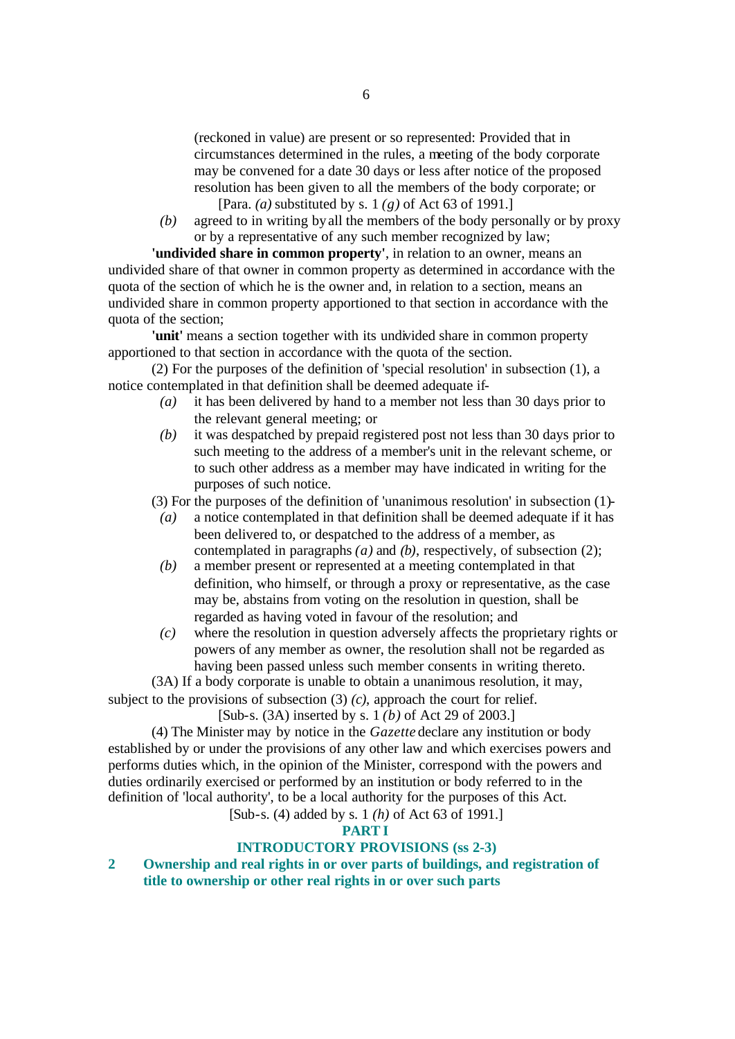(reckoned in value) are present or so represented: Provided that in circumstances determined in the rules, a meeting of the body corporate may be convened for a date 30 days or less after notice of the proposed resolution has been given to all the members of the body corporate; or

[Para. *(a)* substituted by s. 1 *(g)* of Act 63 of 1991.]

*(b)* agreed to in writing by all the members of the body personally or by proxy or by a representative of any such member recognized by law;

**'undivided share in common property'**, in relation to an owner, means an undivided share of that owner in common property as determined in accordance with the quota of the section of which he is the owner and, in relation to a section, means an undivided share in common property apportioned to that section in accordance with the quota of the section;

**'unit'** means a section together with its undivided share in common property apportioned to that section in accordance with the quota of the section.

(2) For the purposes of the definition of 'special resolution' in subsection (1), a notice contemplated in that definition shall be deemed adequate if-

*(a)* it has been delivered by hand to a member not less than 30 days prior to the relevant general meeting; or

*(b)* it was despatched by prepaid registered post not less than 30 days prior to such meeting to the address of a member's unit in the relevant scheme, or to such other address as a member may have indicated in writing for the purposes of such notice.

(3) For the purposes of the definition of 'unanimous resolution' in subsection (1)-

*(a)* a notice contemplated in that definition shall be deemed adequate if it has been delivered to, or despatched to the address of a member, as contemplated in paragraphs *(a)* and *(b)*, respectively, of subsection (2);

*(b)* a member present or represented at a meeting contemplated in that definition, who himself, or through a proxy or representative, as the case may be, abstains from voting on the resolution in question, shall be regarded as having voted in favour of the resolution; and

*(c)* where the resolution in question adversely affects the proprietary rights or powers of any member as owner, the resolution shall not be regarded as having been passed unless such member consents in writing thereto.

(3A) If a body corporate is unable to obtain a unanimous resolution, it may, subject to the provisions of subsection (3) *(c)*, approach the court for relief.

[Sub-s. (3A) inserted by s. 1 *(b)* of Act 29 of 2003.]

(4) The Minister may by notice in the *Gazette* declare any institution or body established by or under the provisions of any other law and which exercises powers and performs duties which, in the opinion of the Minister, correspond with the powers and duties ordinarily exercised or performed by an institution or body referred to in the definition of 'local authority', to be a local authority for the purposes of this Act.

[Sub-s. (4) added by s. 1 *(h)* of Act 63 of 1991.]

## PART I

## INTRODUCTORY PROVISIONS (ss 2-3)

### 2 Ownership and real rights in or over parts of buildings, and registration of title to ownership or other real rights in or over such parts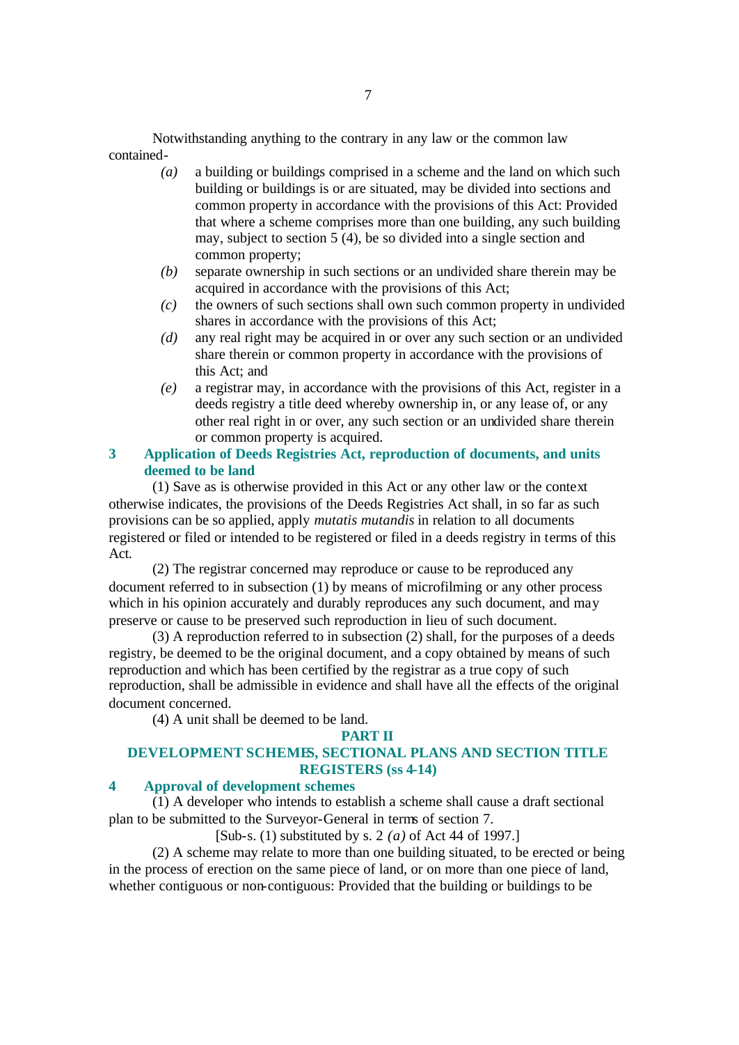Notwithstanding anything to the contrary in any law or the common law contained-

*(a)* a building or buildings comprised in a scheme and the land on which such building or buildings is or are situated, may be divided into sections and common property in accordance with the provisions of this Act: Provided that where a scheme comprises more than one building, any such building may, subject to section 5 (4), be so divided into a single section and common property;

*(b)* separate ownership in such sections or an undivided share therein may be acquired in accordance with the provisions of this Act;

*(c)* the owners of such sections shall own such common property in undivided shares in accordance with the provisions of this Act;

*(d)* any real right may be acquired in or over any such section or an undivided share therein or common property in accordance with the provisions of this Act; and

*(e)* a registrar may, in accordance with the provisions of this Act, register in a deeds registry a title deed whereby ownership in, or any lease of, or any other real right in or over, any such section or an undivided share therein or common property is acquired.

### 3 Application of Deeds Registries Act, reproduction of documents, and units deemed to be land

(1) Save as is otherwise provided in this Act or any other law or the context otherwise indicates, the provisions of the Deeds Registries Act shall, in so far as such provisions can be so applied, apply *mutatis mutandis* in relation to all documents registered or filed or intended to be registered or filed in a deeds registry in terms of this Act.

(2) The registrar concerned may reproduce or cause to be reproduced any document referred to in subsection (1) by means of microfilming or any other process which in his opinion accurately and durably reproduces any such document, and may preserve or cause to be preserved such reproduction in lieu of such document.

(3) A reproduction referred to in subsection (2) shall, for the purposes of a deeds registry, be deemed to be the original document, and a copy obtained by means of such reproduction and which has been certified by the registrar as a true copy of such reproduction, shall be admissible in evidence and shall have all the effects of the original document concerned.

(4) A unit shall be deemed to be land.

## PART II

## DEVELOPMENT SCHEMES, SECTIONAL PLANS AND SECTION TITLE REGISTERS (ss 4-14)

### 4 Approval of development schemes

(1) A developer who intends to establish a scheme shall cause a draft sectional plan to be submitted to the Surveyor-General in terms of section 7.

[Sub-s. (1) substituted by s. 2 *(a)* of Act 44 of 1997.]

(2) A scheme may relate to more than one building situated, to be erected or being in the process of erection on the same piece of land, or on more than one piece of land, whether contiguous or non-contiguous: Provided that the building or buildings to be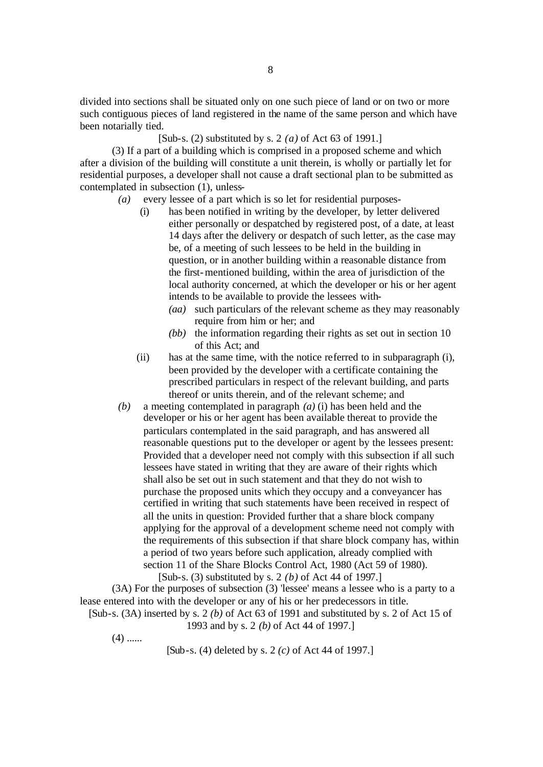divided into sections shall be situated only on one such piece of land or on two or more such contiguous pieces of land registered in the name of the same person and which have been notarially tied.

[Sub-s. (2) substituted by s. 2 *(a)* of Act 63 of 1991.]

(3) If a part of a building which is comprised in a proposed scheme and which after a division of the building will constitute a unit therein, is wholly or partially let for residential purposes, a developer shall not cause a draft sectional plan to be submitted as contemplated in subsection (1), unless-

*(a)* every lessee of a part which is so let for residential purposes-

(i) has been notified in writing by the developer, by letter delivered either personally or despatched by registered post, of a date, at least 14 days after the delivery or despatch of such letter, as the case may be, of a meeting of such lessees to be held in the building in question, or in another building within a reasonable distance from the first-mentioned building, within the area of jurisdiction of the local authority concerned, at which the developer or his or her agent intends to be available to provide the lessees with-

*(aa)* such particulars of the relevant scheme as they may reasonably require from him or her; and

*(bb)* the information regarding their rights as set out in section 10 of this Act; and

(ii) has at the same time, with the notice referred to in subparagraph (i), been provided by the developer with a certificate containing the prescribed particulars in respect of the relevant building, and parts thereof or units therein, and of the relevant scheme; and

*(b)* a meeting contemplated in paragraph *(a)* (i) has been held and the developer or his or her agent has been available thereat to provide the particulars contemplated in the said paragraph, and has answered all reasonable questions put to the developer or agent by the lessees present: Provided that a developer need not comply with this subsection if all such lessees have stated in writing that they are aware of their rights which shall also be set out in such statement and that they do not wish to purchase the proposed units which they occupy and a conveyancer has certified in writing that such statements have been received in respect of all the units in question: Provided further that a share block company applying for the approval of a development scheme need not comply with the requirements of this subsection if that share block company has, within a period of two years before such application, already complied with section 11 of the Share Blocks Control Act, 1980 (Act 59 of 1980).

[Sub-s. (3) substituted by s. 2 *(b)* of Act 44 of 1997.]

(3A) For the purposes of subsection (3) 'lessee' means a lessee who is a party to a lease entered into with the developer or any of his or her predecessors in title.

[Sub-s. (3A) inserted by s. 2 *(b)* of Act 63 of 1991 and substituted by s. 2 of Act 15 of 1993 and by s. 2 *(b)* of Act 44 of 1997.]

(4) ......

[Sub-s. (4) deleted by s. 2 *(c)* of Act 44 of 1997.]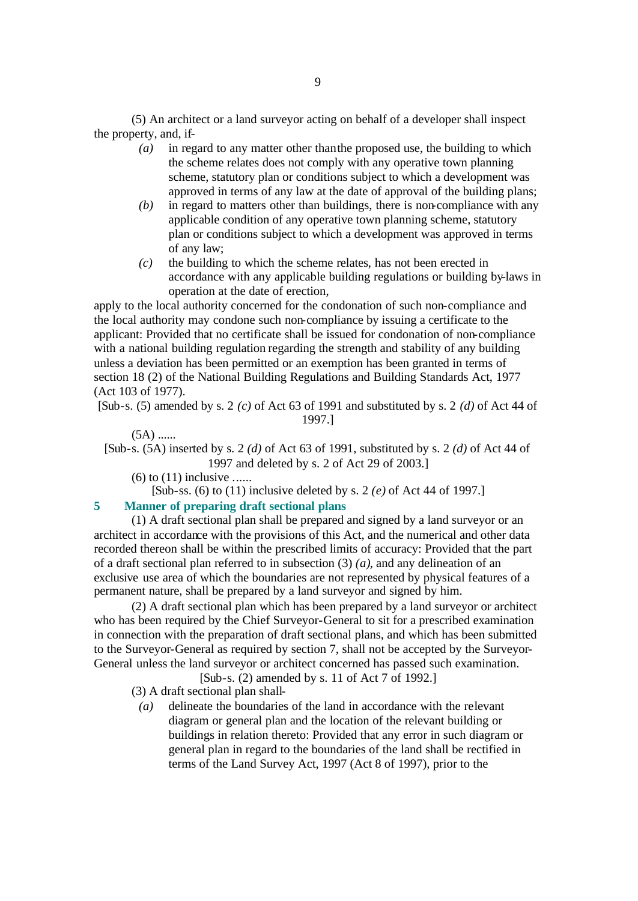(5) An architect or a land surveyor acting on behalf of a developer shall inspect the property, and, if-

*(a)* in regard to any matter other than the proposed use, the building to which the scheme relates does not comply with any operative town planning scheme, statutory plan or conditions subject to which a development was approved in terms of any law at the date of approval of the building plans;

*(b)* in regard to matters other than buildings, there is non-compliance with any applicable condition of any operative town planning scheme, statutory plan or conditions subject to which a development was approved in terms of any law;

*(c)* the building to which the scheme relates, has not been erected in accordance with any applicable building regulations or building by-laws in operation at the date of erection,

apply to the local authority concerned for the condonation of such non-compliance and the local authority may condone such non-compliance by issuing a certificate to the applicant: Provided that no certificate shall be issued for condonation of non-compliance with a national building regulation regarding the strength and stability of any building unless a deviation has been permitted or an exemption has been granted in terms of section 18 (2) of the National Building Regulations and Building Standards Act, 1977 (Act 103 of 1977).

[Sub-s. (5) amended by s. 2 *(c)* of Act 63 of 1991 and substituted by s. 2 *(d)* of Act 44 of 1997.]

(5A) ......

[Sub-s. (5A) inserted by s. 2 *(d)* of Act 63 of 1991, substituted by s. 2 *(d)* of Act 44 of 1997 and deleted by s. 2 of Act 29 of 2003.]

(6) to (11) inclusive ......

[Sub-ss. (6) to (11) inclusive deleted by s. 2 *(e)* of Act 44 of 1997.]

## 5 Manner of preparing draft sectional plans

(1) A draft sectional plan shall be prepared and signed by a land surveyor or an architect in accordance with the provisions of this Act, and the numerical and other data recorded thereon shall be within the prescribed limits of accuracy: Provided that the part of a draft sectional plan referred to in subsection (3) *(a)*, and any delineation of an exclusive use area of which the boundaries are not represented by physical features of a permanent nature, shall be prepared by a land surveyor and signed by him.

(2) A draft sectional plan which has been prepared by a land surveyor or architect who has been required by the Chief Surveyor-General to sit for a prescribed examination in connection with the preparation of draft sectional plans, and which has been submitted to the Surveyor-General as required by section 7, shall not be accepted by the Surveyor-General unless the land surveyor or architect concerned has passed such examination.

[Sub-s. (2) amended by s. 11 of Act 7 of 1992.]

(3) A draft sectional plan shall-

*(a)* delineate the boundaries of the land in accordance with the relevant diagram or general plan and the location of the relevant building or buildings in relation thereto: Provided that any error in such diagram or general plan in regard to the boundaries of the land shall be rectified in terms of the Land Survey Act, 1997 (Act 8 of 1997), prior to the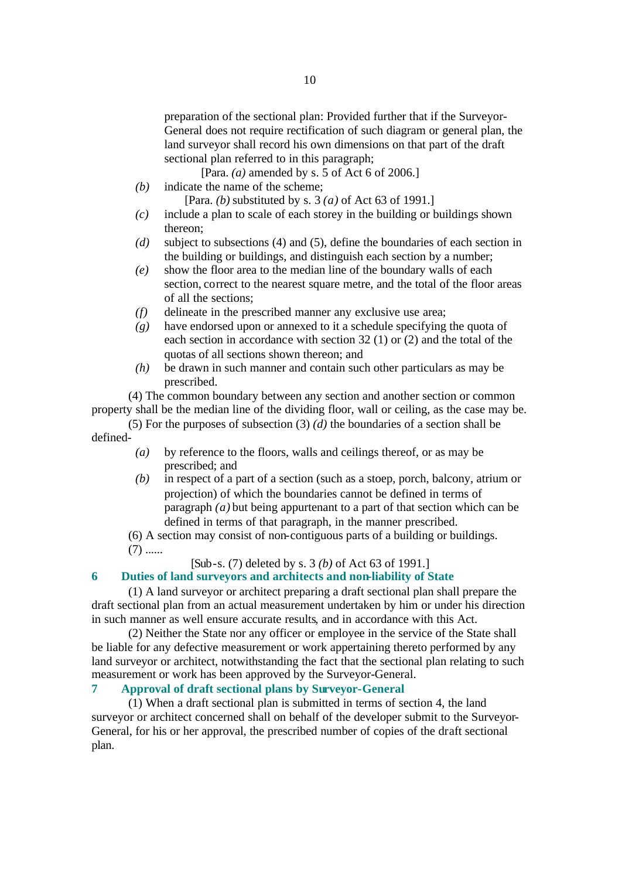preparation of the sectional plan: Provided further that if the Surveyor-General does not require rectification of such diagram or general plan, the land surveyor shall record his own dimensions on that part of the draft sectional plan referred to in this paragraph;

[Para. *(a)* amended by s. 5 of Act 6 of 2006.]

*(b)* indicate the name of the scheme;

[Para. *(b)* substituted by s. 3 *(a)* of Act 63 of 1991.]

*(c)* include a plan to scale of each storey in the building or buildings shown thereon;

*(d)* subject to subsections (4) and (5), define the boundaries of each section in the building or buildings, and distinguish each section by a number;

*(e)* show the floor area to the median line of the boundary walls of each section, correct to the nearest square metre, and the total of the floor areas of all the sections;

*(f)* delineate in the prescribed manner any exclusive use area;

*(g)* have endorsed upon or annexed to it a schedule specifying the quota of each section in accordance with section 32 (1) or (2) and the total of the quotas of all sections shown thereon; and

*(h)* be drawn in such manner and contain such other particulars as may be prescribed.

(4) The common boundary between any section and another section or common property shall be the median line of the dividing floor, wall or ceiling, as the case may be.

(5) For the purposes of subsection (3) *(d)* the boundaries of a section shall be defined-

*(a)* by reference to the floors, walls and ceilings thereof, or as may be prescribed; and

*(b)* in respect of a part of a section (such as a stoep, porch, balcony, atrium or projection) of which the boundaries cannot be defined in terms of paragraph *(a)* but being appurtenant to a part of that section which can be defined in terms of that paragraph, in the manner prescribed.

(6) A section may consist of non-contiguous parts of a building or buildings.

(7) ......

[Sub-s. (7) deleted by s. 3 *(b)* of Act 63 of 1991.]

### 6 Duties of land surveyors and architects and non-liability of State

(1) A land surveyor or architect preparing a draft sectional plan shall prepare the draft sectional plan from an actual measurement undertaken by him or under his direction in such manner as well ensure accurate results, and in accordance with this Act.

(2) Neither the State nor any officer or employee in the service of the State shall be liable for any defective measurement or work appertaining thereto performed by any land surveyor or architect, notwithstanding the fact that the sectional plan relating to such measurement or work has been approved by the Surveyor-General.

### 7 Approval of draft sectional plans by Surveyor-General

(1) When a draft sectional plan is submitted in terms of section 4, the land surveyor or architect concerned shall on behalf of the developer submit to the Surveyor-General, for his or her approval, the prescribed number of copies of the draft sectional plan.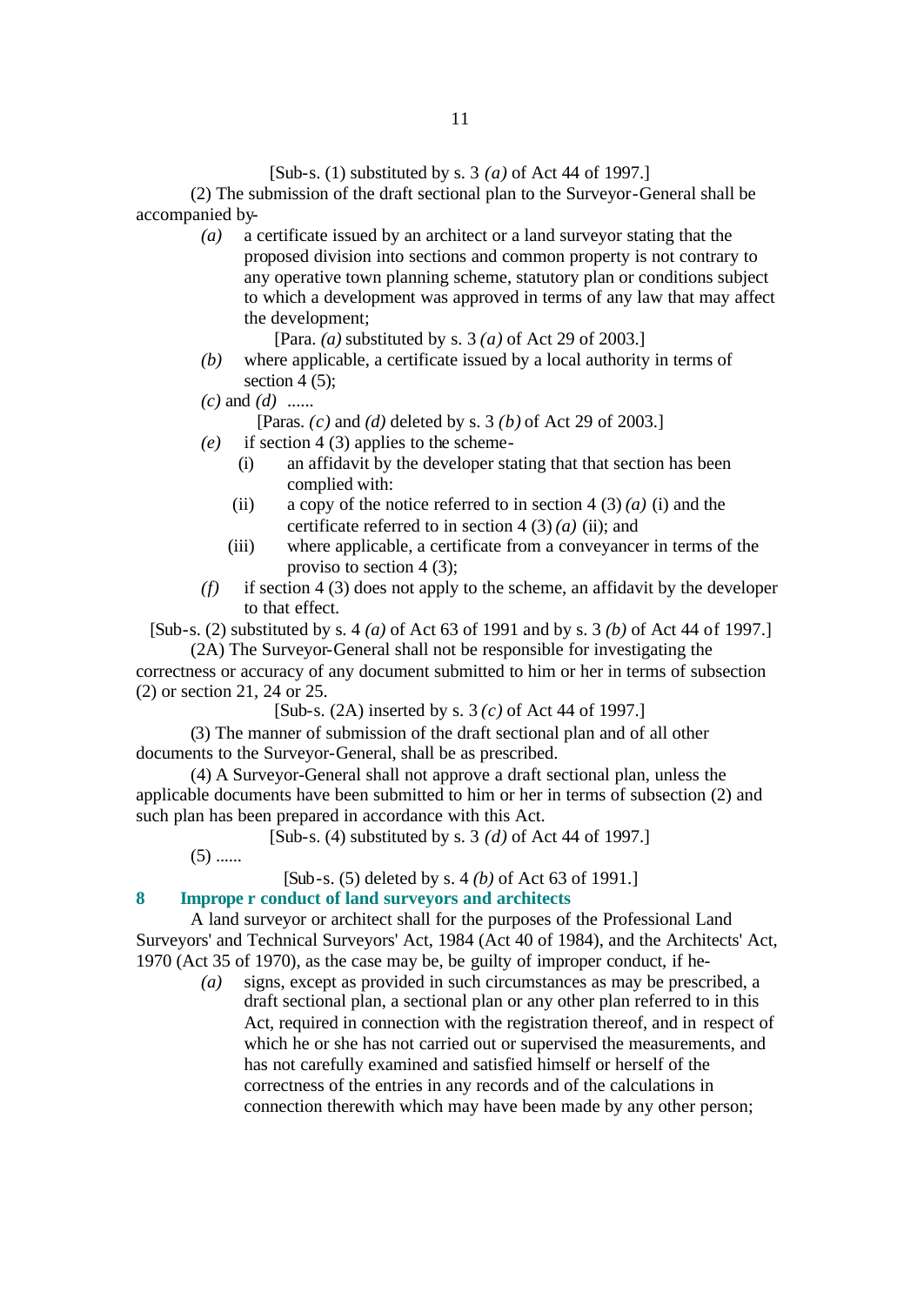[Sub-s. (1) substituted by s. 3 *(a)* of Act 44 of 1997.]

(2) The submission of the draft sectional plan to the Surveyor-General shall be accompanied by-

*(a)* a certificate issued by an architect or a land surveyor stating that the proposed division into sections and common property is not contrary to any operative town planning scheme, statutory plan or conditions subject to which a development was approved in terms of any law that may affect the development;

[Para. *(a)* substituted by s. 3 *(a)* of Act 29 of 2003.]

*(b)* where applicable, a certificate issued by a local authority in terms of section 4 (5);

*(c)* and *(d)* ......

[Paras. *(c)* and *(d)* deleted by s. 3 *(b)* of Act 29 of 2003.]

*(e)* if section 4 (3) applies to the scheme-

(i) an affidavit by the developer stating that that section has been complied with:

(ii) a copy of the notice referred to in section 4 (3) *(a)* (i) and the certificate referred to in section 4 (3) *(a)* (ii); and

(iii) where applicable, a certificate from a conveyancer in terms of the proviso to section 4 (3);

*(f)* if section 4 (3) does not apply to the scheme, an affidavit by the developer to that effect.

[Sub-s. (2) substituted by s. 4 *(a)* of Act 63 of 1991 and by s. 3 *(b)* of Act 44 of 1997.]

(2A) The Surveyor-General shall not be responsible for investigating the correctness or accuracy of any document submitted to him or her in terms of subsection (2) or section 21, 24 or 25.

[Sub-s. (2A) inserted by s. 3 *(c)* of Act 44 of 1997.]

(3) The manner of submission of the draft sectional plan and of all other documents to the Surveyor-General, shall be as prescribed.

(4) A Surveyor-General shall not approve a draft sectional plan, unless the applicable documents have been submitted to him or her in terms of subsection (2) and such plan has been prepared in accordance with this Act.

[Sub-s. (4) substituted by s. 3 *(d)* of Act 44 of 1997.]

(5) ......

[Sub-s. (5) deleted by s. 4 *(b)* of Act 63 of 1991.]

### 8 Improper conduct of land surveyors and architects

A land surveyor or architect shall for the purposes of the Professional Land Surveyors' and Technical Surveyors' Act, 1984 (Act 40 of 1984), and the Architects' Act, 1970 (Act 35 of 1970), as the case may be, be guilty of improper conduct, if he-

*(a)* signs, except as provided in such circumstances as may be prescribed, a draft sectional plan, a sectional plan or any other plan referred to in this Act, required in connection with the registration thereof, and in respect of which he or she has not carried out or supervised the measurements, and has not carefully examined and satisfied himself or herself of the correctness of the entries in any records and of the calculations in connection therewith which may have been made by any other person;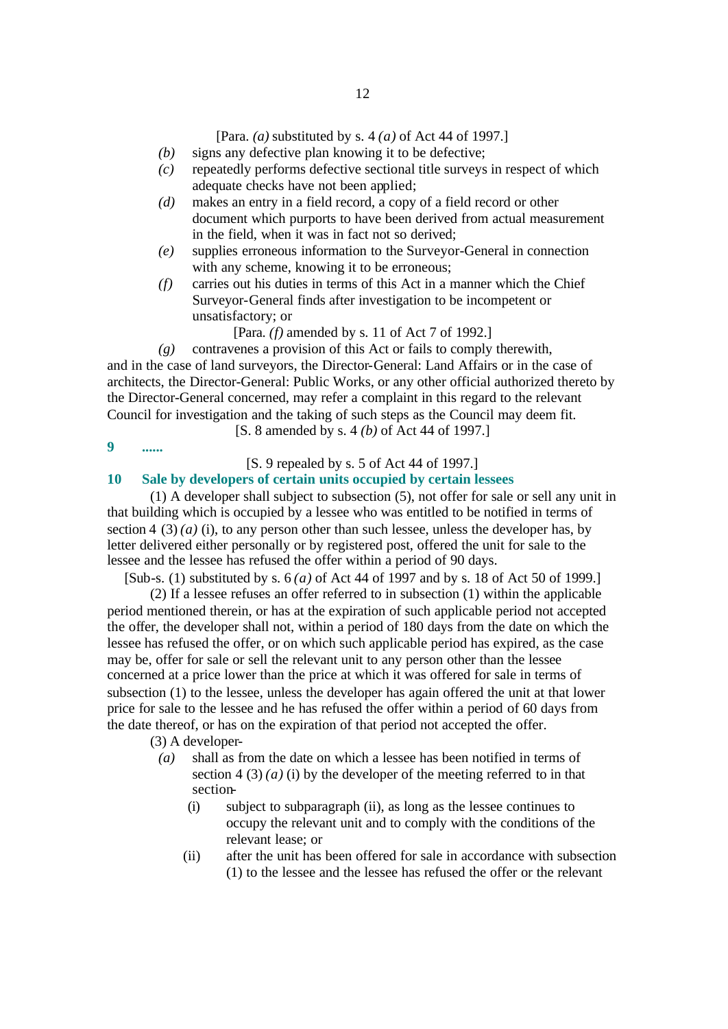[Para. *(a)* substituted by s. 4 *(a)* of Act 44 of 1997.]

*(b)* signs any defective plan knowing it to be defective;

*(c)* repeatedly performs defective sectional title surveys in respect of which adequate checks have not been applied;

*(d)* makes an entry in a field record, a copy of a field record or other document which purports to have been derived from actual measurement in the field, when it was in fact not so derived;

*(e)* supplies erroneous information to the Surveyor-General in connection with any scheme, knowing it to be erroneous;

*(f)* carries out his duties in terms of this Act in a manner which the Chief Surveyor-General finds after investigation to be incompetent or unsatisfactory; or

[Para. *(f)* amended by s. 11 of Act 7 of 1992.]

*(g)* contravenes a provision of this Act or fails to comply therewith,

and in the case of land surveyors, the Director-General: Land Affairs or in the case of architects, the Director-General: Public Works, or any other official authorized thereto by the Director-General concerned, may refer a complaint in this regard to the relevant Council for investigation and the taking of such steps as the Council may deem fit.

[S. 8 amended by s. 4 *(b)* of Act 44 of 1997.]

**9 ......**

[S. 9 repealed by s. 5 of Act 44 of 1997.]

**10 Sale by developers of certain units occupied by certain lessees**

(1) A developer shall subject to subsection (5), not offer for sale or sell any unit in that building which is occupied by a lessee who was entitled to be notified in terms of section 4 (3) *(a)* (i), to any person other than such lessee, unless the developer has, by letter delivered either personally or by registered post, offered the unit for sale to the lessee and the lessee has refused the offer within a period of 90 days.

[Sub-s. (1) substituted by s. 6 *(a)* of Act 44 of 1997 and by s. 18 of Act 50 of 1999.]

(2) If a lessee refuses an offer referred to in subsection (1) within the applicable period mentioned therein, or has at the expiration of such applicable period not accepted the offer, the developer shall not, within a period of 180 days from the date on which the lessee has refused the offer, or on which such applicable period has expired, as the case may be, offer for sale or sell the relevant unit to any person other than the lessee concerned at a price lower than the price at which it was offered for sale in terms of subsection (1) to the lessee, unless the developer has again offered the unit at that lower price for sale to the lessee and he has refused the offer within a period of 60 days from the date thereof, or has on the expiration of that period not accepted the offer.

(3) A developer-

*(a)* shall as from the date on which a lessee has been notified in terms of section 4 (3) *(a)* (i) by the developer of the meeting referred to in that section-

(i) subject to subparagraph (ii), as long as the lessee continues to occupy the relevant unit and to comply with the conditions of the relevant lease; or

(ii) after the unit has been offered for sale in accordance with subsection (1) to the lessee and the lessee has refused the offer or the relevant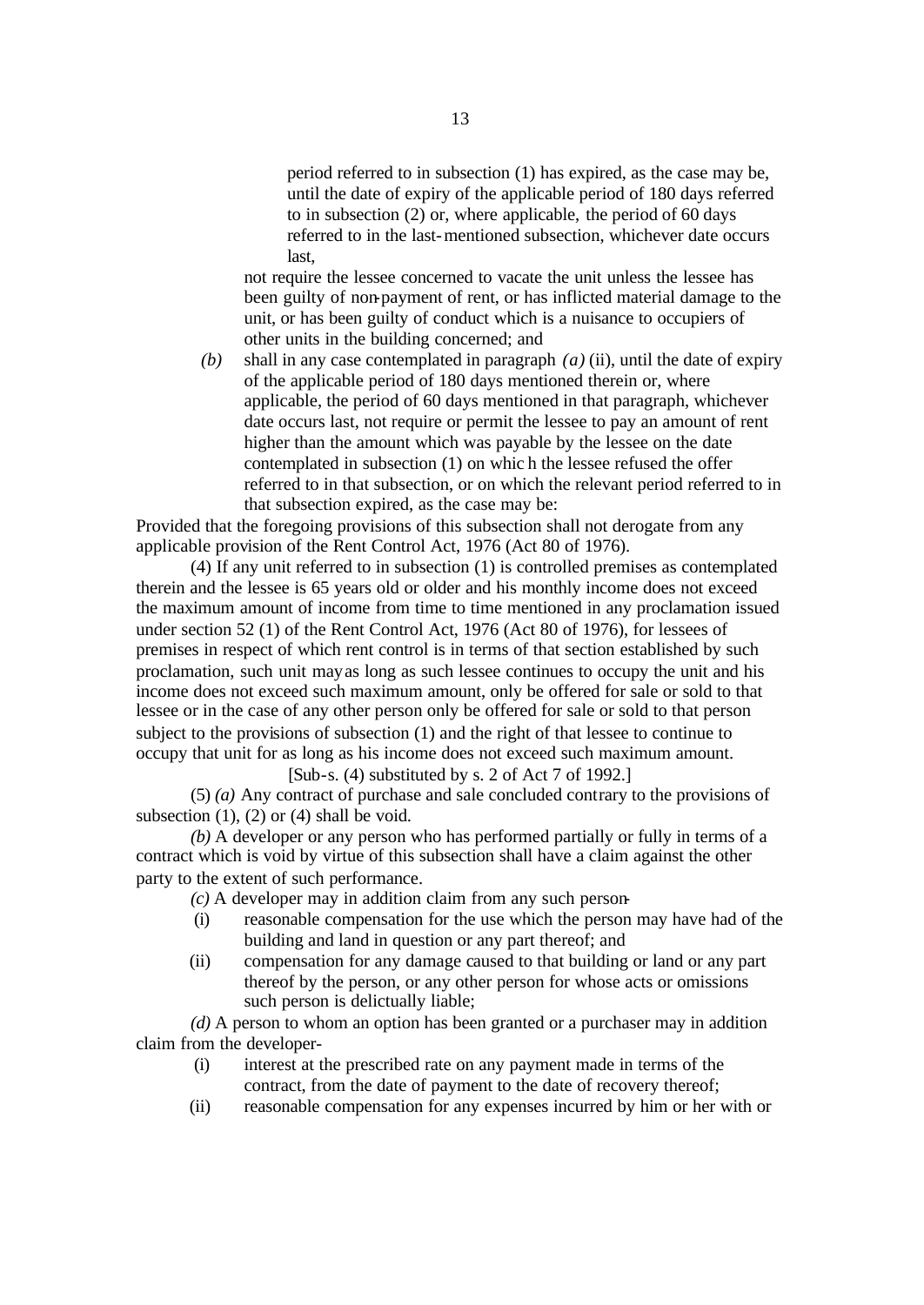period referred to in subsection (1) has expired, as the case may be, until the date of expiry of the applicable period of 180 days referred to in subsection (2) or, where applicable, the period of 60 days referred to in the last-mentioned subsection, whichever date occurs last,

not require the lessee concerned to vacate the unit unless the lessee has been guilty of non-payment of rent, or has inflicted material damage to the unit, or has been guilty of conduct which is a nuisance to occupiers of other units in the building concerned; and

*(b)* shall in any case contemplated in paragraph *(a)* (ii), until the date of expiry of the applicable period of 180 days mentioned therein or, where applicable, the period of 60 days mentioned in that paragraph, whichever date occurs last, not require or permit the lessee to pay an amount of rent higher than the amount which was payable by the lessee on the date contemplated in subsection (1) on which the lessee refused the offer referred to in that subsection, or on which the relevant period referred to in that subsection expired, as the case may be:

Provided that the foregoing provisions of this subsection shall not derogate from any applicable provision of the Rent Control Act, 1976 (Act 80 of 1976).

(4) If any unit referred to in subsection (1) is controlled premises as contemplated therein and the lessee is 65 years old or older and his monthly income does not exceed the maximum amount of income from time to time mentioned in any proclamation issued under section 52 (1) of the Rent Control Act, 1976 (Act 80 of 1976), for lessees of premises in respect of which rent control is in terms of that section established by such proclamation, such unit may as long as such lessee continues to occupy the unit and his income does not exceed such maximum amount, only be offered for sale or sold to that lessee or in the case of any other person only be offered for sale or sold to that person subject to the provisions of subsection (1) and the right of that lessee to continue to occupy that unit for as long as his income does not exceed such maximum amount.

[Sub-s. (4) substituted by s. 2 of Act 7 of 1992.]

(5) *(a)* Any contract of purchase and sale concluded contrary to the provisions of subsection (1), (2) or (4) shall be void.

*(b)* A developer or any person who has performed partially or fully in terms of a contract which is void by virtue of this subsection shall have a claim against the other party to the extent of such performance.

*(c)* A developer may in addition claim from any such person-

(i) reasonable compensation for the use which the person may have had of the building and land in question or any part thereof; and

(ii) compensation for any damage caused to that building or land or any part thereof by the person, or any other person for whose acts or omissions such person is delictually liable;

*(d)* A person to whom an option has been granted or a purchaser may in addition claim from the developer-

(i) interest at the prescribed rate on any payment made in terms of the contract, from the date of payment to the date of recovery thereof;

(ii) reasonable compensation for any expenses incurred by him or her with or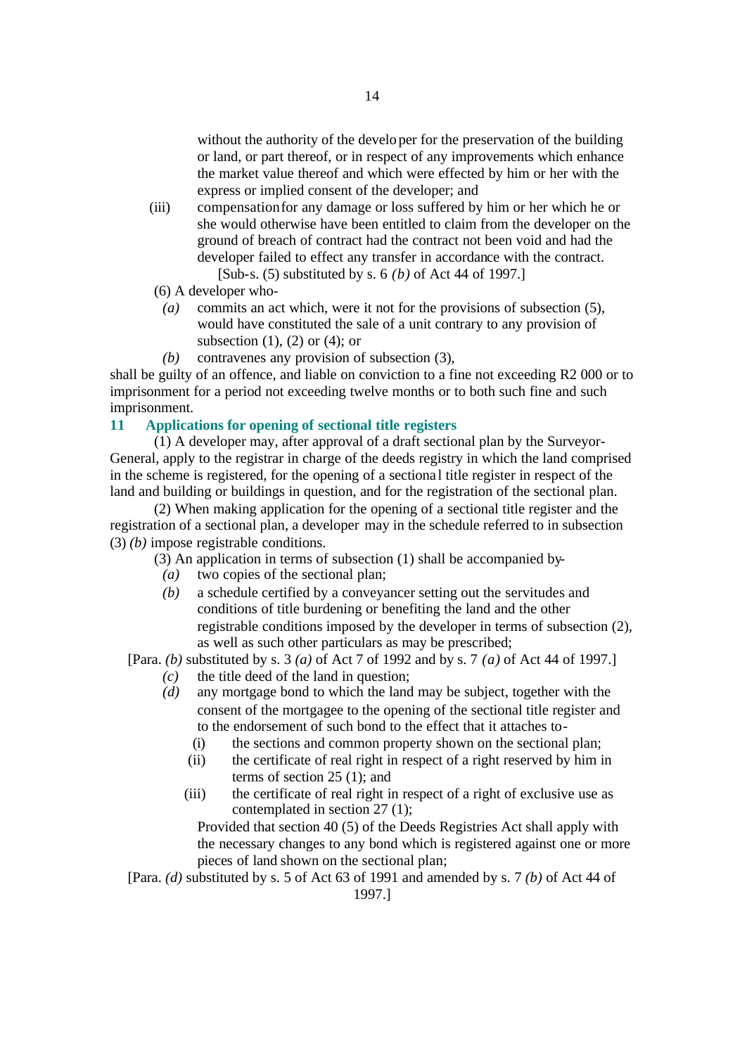without the authority of the developer for the preservation of the building or land, or part thereof, or in respect of any improvements which enhance the market value thereof and which were effected by him or her with the express or implied consent of the developer; and

(iii) compensation for any damage or loss suffered by him or her which he or she would otherwise have been entitled to claim from the developer on the ground of breach of contract had the contract not been void and had the developer failed to effect any transfer in accordance with the contract.

[Sub-s. (5) substituted by s. 6 *(b)* of Act 44 of 1997.]

(6) A developer who-

*(a)* commits an act which, were it not for the provisions of subsection (5), would have constituted the sale of a unit contrary to any provision of subsection (1), (2) or (4); or

*(b)* contravenes any provision of subsection (3),

shall be guilty of an offence, and liable on conviction to a fine not exceeding R2 000 or to imprisonment for a period not exceeding twelve months or to both such fine and such imprisonment.

## 11 Applications for opening of sectional title registers

(1) A developer may, after approval of a draft sectional plan by the Surveyor-General, apply to the registrar in charge of the deeds registry in which the land comprised in the scheme is registered, for the opening of a sectional title register in respect of the land and building or buildings in question, and for the registration of the sectional plan.

(2) When making application for the opening of a sectional title register and the registration of a sectional plan, a developer may in the schedule referred to in subsection (3) *(b)* impose registrable conditions.

(3) An application in terms of subsection (1) shall be accompanied by-

*(a)* two copies of the sectional plan;

*(b)* a schedule certified by a conveyancer setting out the servitudes and conditions of title burdening or benefiting the land and the other registrable conditions imposed by the developer in terms of subsection (2), as well as such other particulars as may be prescribed;

[Para. *(b)* substituted by s. 3 *(a)* of Act 7 of 1992 and by s. 7 *(a)* of Act 44 of 1997.]

*(c)* the title deed of the land in question;

*(d)* any mortgage bond to which the land may be subject, together with the consent of the mortgagee to the opening of the sectional title register and to the endorsement of such bond to the effect that it attaches to-

(i) the sections and common property shown on the sectional plan;

(ii) the certificate of real right in respect of a right reserved by him in terms of section 25 (1); and

(iii) the certificate of real right in respect of a right of exclusive use as contemplated in section 27 (1);

Provided that section 40 (5) of the Deeds Registries Act shall apply with the necessary changes to any bond which is registered against one or more pieces of land shown on the sectional plan;

[Para. *(d)* substituted by s. 5 of Act 63 of 1991 and amended by s. 7 *(b)* of Act 44 of 1997.]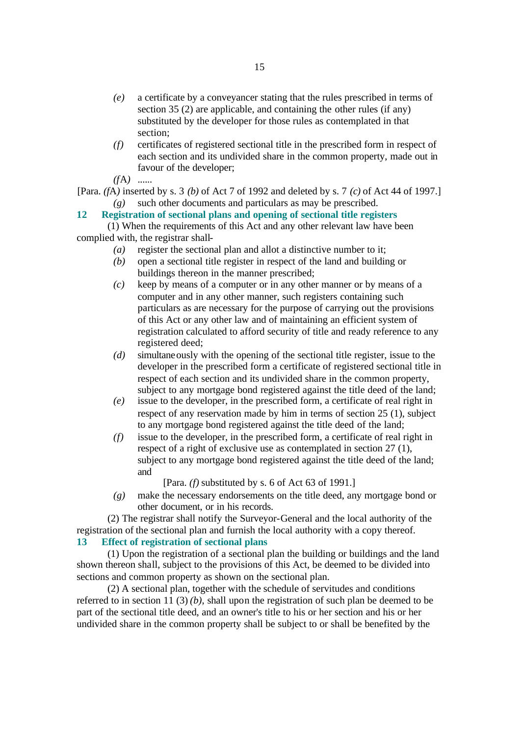*(e)* a certificate by a conveyancer stating that the rules prescribed in terms of section 35 (2) are applicable, and containing the other rules (if any) substituted by the developer for those rules as contemplated in that section;

*(f)* certificates of registered sectional title in the prescribed form in respect of each section and its undivided share in the common property, made out in favour of the developer;

*(f*A*)* ......

[Para. *(f*A*)* inserted by s. 3 *(b)* of Act 7 of 1992 and deleted by s. 7 *(c)* of Act 44 of 1997.]

*(g)* such other documents and particulars as may be prescribed.

### 12 Registration of sectional plans and opening of sectional title registers

(1) When the requirements of this Act and any other relevant law have been complied with, the registrar shall-

*(a)* register the sectional plan and allot a distinctive number to it;

*(b)* open a sectional title register in respect of the land and building or buildings thereon in the manner prescribed;

*(c)* keep by means of a computer or in any other manner or by means of a computer and in any other manner, such registers containing such particulars as are necessary for the purpose of carrying out the provisions of this Act or any other law and of maintaining an efficient system of registration calculated to afford security of title and ready reference to any registered deed;

*(d)* simultaneously with the opening of the sectional title register, issue to the developer in the prescribed form a certificate of registered sectional title in respect of each section and its undivided share in the common property, subject to any mortgage bond registered against the title deed of the land;

*(e)* issue to the developer, in the prescribed form, a certificate of real right in respect of any reservation made by him in terms of section 25 (1), subject to any mortgage bond registered against the title deed of the land;

*(f)* issue to the developer, in the prescribed form, a certificate of real right in respect of a right of exclusive use as contemplated in section 27 (1), subject to any mortgage bond registered against the title deed of the land; and

[Para. *(f)* substituted by s. 6 of Act 63 of 1991.]

*(g)* make the necessary endorsements on the title deed, any mortgage bond or other document, or in his records.

(2) The registrar shall notify the Surveyor-General and the local authority of the registration of the sectional plan and furnish the local authority with a copy thereof.

### 13 Effect of registration of sectional plans

(1) Upon the registration of a sectional plan the building or buildings and the land shown thereon shall, subject to the provisions of this Act, be deemed to be divided into sections and common property as shown on the sectional plan.

(2) A sectional plan, together with the schedule of servitudes and conditions referred to in section 11 (3) *(b)*, shall upon the registration of such plan be deemed to be part of the sectional title deed, and an owner's title to his or her section and his or her undivided share in the common property shall be subject to or shall be benefited by the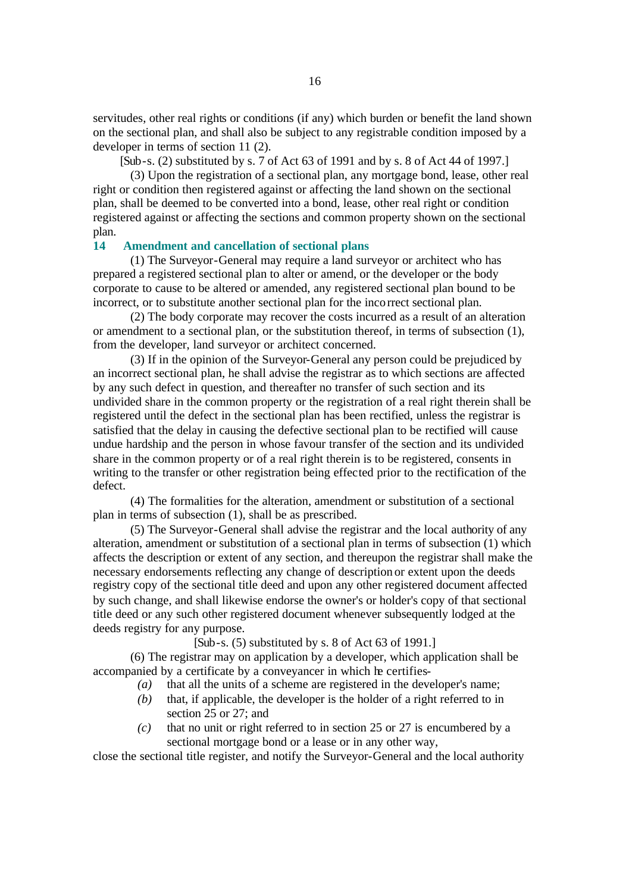servitudes, other real rights or conditions (if any) which burden or benefit the land shown on the sectional plan, and shall also be subject to any registrable condition imposed by a developer in terms of section 11 (2).

[Sub-s. (2) substituted by s. 7 of Act 63 of 1991 and by s. 8 of Act 44 of 1997.]

(3) Upon the registration of a sectional plan, any mortgage bond, lease, other real right or condition then registered against or affecting the land shown on the sectional plan, shall be deemed to be converted into a bond, lease, other real right or condition registered against or affecting the sections and common property shown on the sectional plan.

### 14 Amendment and cancellation of sectional plans

(1) The Surveyor-General may require a land surveyor or architect who has prepared a registered sectional plan to alter or amend, or the developer or the body corporate to cause to be altered or amended, any registered sectional plan bound to be incorrect, or to substitute another sectional plan for the incorrect sectional plan.

(2) The body corporate may recover the costs incurred as a result of an alteration or amendment to a sectional plan, or the substitution thereof, in terms of subsection (1), from the developer, land surveyor or architect concerned.

(3) If in the opinion of the Surveyor-General any person could be prejudiced by an incorrect sectional plan, he shall advise the registrar as to which sections are affected by any such defect in question, and thereafter no transfer of such section and its undivided share in the common property or the registration of a real right therein shall be registered until the defect in the sectional plan has been rectified, unless the registrar is satisfied that the delay in causing the defective sectional plan to be rectified will cause undue hardship and the person in whose favour transfer of the section and its undivided share in the common property or of a real right therein is to be registered, consents in writing to the transfer or other registration being effected prior to the rectification of the defect.

(4) The formalities for the alteration, amendment or substitution of a sectional plan in terms of subsection (1), shall be as prescribed.

(5) The Surveyor-General shall advise the registrar and the local authority of any alteration, amendment or substitution of a sectional plan in terms of subsection (1) which affects the description or extent of any section, and thereupon the registrar shall make the necessary endorsements reflecting any change of description or extent upon the deeds registry copy of the sectional title deed and upon any other registered document affected by such change, and shall likewise endorse the owner's or holder's copy of that sectional title deed or any such other registered document whenever subsequently lodged at the deeds registry for any purpose.

[Sub-s. (5) substituted by s. 8 of Act 63 of 1991.]

(6) The registrar may on application by a developer, which application shall be accompanied by a certificate by a conveyancer in which he certifies-

*(a)* that all the units of a scheme are registered in the developer's name;

*(b)* that, if applicable, the developer is the holder of a right referred to in section 25 or 27; and

*(c)* that no unit or right referred to in section 25 or 27 is encumbered by a sectional mortgage bond or a lease or in any other way,

close the sectional title register, and notify the Surveyor-General and the local authority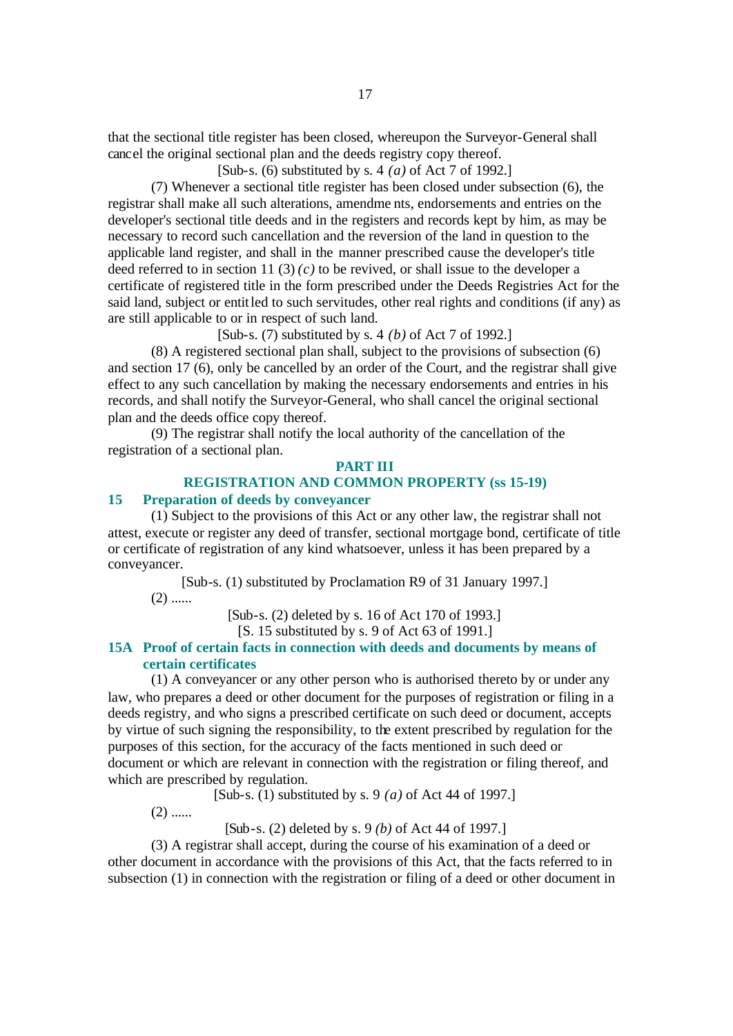that the sectional title register has been closed, whereupon the Surveyor-General shall cancel the original sectional plan and the deeds registry copy thereof.

[Sub-s. (6) substituted by s. 4 *(a)* of Act 7 of 1992.]

(7) Whenever a sectional title register has been closed under subsection (6), the registrar shall make all such alterations, amendments, endorsements and entries on the developer's sectional title deeds and in the registers and records kept by him, as may be necessary to record such cancellation and the reversion of the land in question to the applicable land register, and shall in the manner prescribed cause the developer's title deed referred to in section 11 (3) *(c)* to be revived, or shall issue to the developer a certificate of registered title in the form prescribed under the Deeds Registries Act for the said land, subject or entitled to such servitudes, other real rights and conditions (if any) as are still applicable to or in respect of such land.

[Sub-s. (7) substituted by s. 4 *(b)* of Act 7 of 1992.]

(8) A registered sectional plan shall, subject to the provisions of subsection (6) and section 17 (6), only be cancelled by an order of the Court, and the registrar shall give effect to any such cancellation by making the necessary endorsements and entries in his records, and shall notify the Surveyor-General, who shall cancel the original sectional plan and the deeds office copy thereof.

(9) The registrar shall notify the local authority of the cancellation of the registration of a sectional plan.

## PART III
## REGISTRATION AND COMMON PROPERTY (ss 15-19)

### 15 Preparation of deeds by conveyancer

(1) Subject to the provisions of this Act or any other law, the registrar shall not attest, execute or register any deed of transfer, sectional mortgage bond, certificate of title or certificate of registration of any kind whatsoever, unless it has been prepared by a conveyancer.

[Sub-s. (1) substituted by Proclamation R9 of 31 January 1997.]

(2) ......

[Sub-s. (2) deleted by s. 16 of Act 170 of 1993.]

[S. 15 substituted by s. 9 of Act 63 of 1991.]

### 15A Proof of certain facts in connection with deeds and documents by means of certain certificates

(1) A conveyancer or any other person who is authorised thereto by or under any law, who prepares a deed or other document for the purposes of registration or filing in a deeds registry, and who signs a prescribed certificate on such deed or document, accepts by virtue of such signing the responsibility, to the extent prescribed by regulation for the purposes of this section, for the accuracy of the facts mentioned in such deed or document or which are relevant in connection with the registration or filing thereof, and which are prescribed by regulation.

[Sub-s. (1) substituted by s. 9 *(a)* of Act 44 of 1997.]

(2) ......

[Sub-s. (2) deleted by s. 9 *(b)* of Act 44 of 1997.]

(3) A registrar shall accept, during the course of his examination of a deed or other document in accordance with the provisions of this Act, that the facts referred to in subsection (1) in connection with the registration or filing of a deed or other document in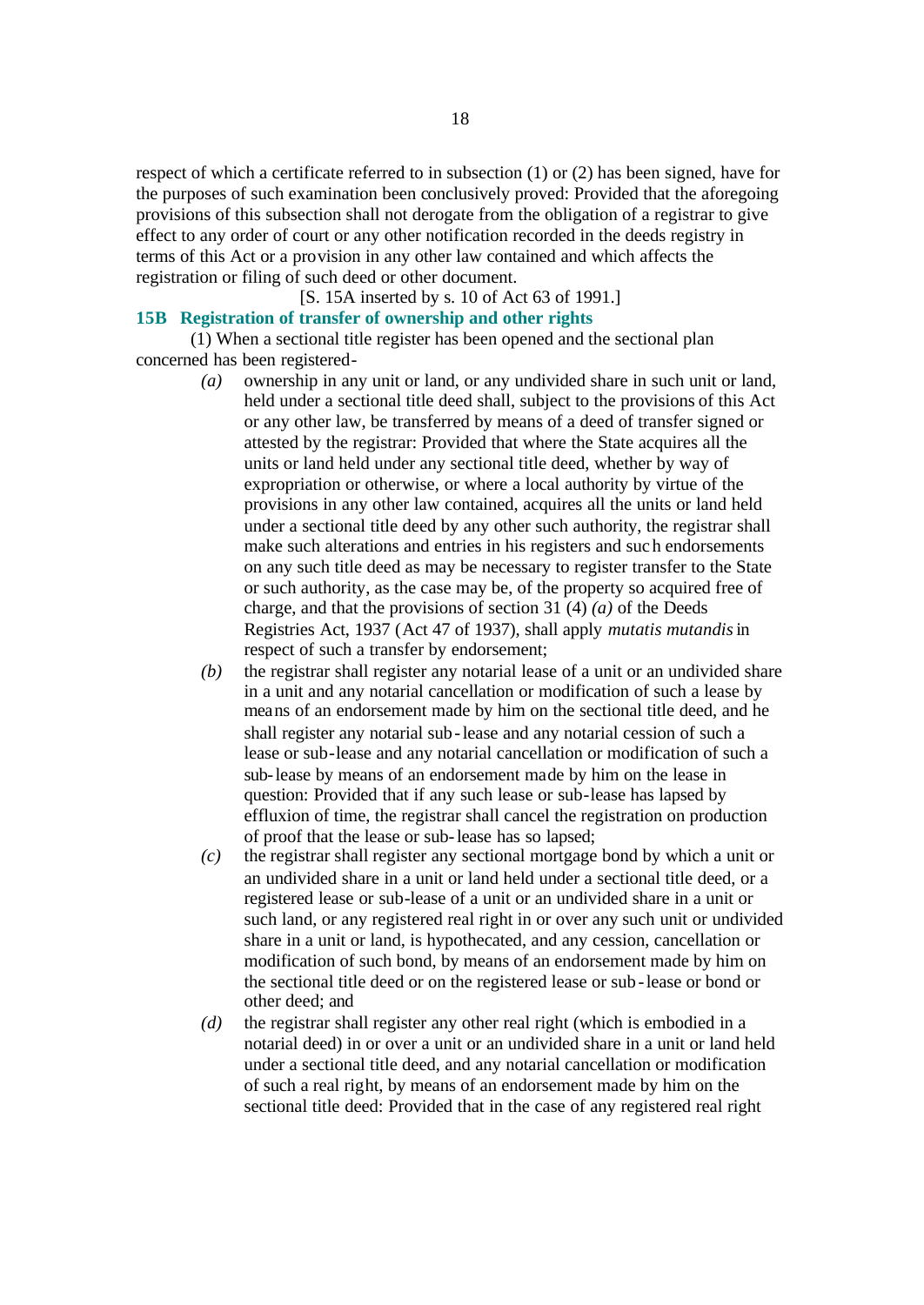respect of which a certificate referred to in subsection (1) or (2) has been signed, have for the purposes of such examination been conclusively proved: Provided that the aforegoing provisions of this subsection shall not derogate from the obligation of a registrar to give effect to any order of court or any other notification recorded in the deeds registry in terms of this Act or a provision in any other law contained and which affects the registration or filing of such deed or other document.

[S. 15A inserted by s. 10 of Act 63 of 1991.]

**15B Registration of transfer of ownership and other rights**

(1) When a sectional title register has been opened and the sectional plan concerned has been registered-

*(a)* ownership in any unit or land, or any undivided share in such unit or land, held under a sectional title deed shall, subject to the provisions of this Act or any other law, be transferred by means of a deed of transfer signed or attested by the registrar: Provided that where the State acquires all the units or land held under any sectional title deed, whether by way of expropriation or otherwise, or where a local authority by virtue of the provisions in any other law contained, acquires all the units or land held under a sectional title deed by any other such authority, the registrar shall make such alterations and entries in his registers and such endorsements on any such title deed as may be necessary to register transfer to the State or such authority, as the case may be, of the property so acquired free of charge, and that the provisions of section 31 (4) *(a)* of the Deeds Registries Act, 1937 (Act 47 of 1937), shall apply *mutatis mutandis* in respect of such a transfer by endorsement;

*(b)* the registrar shall register any notarial lease of a unit or an undivided share in a unit and any notarial cancellation or modification of such a lease by means of an endorsement made by him on the sectional title deed, and he shall register any notarial sub-lease and any notarial cession of such a lease or sub-lease and any notarial cancellation or modification of such a sub-lease by means of an endorsement made by him on the lease in question: Provided that if any such lease or sub-lease has lapsed by effluxion of time, the registrar shall cancel the registration on production of proof that the lease or sub-lease has so lapsed;

*(c)* the registrar shall register any sectional mortgage bond by which a unit or an undivided share in a unit or land held under a sectional title deed, or a registered lease or sub-lease of a unit or an undivided share in a unit or such land, or any registered real right in or over any such unit or undivided share in a unit or land, is hypothecated, and any cession, cancellation or modification of such bond, by means of an endorsement made by him on the sectional title deed or on the registered lease or sub-lease or bond or other deed; and

*(d)* the registrar shall register any other real right (which is embodied in a notarial deed) in or over a unit or an undivided share in a unit or land held under a sectional title deed, and any notarial cancellation or modification of such a real right, by means of an endorsement made by him on the sectional title deed: Provided that in the case of any registered real right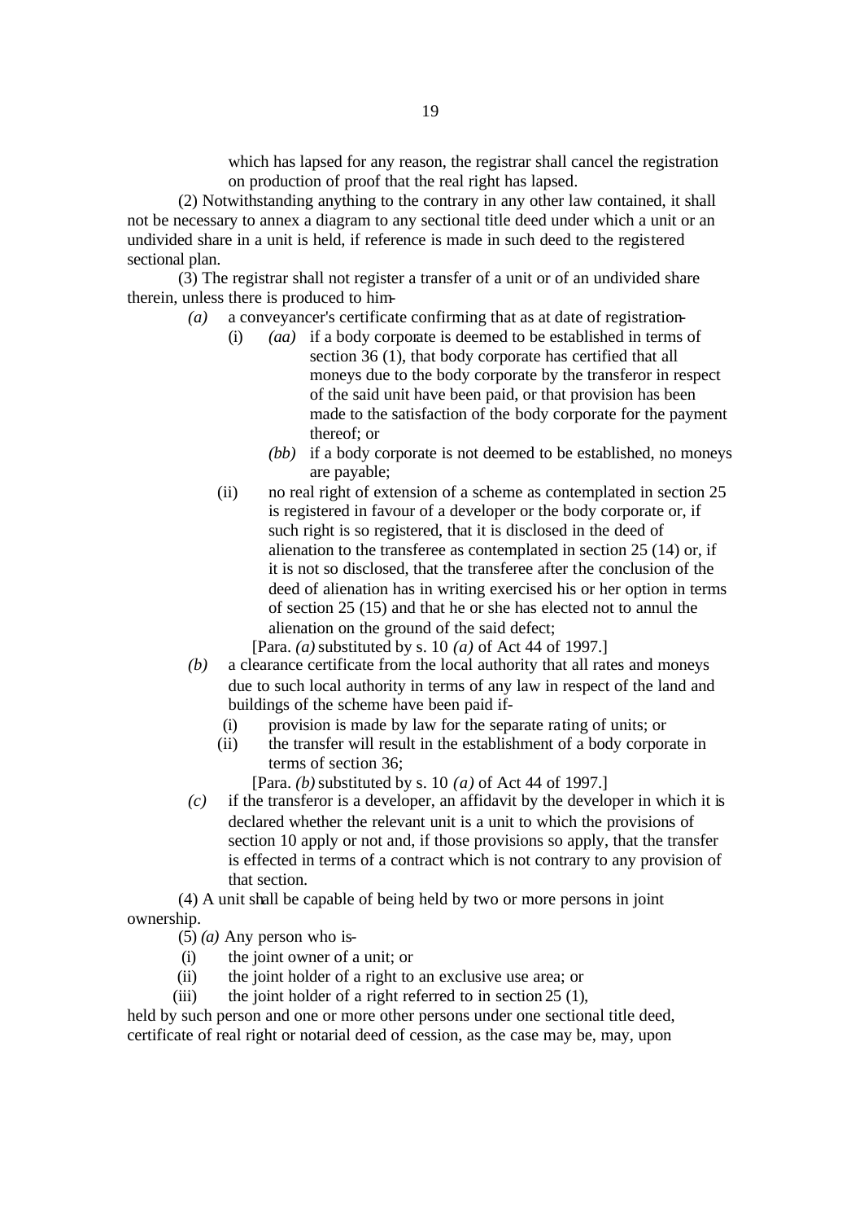which has lapsed for any reason, the registrar shall cancel the registration on production of proof that the real right has lapsed.

(2) Notwithstanding anything to the contrary in any other law contained, it shall not be necessary to annex a diagram to any sectional title deed under which a unit or an undivided share in a unit is held, if reference is made in such deed to the registered sectional plan.

(3) The registrar shall not register a transfer of a unit or of an undivided share therein, unless there is produced to him-

*(a)* a conveyancer's certificate confirming that as at date of registration-

(i) *(aa)* if a body corporate is deemed to be established in terms of section 36 (1), that body corporate has certified that all moneys due to the body corporate by the transferor in respect of the said unit have been paid, or that provision has been made to the satisfaction of the body corporate for the payment thereof; or

*(bb)* if a body corporate is not deemed to be established, no moneys are payable;

(ii) no real right of extension of a scheme as contemplated in section 25 is registered in favour of a developer or the body corporate or, if such right is so registered, that it is disclosed in the deed of alienation to the transferee as contemplated in section 25 (14) or, if it is not so disclosed, that the transferee after the conclusion of the deed of alienation has in writing exercised his or her option in terms of section 25 (15) and that he or she has elected not to annul the alienation on the ground of the said defect;

[Para. *(a)* substituted by s. 10 *(a)* of Act 44 of 1997.]

*(b)* a clearance certificate from the local authority that all rates and moneys due to such local authority in terms of any law in respect of the land and buildings of the scheme have been paid if-

(i) provision is made by law for the separate rating of units; or

(ii) the transfer will result in the establishment of a body corporate in terms of section 36;

[Para. *(b)* substituted by s. 10 *(a)* of Act 44 of 1997.]

*(c)* if the transferor is a developer, an affidavit by the developer in which it is declared whether the relevant unit is a unit to which the provisions of section 10 apply or not and, if those provisions so apply, that the transfer is effected in terms of a contract which is not contrary to any provision of that section.

(4) A unit shall be capable of being held by two or more persons in joint ownership.

(5) *(a)* Any person who is-

(i) the joint owner of a unit; or

(ii) the joint holder of a right to an exclusive use area; or

(iii) the joint holder of a right referred to in section 25 (1),

held by such person and one or more other persons under one sectional title deed, certificate of real right or notarial deed of cession, as the case may be, may, upon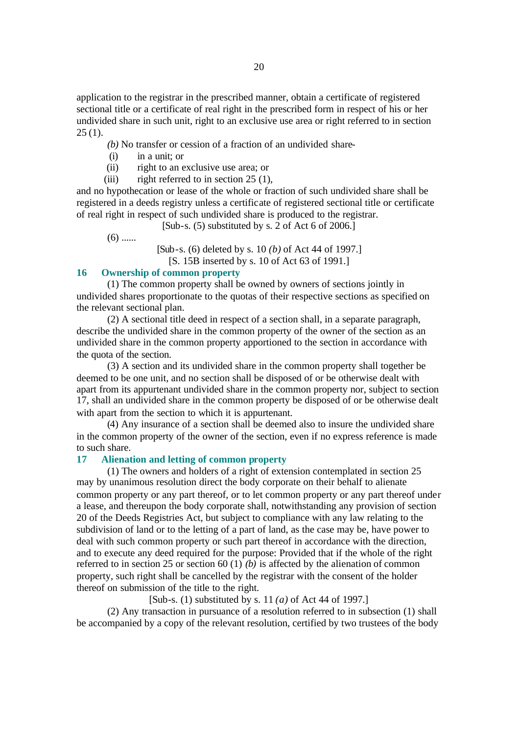application to the registrar in the prescribed manner, obtain a certificate of registered sectional title or a certificate of real right in the prescribed form in respect of his or her undivided share in such unit, right to an exclusive use area or right referred to in section 25 (1).

*(b)* No transfer or cession of a fraction of an undivided share-

(i) in a unit; or

(ii) right to an exclusive use area; or

(iii) right referred to in section 25 (1),

and no hypothecation or lease of the whole or fraction of such undivided share shall be registered in a deeds registry unless a certificate of registered sectional title or certificate of real right in respect of such undivided share is produced to the registrar.

[Sub-s. (5) substituted by s. 2 of Act 6 of 2006.]

(6) ......

[Sub-s. (6) deleted by s. 10 *(b)* of Act 44 of 1997.]

[S. 15B inserted by s. 10 of Act 63 of 1991.]

### 16 Ownership of common property

(1) The common property shall be owned by owners of sections jointly in undivided shares proportionate to the quotas of their respective sections as specified on the relevant sectional plan.

(2) A sectional title deed in respect of a section shall, in a separate paragraph, describe the undivided share in the common property of the owner of the section as an undivided share in the common property apportioned to the section in accordance with the quota of the section.

(3) A section and its undivided share in the common property shall together be deemed to be one unit, and no section shall be disposed of or be otherwise dealt with apart from its appurtenant undivided share in the common property nor, subject to section 17, shall an undivided share in the common property be disposed of or be otherwise dealt with apart from the section to which it is appurtenant.

(4) Any insurance of a section shall be deemed also to insure the undivided share in the common property of the owner of the section, even if no express reference is made to such share.

### 17 Alienation and letting of common property

(1) The owners and holders of a right of extension contemplated in section 25 may by unanimous resolution direct the body corporate on their behalf to alienate common property or any part thereof, or to let common property or any part thereof under a lease, and thereupon the body corporate shall, notwithstanding any provision of section 20 of the Deeds Registries Act, but subject to compliance with any law relating to the subdivision of land or to the letting of a part of land, as the case may be, have power to deal with such common property or such part thereof in accordance with the direction, and to execute any deed required for the purpose: Provided that if the whole of the right referred to in section 25 or section 60 (1) *(b)* is affected by the alienation of common property, such right shall be cancelled by the registrar with the consent of the holder thereof on submission of the title to the right.

[Sub-s. (1) substituted by s. 11 *(a)* of Act 44 of 1997.]

(2) Any transaction in pursuance of a resolution referred to in subsection (1) shall be accompanied by a copy of the relevant resolution, certified by two trustees of the body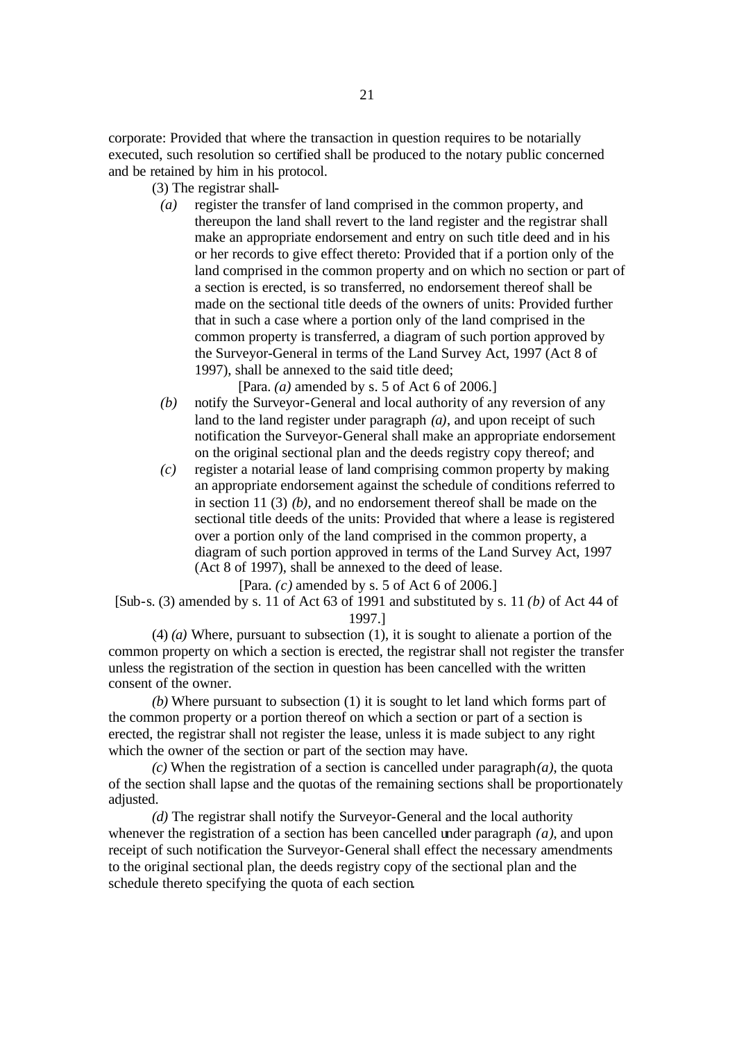corporate: Provided that where the transaction in question requires to be notarially executed, such resolution so certified shall be produced to the notary public concerned and be retained by him in his protocol.

(3) The registrar shall-

*(a)* register the transfer of land comprised in the common property, and thereupon the land shall revert to the land register and the registrar shall make an appropriate endorsement and entry on such title deed and in his or her records to give effect thereto: Provided that if a portion only of the land comprised in the common property and on which no section or part of a section is erected, is so transferred, no endorsement thereof shall be made on the sectional title deeds of the owners of units: Provided further that in such a case where a portion only of the land comprised in the common property is transferred, a diagram of such portion approved by the Surveyor-General in terms of the Land Survey Act, 1997 (Act 8 of 1997), shall be annexed to the said title deed;

[Para. *(a)* amended by s. 5 of Act 6 of 2006.]

*(b)* notify the Surveyor-General and local authority of any reversion of any land to the land register under paragraph *(a)*, and upon receipt of such notification the Surveyor-General shall make an appropriate endorsement on the original sectional plan and the deeds registry copy thereof; and

*(c)* register a notarial lease of land comprising common property by making an appropriate endorsement against the schedule of conditions referred to in section 11 (3) *(b)*, and no endorsement thereof shall be made on the sectional title deeds of the units: Provided that where a lease is registered over a portion only of the land comprised in the common property, a diagram of such portion approved in terms of the Land Survey Act, 1997 (Act 8 of 1997), shall be annexed to the deed of lease.

[Para. *(c)* amended by s. 5 of Act 6 of 2006.]

[Sub-s. (3) amended by s. 11 of Act 63 of 1991 and substituted by s. 11 *(b)* of Act 44 of 1997.]

(4) *(a)* Where, pursuant to subsection (1), it is sought to alienate a portion of the common property on which a section is erected, the registrar shall not register the transfer unless the registration of the section in question has been cancelled with the written consent of the owner.

*(b)* Where pursuant to subsection (1) it is sought to let land which forms part of the common property or a portion thereof on which a section or part of a section is erected, the registrar shall not register the lease, unless it is made subject to any right which the owner of the section or part of the section may have.

*(c)* When the registration of a section is cancelled under paragraph *(a)*, the quota of the section shall lapse and the quotas of the remaining sections shall be proportionately adjusted.

*(d)* The registrar shall notify the Surveyor-General and the local authority whenever the registration of a section has been cancelled under paragraph *(a)*, and upon receipt of such notification the Surveyor-General shall effect the necessary amendments to the original sectional plan, the deeds registry copy of the sectional plan and the schedule thereto specifying the quota of each section.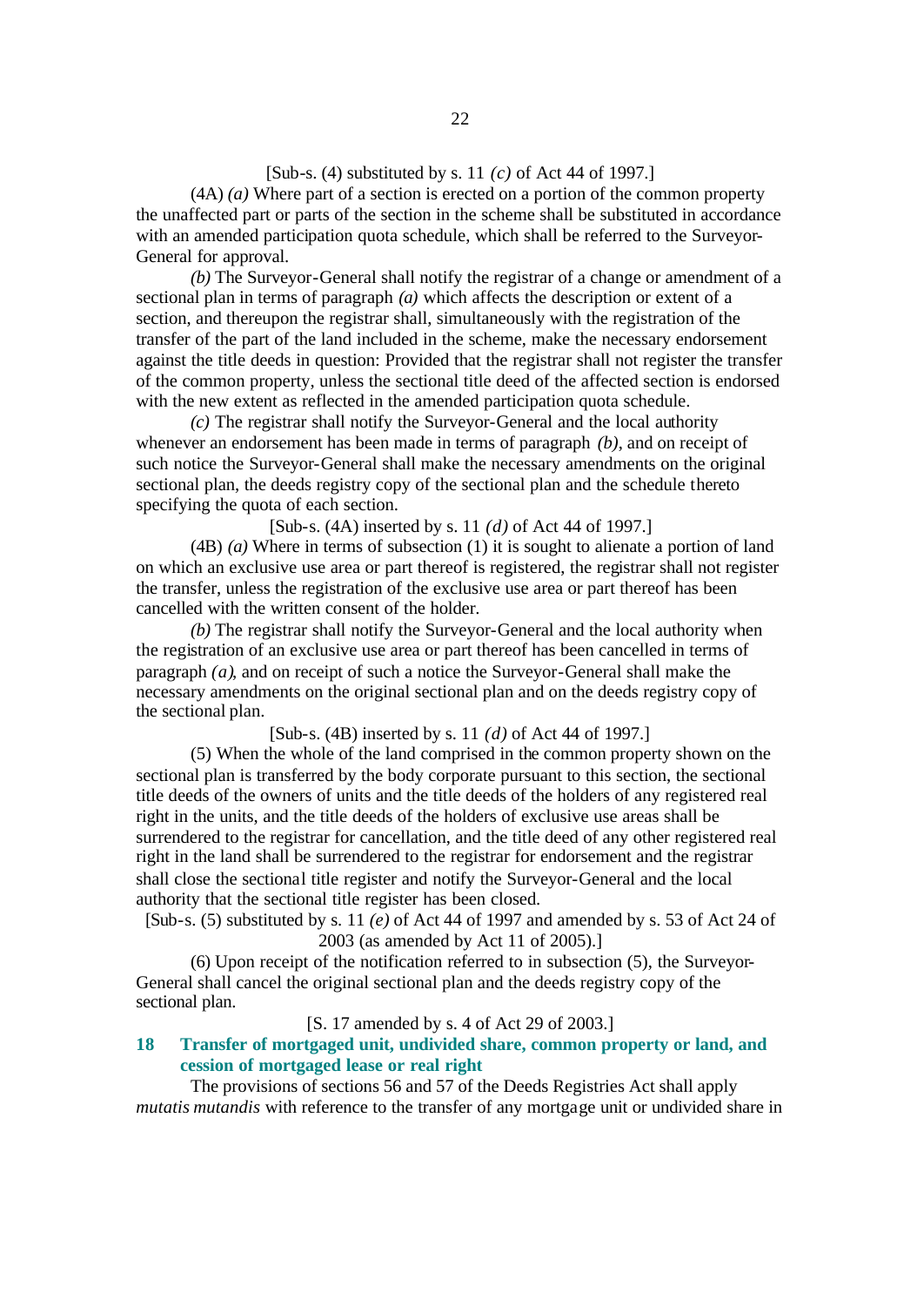[Sub-s. (4) substituted by s. 11 *(c)* of Act 44 of 1997.]

(4A) *(a)* Where part of a section is erected on a portion of the common property the unaffected part or parts of the section in the scheme shall be substituted in accordance with an amended participation quota schedule, which shall be referred to the Surveyor-General for approval.

*(b)* The Surveyor-General shall notify the registrar of a change or amendment of a sectional plan in terms of paragraph *(a)* which affects the description or extent of a section, and thereupon the registrar shall, simultaneously with the registration of the transfer of the part of the land included in the scheme, make the necessary endorsement against the title deeds in question: Provided that the registrar shall not register the transfer of the common property, unless the sectional title deed of the affected section is endorsed with the new extent as reflected in the amended participation quota schedule.

*(c)* The registrar shall notify the Surveyor-General and the local authority whenever an endorsement has been made in terms of paragraph *(b)*, and on receipt of such notice the Surveyor-General shall make the necessary amendments on the original sectional plan, the deeds registry copy of the sectional plan and the schedule thereto specifying the quota of each section.

[Sub-s. (4A) inserted by s. 11 *(d)* of Act 44 of 1997.]

(4B) *(a)* Where in terms of subsection (1) it is sought to alienate a portion of land on which an exclusive use area or part thereof is registered, the registrar shall not register the transfer, unless the registration of the exclusive use area or part thereof has been cancelled with the written consent of the holder.

*(b)* The registrar shall notify the Surveyor-General and the local authority when the registration of an exclusive use area or part thereof has been cancelled in terms of paragraph *(a)*, and on receipt of such a notice the Surveyor-General shall make the necessary amendments on the original sectional plan and on the deeds registry copy of the sectional plan.

[Sub-s. (4B) inserted by s. 11 *(d)* of Act 44 of 1997.]

(5) When the whole of the land comprised in the common property shown on the sectional plan is transferred by the body corporate pursuant to this section, the sectional title deeds of the owners of units and the title deeds of the holders of any registered real right in the units, and the title deeds of the holders of exclusive use areas shall be surrendered to the registrar for cancellation, and the title deed of any other registered real right in the land shall be surrendered to the registrar for endorsement and the registrar shall close the sectional title register and notify the Surveyor-General and the local authority that the sectional title register has been closed.

[Sub-s. (5) substituted by s. 11 *(e)* of Act 44 of 1997 and amended by s. 53 of Act 24 of 2003 (as amended by Act 11 of 2005).]

(6) Upon receipt of the notification referred to in subsection (5), the Surveyor-General shall cancel the original sectional plan and the deeds registry copy of the sectional plan.

[S. 17 amended by s. 4 of Act 29 of 2003.]

### 18 Transfer of mortgaged unit, undivided share, common property or land, and cession of mortgaged lease or real right

The provisions of sections 56 and 57 of the Deeds Registries Act shall apply *mutatis mutandis* with reference to the transfer of any mortgage unit or undivided share in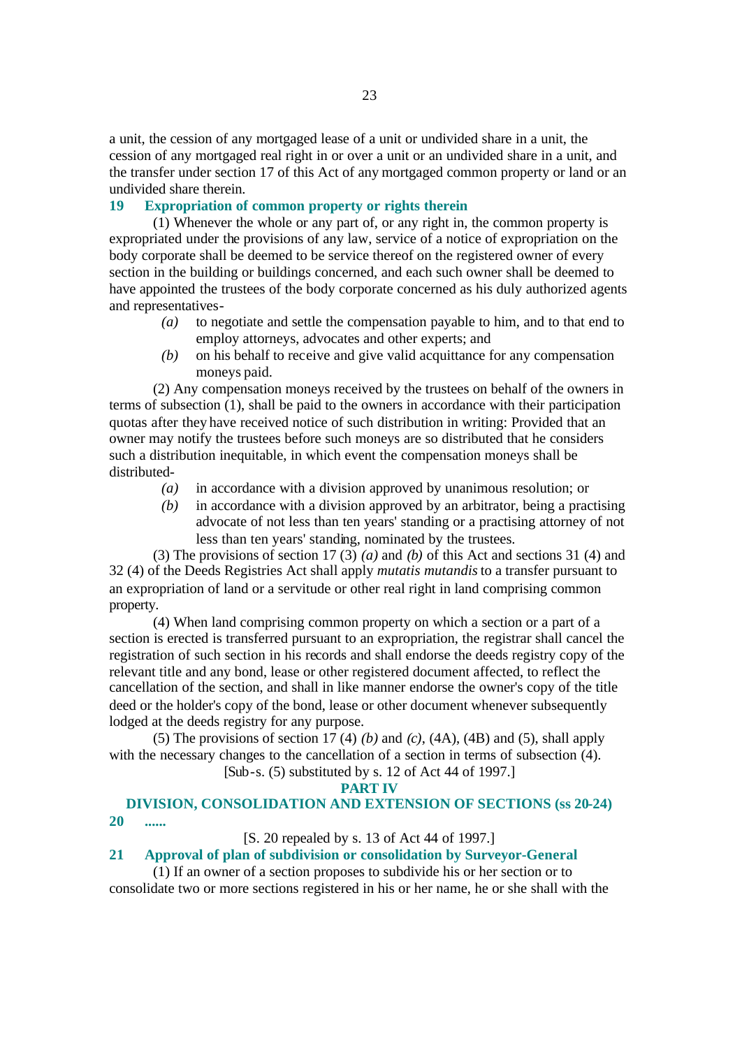a unit, the cession of any mortgaged lease of a unit or undivided share in a unit, the cession of any mortgaged real right in or over a unit or an undivided share in a unit, and the transfer under section 17 of this Act of any mortgaged common property or land or an undivided share therein.

### 19 Expropriation of common property or rights therein

(1) Whenever the whole or any part of, or any right in, the common property is expropriated under the provisions of any law, service of a notice of expropriation on the body corporate shall be deemed to be service thereof on the registered owner of every section in the building or buildings concerned, and each such owner shall be deemed to have appointed the trustees of the body corporate concerned as his duly authorized agents and representatives-

*(a)* to negotiate and settle the compensation payable to him, and to that end to employ attorneys, advocates and other experts; and

*(b)* on his behalf to receive and give valid acquittance for any compensation moneys paid.

(2) Any compensation moneys received by the trustees on behalf of the owners in terms of subsection (1), shall be paid to the owners in accordance with their participation quotas after they have received notice of such distribution in writing: Provided that an owner may notify the trustees before such moneys are so distributed that he considers such a distribution inequitable, in which event the compensation moneys shall be distributed-

*(a)* in accordance with a division approved by unanimous resolution; or

*(b)* in accordance with a division approved by an arbitrator, being a practising advocate of not less than ten years' standing or a practising attorney of not less than ten years' standing, nominated by the trustees.

(3) The provisions of section 17 (3) *(a)* and *(b)* of this Act and sections 31 (4) and 32 (4) of the Deeds Registries Act shall apply *mutatis mutandis* to a transfer pursuant to an expropriation of land or a servitude or other real right in land comprising common property.

(4) When land comprising common property on which a section or a part of a section is erected is transferred pursuant to an expropriation, the registrar shall cancel the registration of such section in his records and shall endorse the deeds registry copy of the relevant title and any bond, lease or other registered document affected, to reflect the cancellation of the section, and shall in like manner endorse the owner's copy of the title deed or the holder's copy of the bond, lease or other document whenever subsequently lodged at the deeds registry for any purpose.

(5) The provisions of section 17 (4) *(b)* and *(c)*, (4A), (4B) and (5), shall apply with the necessary changes to the cancellation of a section in terms of subsection (4).

[Sub-s. (5) substituted by s. 12 of Act 44 of 1997.]

## PART IV

## DIVISION, CONSOLIDATION AND EXTENSION OF SECTIONS (ss 20-24)

### 20 ......

[S. 20 repealed by s. 13 of Act 44 of 1997.]

### 21 Approval of plan of subdivision or consolidation by Surveyor-General

(1) If an owner of a section proposes to subdivide his or her section or to consolidate two or more sections registered in his or her name, he or she shall with the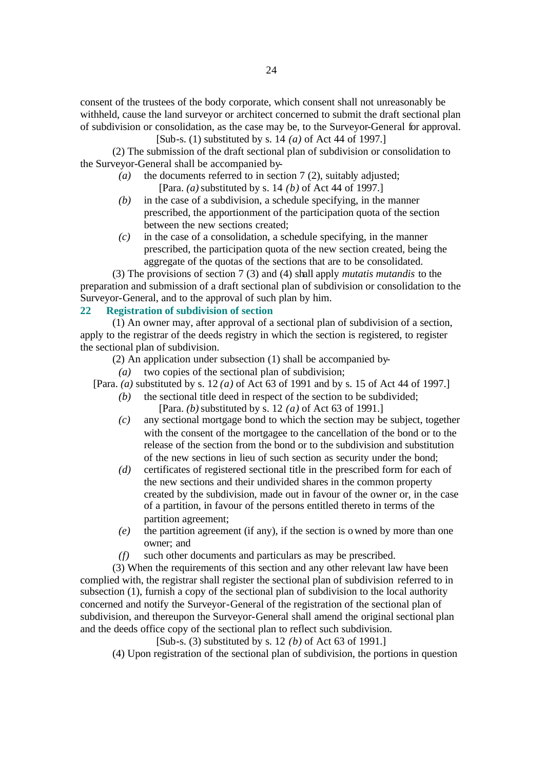consent of the trustees of the body corporate, which consent shall not unreasonably be withheld, cause the land surveyor or architect concerned to submit the draft sectional plan of subdivision or consolidation, as the case may be, to the Surveyor-General for approval.

[Sub-s. (1) substituted by s. 14 *(a)* of Act 44 of 1997.]

(2) The submission of the draft sectional plan of subdivision or consolidation to the Surveyor-General shall be accompanied by-

*(a)* the documents referred to in section 7 (2), suitably adjusted;

[Para. *(a)* substituted by s. 14 *(b)* of Act 44 of 1997.]

*(b)* in the case of a subdivision, a schedule specifying, in the manner prescribed, the apportionment of the participation quota of the section between the new sections created;

*(c)* in the case of a consolidation, a schedule specifying, in the manner prescribed, the participation quota of the new section created, being the aggregate of the quotas of the sections that are to be consolidated.

(3) The provisions of section 7 (3) and (4) shall apply *mutatis mutandis* to the preparation and submission of a draft sectional plan of subdivision or consolidation to the Surveyor-General, and to the approval of such plan by him.

## 22 Registration of subdivision of section

(1) An owner may, after approval of a sectional plan of subdivision of a section, apply to the registrar of the deeds registry in which the section is registered, to register the sectional plan of subdivision.

(2) An application under subsection (1) shall be accompanied by-

*(a)* two copies of the sectional plan of subdivision;

[Para. *(a)* substituted by s. 12 *(a)* of Act 63 of 1991 and by s. 15 of Act 44 of 1997.]

*(b)* the sectional title deed in respect of the section to be subdivided;

[Para. *(b)* substituted by s. 12 *(a)* of Act 63 of 1991.]

*(c)* any sectional mortgage bond to which the section may be subject, together with the consent of the mortgagee to the cancellation of the bond or to the release of the section from the bond or to the subdivision and substitution of the new sections in lieu of such section as security under the bond;

*(d)* certificates of registered sectional title in the prescribed form for each of the new sections and their undivided shares in the common property created by the subdivision, made out in favour of the owner or, in the case of a partition, in favour of the persons entitled thereto in terms of the partition agreement;

*(e)* the partition agreement (if any), if the section is owned by more than one owner; and

*(f)* such other documents and particulars as may be prescribed.

(3) When the requirements of this section and any other relevant law have been complied with, the registrar shall register the sectional plan of subdivision referred to in subsection (1), furnish a copy of the sectional plan of subdivision to the local authority concerned and notify the Surveyor-General of the registration of the sectional plan of subdivision, and thereupon the Surveyor-General shall amend the original sectional plan and the deeds office copy of the sectional plan to reflect such subdivision.

[Sub-s. (3) substituted by s. 12 *(b)* of Act 63 of 1991.]

(4) Upon registration of the sectional plan of subdivision, the portions in question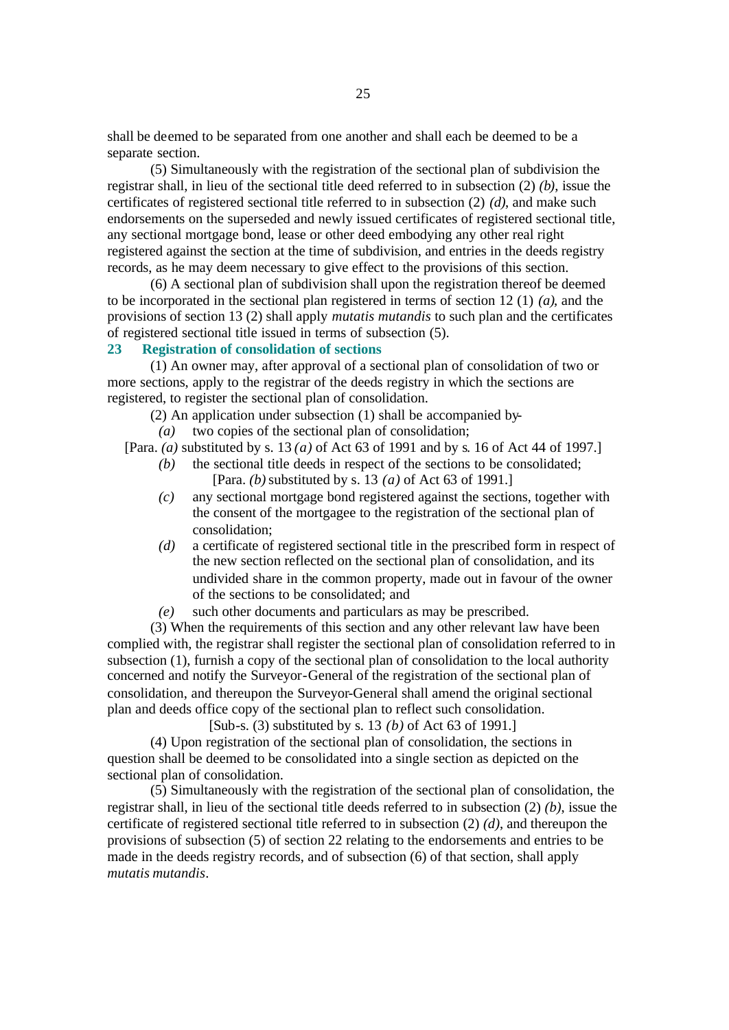shall be deemed to be separated from one another and shall each be deemed to be a separate section.

(5) Simultaneously with the registration of the sectional plan of subdivision the registrar shall, in lieu of the sectional title deed referred to in subsection (2) *(b)*, issue the certificates of registered sectional title referred to in subsection (2) *(d)*, and make such endorsements on the superseded and newly issued certificates of registered sectional title, any sectional mortgage bond, lease or other deed embodying any other real right registered against the section at the time of subdivision, and entries in the deeds registry records, as he may deem necessary to give effect to the provisions of this section.

(6) A sectional plan of subdivision shall upon the registration thereof be deemed to be incorporated in the sectional plan registered in terms of section 12 (1) *(a)*, and the provisions of section 13 (2) shall apply *mutatis mutandis* to such plan and the certificates of registered sectional title issued in terms of subsection (5).

**23 Registration of consolidation of sections**

(1) An owner may, after approval of a sectional plan of consolidation of two or more sections, apply to the registrar of the deeds registry in which the sections are registered, to register the sectional plan of consolidation.

(2) An application under subsection (1) shall be accompanied by-

*(a)* two copies of the sectional plan of consolidation;

[Para. *(a)* substituted by s. 13 *(a)* of Act 63 of 1991 and by s. 16 of Act 44 of 1997.]

*(b)* the sectional title deeds in respect of the sections to be consolidated;

[Para. *(b)* substituted by s. 13 *(a)* of Act 63 of 1991.]

*(c)* any sectional mortgage bond registered against the sections, together with the consent of the mortgagee to the registration of the sectional plan of consolidation;

*(d)* a certificate of registered sectional title in the prescribed form in respect of the new section reflected on the sectional plan of consolidation, and its undivided share in the common property, made out in favour of the owner of the sections to be consolidated; and

*(e)* such other documents and particulars as may be prescribed.

(3) When the requirements of this section and any other relevant law have been complied with, the registrar shall register the sectional plan of consolidation referred to in subsection (1), furnish a copy of the sectional plan of consolidation to the local authority concerned and notify the Surveyor-General of the registration of the sectional plan of consolidation, and thereupon the Surveyor-General shall amend the original sectional plan and deeds office copy of the sectional plan to reflect such consolidation.

[Sub-s. (3) substituted by s. 13 *(b)* of Act 63 of 1991.]

(4) Upon registration of the sectional plan of consolidation, the sections in question shall be deemed to be consolidated into a single section as depicted on the sectional plan of consolidation.

(5) Simultaneously with the registration of the sectional plan of consolidation, the registrar shall, in lieu of the sectional title deeds referred to in subsection (2) *(b)*, issue the certificate of registered sectional title referred to in subsection (2) *(d)*, and thereupon the provisions of subsection (5) of section 22 relating to the endorsements and entries to be made in the deeds registry records, and of subsection (6) of that section, shall apply *mutatis mutandis*.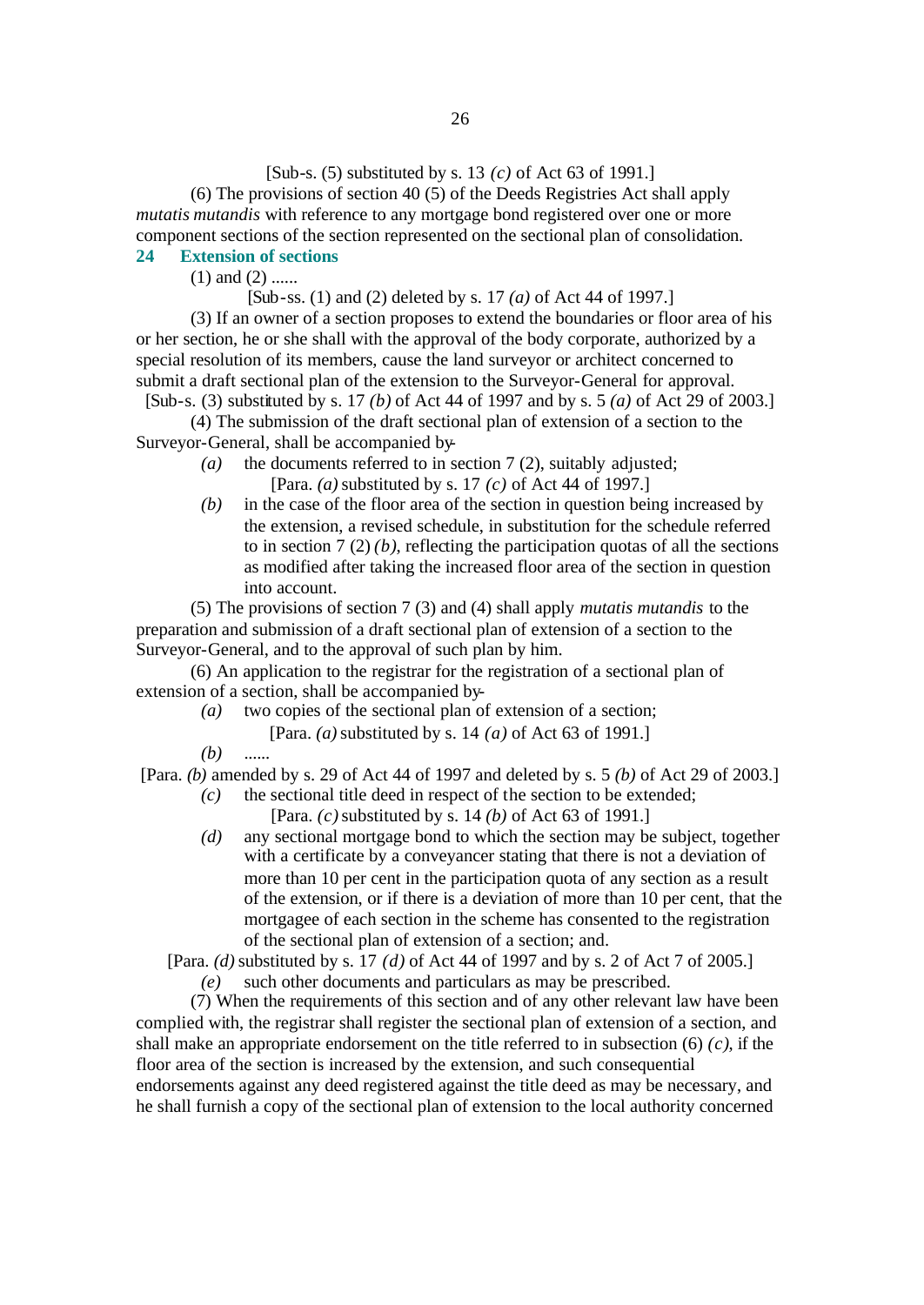[Sub-s. (5) substituted by s. 13 *(c)* of Act 63 of 1991.]

(6) The provisions of section 40 (5) of the Deeds Registries Act shall apply *mutatis mutandis* with reference to any mortgage bond registered over one or more component sections of the section represented on the sectional plan of consolidation.

## 24 Extension of sections

(1) and (2) ......

[Sub-ss. (1) and (2) deleted by s. 17 *(a)* of Act 44 of 1997.]

(3) If an owner of a section proposes to extend the boundaries or floor area of his or her section, he or she shall with the approval of the body corporate, authorized by a special resolution of its members, cause the land surveyor or architect concerned to submit a draft sectional plan of the extension to the Surveyor-General for approval.

[Sub-s. (3) substituted by s. 17 *(b)* of Act 44 of 1997 and by s. 5 *(a)* of Act 29 of 2003.]

(4) The submission of the draft sectional plan of extension of a section to the Surveyor-General, shall be accompanied by-

*(a)* the documents referred to in section 7 (2), suitably adjusted;

[Para. *(a)* substituted by s. 17 *(c)* of Act 44 of 1997.]

*(b)* in the case of the floor area of the section in question being increased by the extension, a revised schedule, in substitution for the schedule referred to in section 7 (2) *(b)*, reflecting the participation quotas of all the sections as modified after taking the increased floor area of the section in question into account.

(5) The provisions of section 7 (3) and (4) shall apply *mutatis mutandis* to the preparation and submission of a draft sectional plan of extension of a section to the Surveyor-General, and to the approval of such plan by him.

(6) An application to the registrar for the registration of a sectional plan of extension of a section, shall be accompanied by-

*(a)* two copies of the sectional plan of extension of a section;

[Para. *(a)* substituted by s. 14 *(a)* of Act 63 of 1991.]

*(b)* ......

[Para. *(b)* amended by s. 29 of Act 44 of 1997 and deleted by s. 5 *(b)* of Act 29 of 2003.]

*(c)* the sectional title deed in respect of the section to be extended;

[Para. *(c)* substituted by s. 14 *(b)* of Act 63 of 1991.]

*(d)* any sectional mortgage bond to which the section may be subject, together with a certificate by a conveyancer stating that there is not a deviation of more than 10 per cent in the participation quota of any section as a result of the extension, or if there is a deviation of more than 10 per cent, that the mortgagee of each section in the scheme has consented to the registration of the sectional plan of extension of a section; and.

[Para. *(d)* substituted by s. 17 *(d)* of Act 44 of 1997 and by s. 2 of Act 7 of 2005.]

*(e)* such other documents and particulars as may be prescribed.

(7) When the requirements of this section and of any other relevant law have been complied with, the registrar shall register the sectional plan of extension of a section, and shall make an appropriate endorsement on the title referred to in subsection (6) *(c)*, if the floor area of the section is increased by the extension, and such consequential endorsements against any deed registered against the title deed as may be necessary, and he shall furnish a copy of the sectional plan of extension to the local authority concerned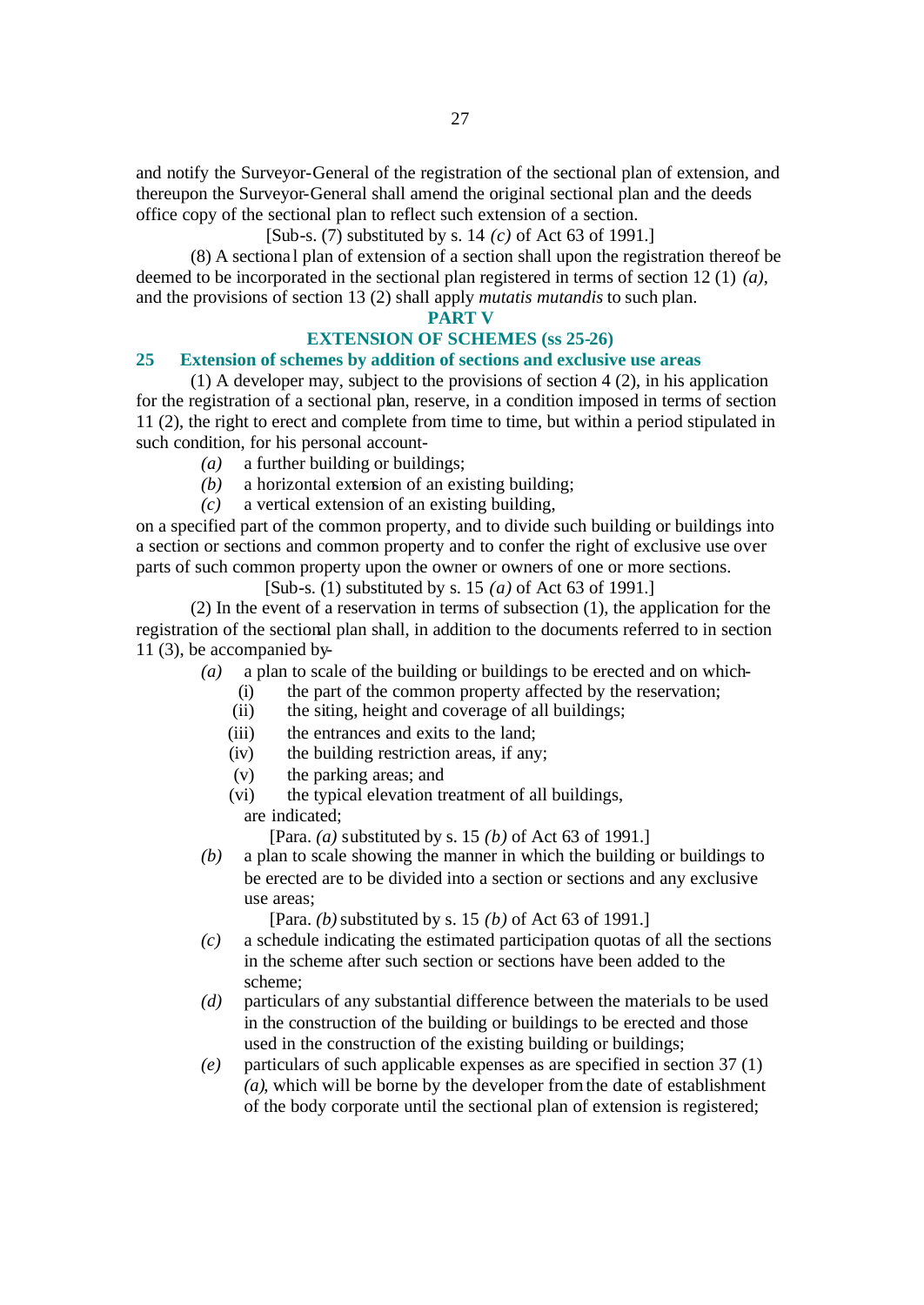and notify the Surveyor-General of the registration of the sectional plan of extension, and thereupon the Surveyor-General shall amend the original sectional plan and the deeds office copy of the sectional plan to reflect such extension of a section.

[Sub-s. (7) substituted by s. 14 *(c)* of Act 63 of 1991.]

(8) A sectional plan of extension of a section shall upon the registration thereof be deemed to be incorporated in the sectional plan registered in terms of section 12 (1) *(a)*, and the provisions of section 13 (2) shall apply *mutatis mutandis* to such plan.

## PART V

## EXTENSION OF SCHEMES (ss 25-26)

### 25 Extension of schemes by addition of sections and exclusive use areas

(1) A developer may, subject to the provisions of section 4 (2), in his application for the registration of a sectional plan, reserve, in a condition imposed in terms of section 11 (2), the right to erect and complete from time to time, but within a period stipulated in such condition, for his personal account-

*(a)* a further building or buildings;

*(b)* a horizontal extension of an existing building;

*(c)* a vertical extension of an existing building,

on a specified part of the common property, and to divide such building or buildings into a section or sections and common property and to confer the right of exclusive use over parts of such common property upon the owner or owners of one or more sections.

[Sub-s. (1) substituted by s. 15 *(a)* of Act 63 of 1991.]

(2) In the event of a reservation in terms of subsection (1), the application for the registration of the sectional plan shall, in addition to the documents referred to in section 11 (3), be accompanied by-

*(a)* a plan to scale of the building or buildings to be erected and on which-

(i) the part of the common property affected by the reservation;

(ii) the siting, height and coverage of all buildings;

(iii) the entrances and exits to the land;

(iv) the building restriction areas, if any;

(v) the parking areas; and

(vi) the typical elevation treatment of all buildings,

are indicated;

[Para. *(a)* substituted by s. 15 *(b)* of Act 63 of 1991.]

*(b)* a plan to scale showing the manner in which the building or buildings to be erected are to be divided into a section or sections and any exclusive use areas;

[Para. *(b)* substituted by s. 15 *(b)* of Act 63 of 1991.]

*(c)* a schedule indicating the estimated participation quotas of all the sections in the scheme after such section or sections have been added to the scheme;

*(d)* particulars of any substantial difference between the materials to be used in the construction of the building or buildings to be erected and those used in the construction of the existing building or buildings;

*(e)* particulars of such applicable expenses as are specified in section 37 (1) *(a)*, which will be borne by the developer from the date of establishment of the body corporate until the sectional plan of extension is registered;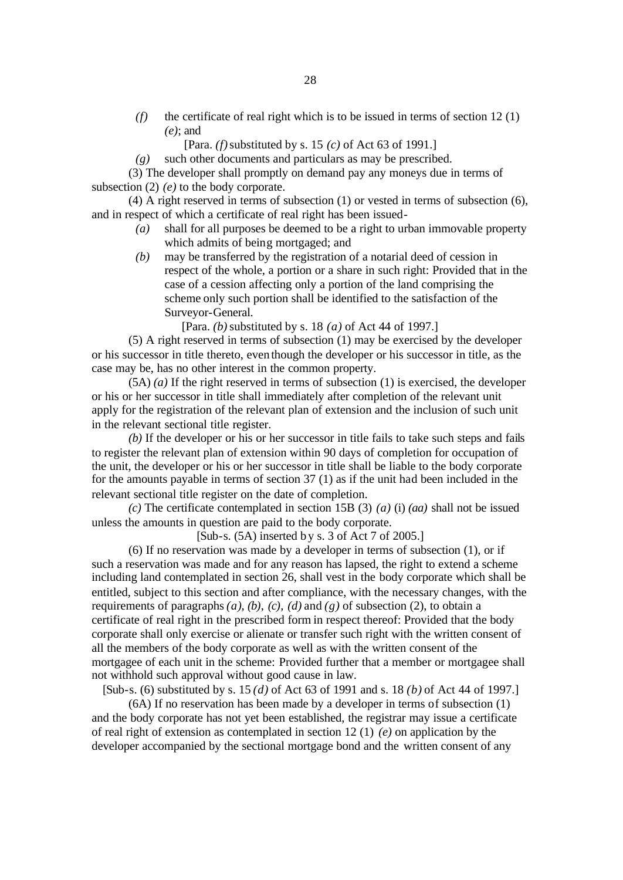*(f)* the certificate of real right which is to be issued in terms of section 12 (1) *(e)*; and

[Para. *(f)* substituted by s. 15 *(c)* of Act 63 of 1991.]

*(g)* such other documents and particulars as may be prescribed.

(3) The developer shall promptly on demand pay any moneys due in terms of subsection (2) *(e)* to the body corporate.

(4) A right reserved in terms of subsection (1) or vested in terms of subsection (6), and in respect of which a certificate of real right has been issued-

*(a)* shall for all purposes be deemed to be a right to urban immovable property which admits of being mortgaged; and

*(b)* may be transferred by the registration of a notarial deed of cession in respect of the whole, a portion or a share in such right: Provided that in the case of a cession affecting only a portion of the land comprising the scheme only such portion shall be identified to the satisfaction of the Surveyor-General.

[Para. *(b)* substituted by s. 18 *(a)* of Act 44 of 1997.]

(5) A right reserved in terms of subsection (1) may be exercised by the developer or his successor in title thereto, even though the developer or his successor in title, as the case may be, has no other interest in the common property.

(5A) *(a)* If the right reserved in terms of subsection (1) is exercised, the developer or his or her successor in title shall immediately after completion of the relevant unit apply for the registration of the relevant plan of extension and the inclusion of such unit in the relevant sectional title register.

*(b)* If the developer or his or her successor in title fails to take such steps and fails to register the relevant plan of extension within 90 days of completion for occupation of the unit, the developer or his or her successor in title shall be liable to the body corporate for the amounts payable in terms of section 37 (1) as if the unit had been included in the relevant sectional title register on the date of completion.

*(c)* The certificate contemplated in section 15B (3) *(a)* (i) *(aa)* shall not be issued unless the amounts in question are paid to the body corporate.

[Sub-s. (5A) inserted by s. 3 of Act 7 of 2005.]

(6) If no reservation was made by a developer in terms of subsection (1), or if such a reservation was made and for any reason has lapsed, the right to extend a scheme including land contemplated in section 26, shall vest in the body corporate which shall be entitled, subject to this section and after compliance, with the necessary changes, with the requirements of paragraphs *(a)*, *(b)*, *(c)*, *(d)* and *(g)* of subsection (2), to obtain a certificate of real right in the prescribed form in respect thereof: Provided that the body corporate shall only exercise or alienate or transfer such right with the written consent of all the members of the body corporate as well as with the written consent of the mortgagee of each unit in the scheme: Provided further that a member or mortgagee shall not withhold such approval without good cause in law.

[Sub-s. (6) substituted by s. 15 *(d)* of Act 63 of 1991 and s. 18 *(b)* of Act 44 of 1997.]

(6A) If no reservation has been made by a developer in terms of subsection (1) and the body corporate has not yet been established, the registrar may issue a certificate of real right of extension as contemplated in section 12 (1) *(e)* on application by the developer accompanied by the sectional mortgage bond and the written consent of any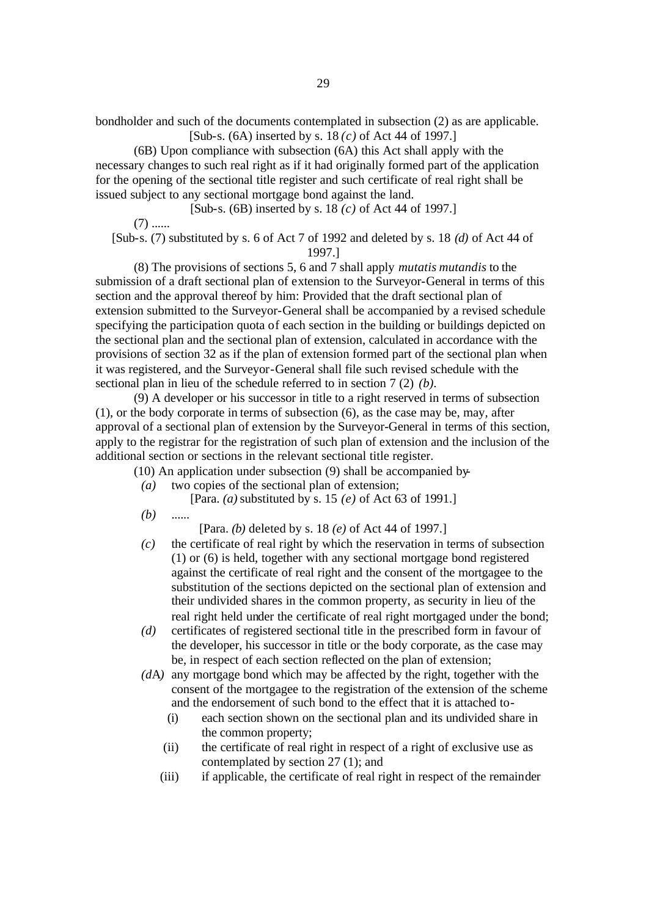bondholder and such of the documents contemplated in subsection (2) as are applicable.

[Sub-s. (6A) inserted by s. 18 *(c)* of Act 44 of 1997.]

(6B) Upon compliance with subsection (6A) this Act shall apply with the necessary changes to such real right as if it had originally formed part of the application for the opening of the sectional title register and such certificate of real right shall be issued subject to any sectional mortgage bond against the land.

[Sub-s. (6B) inserted by s. 18 *(c)* of Act 44 of 1997.]

(7) ......

[Sub-s. (7) substituted by s. 6 of Act 7 of 1992 and deleted by s. 18 *(d)* of Act 44 of 1997.]

(8) The provisions of sections 5, 6 and 7 shall apply *mutatis mutandis* to the submission of a draft sectional plan of extension to the Surveyor-General in terms of this section and the approval thereof by him: Provided that the draft sectional plan of extension submitted to the Surveyor-General shall be accompanied by a revised schedule specifying the participation quota of each section in the building or buildings depicted on the sectional plan and the sectional plan of extension, calculated in accordance with the provisions of section 32 as if the plan of extension formed part of the sectional plan when it was registered, and the Surveyor-General shall file such revised schedule with the sectional plan in lieu of the schedule referred to in section 7 (2) *(b)*.

(9) A developer or his successor in title to a right reserved in terms of subsection (1), or the body corporate in terms of subsection (6), as the case may be, may, after approval of a sectional plan of extension by the Surveyor-General in terms of this section, apply to the registrar for the registration of such plan of extension and the inclusion of the additional section or sections in the relevant sectional title register.

(10) An application under subsection (9) shall be accompanied by-

*(a)* two copies of the sectional plan of extension;

[Para. *(a)* substituted by s. 15 *(e)* of Act 63 of 1991.]

*(b)* ......

[Para. *(b)* deleted by s. 18 *(e)* of Act 44 of 1997.]

*(c)* the certificate of real right by which the reservation in terms of subsection (1) or (6) is held, together with any sectional mortgage bond registered against the certificate of real right and the consent of the mortgagee to the substitution of the sections depicted on the sectional plan of extension and their undivided shares in the common property, as security in lieu of the real right held under the certificate of real right mortgaged under the bond;

*(d)* certificates of registered sectional title in the prescribed form in favour of the developer, his successor in title or the body corporate, as the case may be, in respect of each section reflected on the plan of extension;

*(d*A*)* any mortgage bond which may be affected by the right, together with the consent of the mortgagee to the registration of the extension of the scheme and the endorsement of such bond to the effect that it is attached to-

(i) each section shown on the sectional plan and its undivided share in the common property;

(ii) the certificate of real right in respect of a right of exclusive use as contemplated by section 27 (1); and

(iii) if applicable, the certificate of real right in respect of the remainder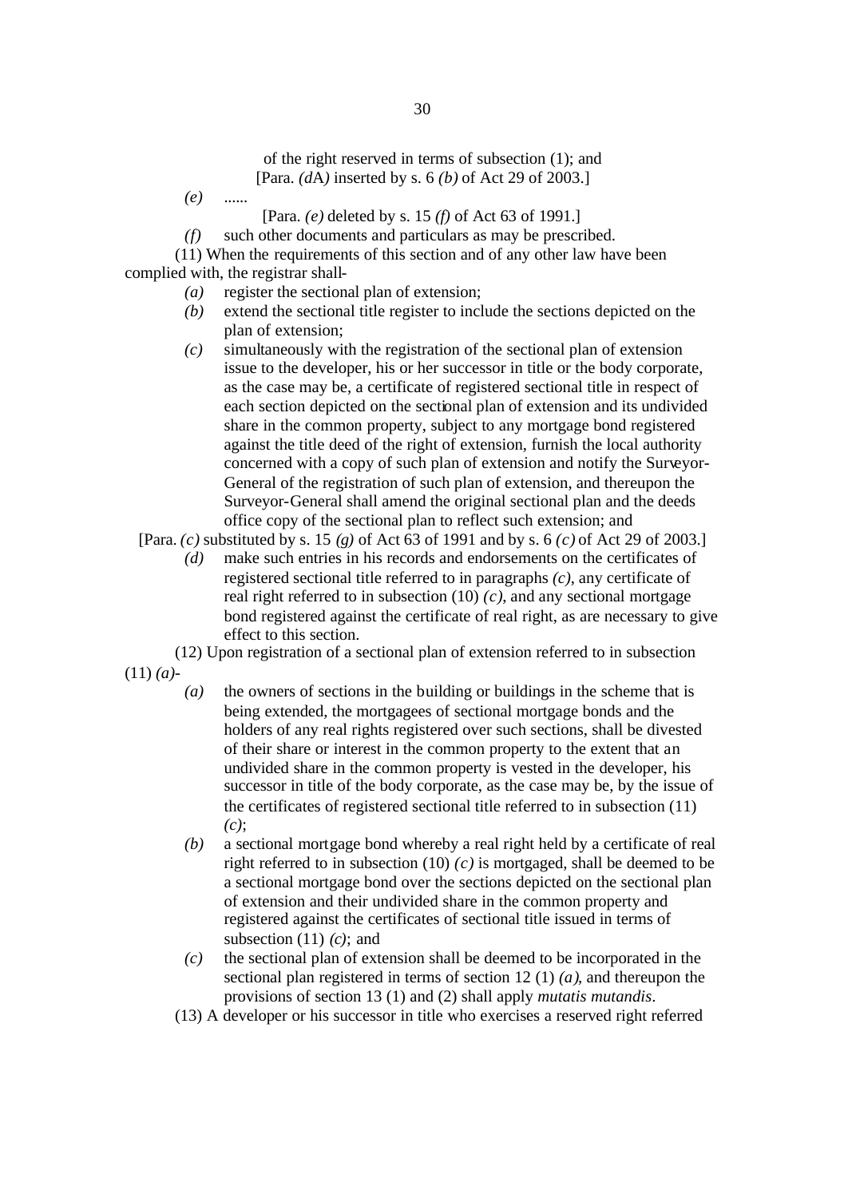of the right reserved in terms of subsection (1); and

[Para. *(d*A*)* inserted by s. 6 *(b)* of Act 29 of 2003.]

*(e)* ......

[Para. *(e)* deleted by s. 15 *(f)* of Act 63 of 1991.]

*(f)* such other documents and particulars as may be prescribed.

(11) When the requirements of this section and of any other law have been complied with, the registrar shall-

*(a)* register the sectional plan of extension;

*(b)* extend the sectional title register to include the sections depicted on the plan of extension;

*(c)* simultaneously with the registration of the sectional plan of extension issue to the developer, his or her successor in title or the body corporate, as the case may be, a certificate of registered sectional title in respect of each section depicted on the sectional plan of extension and its undivided share in the common property, subject to any mortgage bond registered against the title deed of the right of extension, furnish the local authority concerned with a copy of such plan of extension and notify the Surveyor-General of the registration of such plan of extension, and thereupon the Surveyor-General shall amend the original sectional plan and the deeds office copy of the sectional plan to reflect such extension; and

[Para. *(c)* substituted by s. 15 *(g)* of Act 63 of 1991 and by s. 6 *(c)* of Act 29 of 2003.]

*(d)* make such entries in his records and endorsements on the certificates of registered sectional title referred to in paragraphs *(c)*, any certificate of real right referred to in subsection (10) *(c)*, and any sectional mortgage bond registered against the certificate of real right, as are necessary to give effect to this section.

(12) Upon registration of a sectional plan of extension referred to in subsection (11) *(a)*-

*(a)* the owners of sections in the building or buildings in the scheme that is being extended, the mortgagees of sectional mortgage bonds and the holders of any real rights registered over such sections, shall be divested of their share or interest in the common property to the extent that an undivided share in the common property is vested in the developer, his successor in title of the body corporate, as the case may be, by the issue of the certificates of registered sectional title referred to in subsection (11) *(c)*;

*(b)* a sectional mortgage bond whereby a real right held by a certificate of real right referred to in subsection (10) *(c)* is mortgaged, shall be deemed to be a sectional mortgage bond over the sections depicted on the sectional plan of extension and their undivided share in the common property and registered against the certificates of sectional title issued in terms of subsection (11) *(c)*; and

*(c)* the sectional plan of extension shall be deemed to be incorporated in the sectional plan registered in terms of section 12 (1) *(a)*, and thereupon the provisions of section 13 (1) and (2) shall apply *mutatis mutandis*.

(13) A developer or his successor in title who exercises a reserved right referred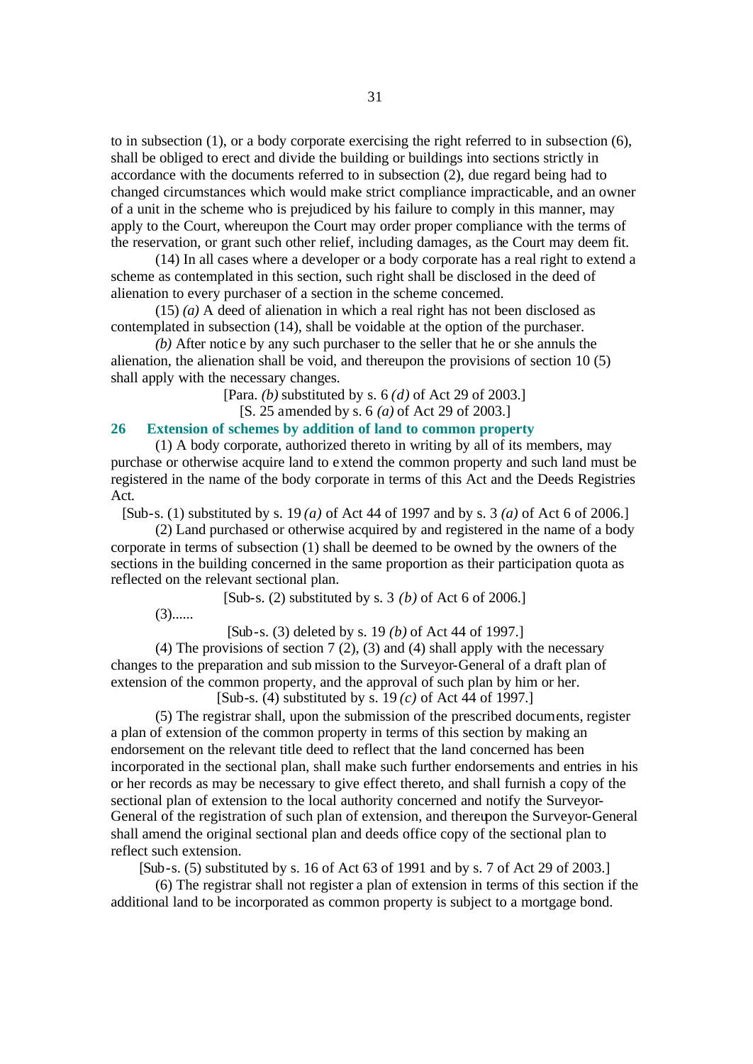to in subsection (1), or a body corporate exercising the right referred to in subsection (6), shall be obliged to erect and divide the building or buildings into sections strictly in accordance with the documents referred to in subsection (2), due regard being had to changed circumstances which would make strict compliance impracticable, and an owner of a unit in the scheme who is prejudiced by his failure to comply in this manner, may apply to the Court, whereupon the Court may order proper compliance with the terms of the reservation, or grant such other relief, including damages, as the Court may deem fit.

(14) In all cases where a developer or a body corporate has a real right to extend a scheme as contemplated in this section, such right shall be disclosed in the deed of alienation to every purchaser of a section in the scheme concerned.

(15) *(a)* A deed of alienation in which a real right has not been disclosed as contemplated in subsection (14), shall be voidable at the option of the purchaser.

*(b)* After notice by any such purchaser to the seller that he or she annuls the alienation, the alienation shall be void, and thereupon the provisions of section 10 (5) shall apply with the necessary changes.

[Para. *(b)* substituted by s. 6 *(d)* of Act 29 of 2003.]

[S. 25 amended by s. 6 *(a)* of Act 29 of 2003.]

## 26 Extension of schemes by addition of land to common property

(1) A body corporate, authorized thereto in writing by all of its members, may purchase or otherwise acquire land to extend the common property and such land must be registered in the name of the body corporate in terms of this Act and the Deeds Registries Act.

[Sub-s. (1) substituted by s. 19 *(a)* of Act 44 of 1997 and by s. 3 *(a)* of Act 6 of 2006.]

(2) Land purchased or otherwise acquired by and registered in the name of a body corporate in terms of subsection (1) shall be deemed to be owned by the owners of the sections in the building concerned in the same proportion as their participation quota as reflected on the relevant sectional plan.

[Sub-s. (2) substituted by s. 3 *(b)* of Act 6 of 2006.]

(3)......

[Sub-s. (3) deleted by s. 19 *(b)* of Act 44 of 1997.]

(4) The provisions of section 7 (2), (3) and (4) shall apply with the necessary changes to the preparation and submission to the Surveyor-General of a draft plan of extension of the common property, and the approval of such plan by him or her.

[Sub-s. (4) substituted by s. 19 *(c)* of Act 44 of 1997.]

(5) The registrar shall, upon the submission of the prescribed documents, register a plan of extension of the common property in terms of this section by making an endorsement on the relevant title deed to reflect that the land concerned has been incorporated in the sectional plan, shall make such further endorsements and entries in his or her records as may be necessary to give effect thereto, and shall furnish a copy of the sectional plan of extension to the local authority concerned and notify the Surveyor-General of the registration of such plan of extension, and thereupon the Surveyor-General shall amend the original sectional plan and deeds office copy of the sectional plan to reflect such extension.

[Sub-s. (5) substituted by s. 16 of Act 63 of 1991 and by s. 7 of Act 29 of 2003.]

(6) The registrar shall not register a plan of extension in terms of this section if the additional land to be incorporated as common property is subject to a mortgage bond.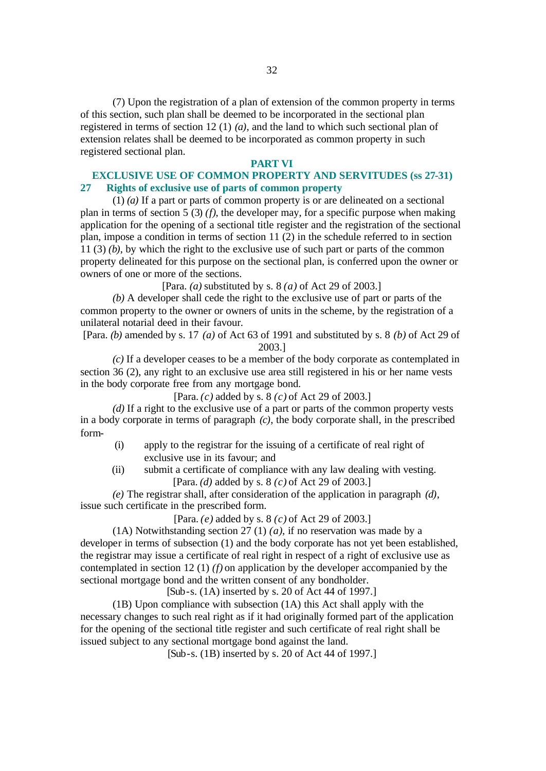(7) Upon the registration of a plan of extension of the common property in terms of this section, such plan shall be deemed to be incorporated in the sectional plan registered in terms of section 12 (1) *(a)*, and the land to which such sectional plan of extension relates shall be deemed to be incorporated as common property in such registered sectional plan.

## PART VI

## EXCLUSIVE USE OF COMMON PROPERTY AND SERVITUDES (ss 27-31)

### 27 Rights of exclusive use of parts of common property

(1) *(a)* If a part or parts of common property is or are delineated on a sectional plan in terms of section 5 (3) *(f)*, the developer may, for a specific purpose when making application for the opening of a sectional title register and the registration of the sectional plan, impose a condition in terms of section 11 (2) in the schedule referred to in section 11 (3) *(b)*, by which the right to the exclusive use of such part or parts of the common property delineated for this purpose on the sectional plan, is conferred upon the owner or owners of one or more of the sections.

[Para. *(a)* substituted by s. 8 *(a)* of Act 29 of 2003.]

*(b)* A developer shall cede the right to the exclusive use of part or parts of the common property to the owner or owners of units in the scheme, by the registration of a unilateral notarial deed in their favour.

[Para. *(b)* amended by s. 17 *(a)* of Act 63 of 1991 and substituted by s. 8 *(b)* of Act 29 of 2003.]

*(c)* If a developer ceases to be a member of the body corporate as contemplated in section 36 (2), any right to an exclusive use area still registered in his or her name vests in the body corporate free from any mortgage bond.

[Para. *(c)* added by s. 8 *(c)* of Act 29 of 2003.]

*(d)* If a right to the exclusive use of a part or parts of the common property vests in a body corporate in terms of paragraph *(c)*, the body corporate shall, in the prescribed form-

(i) apply to the registrar for the issuing of a certificate of real right of exclusive use in its favour; and

(ii) submit a certificate of compliance with any law dealing with vesting.

[Para. *(d)* added by s. 8 *(c)* of Act 29 of 2003.]

*(e)* The registrar shall, after consideration of the application in paragraph *(d)*, issue such certificate in the prescribed form.

[Para. *(e)* added by s. 8 *(c)* of Act 29 of 2003.]

(1A) Notwithstanding section 27 (1) *(a)*, if no reservation was made by a developer in terms of subsection (1) and the body corporate has not yet been established, the registrar may issue a certificate of real right in respect of a right of exclusive use as contemplated in section 12 (1) *(f)* on application by the developer accompanied by the sectional mortgage bond and the written consent of any bondholder.

[Sub-s. (1A) inserted by s. 20 of Act 44 of 1997.]

(1B) Upon compliance with subsection (1A) this Act shall apply with the necessary changes to such real right as if it had originally formed part of the application for the opening of the sectional title register and such certificate of real right shall be issued subject to any sectional mortgage bond against the land.

[Sub-s. (1B) inserted by s. 20 of Act 44 of 1997.]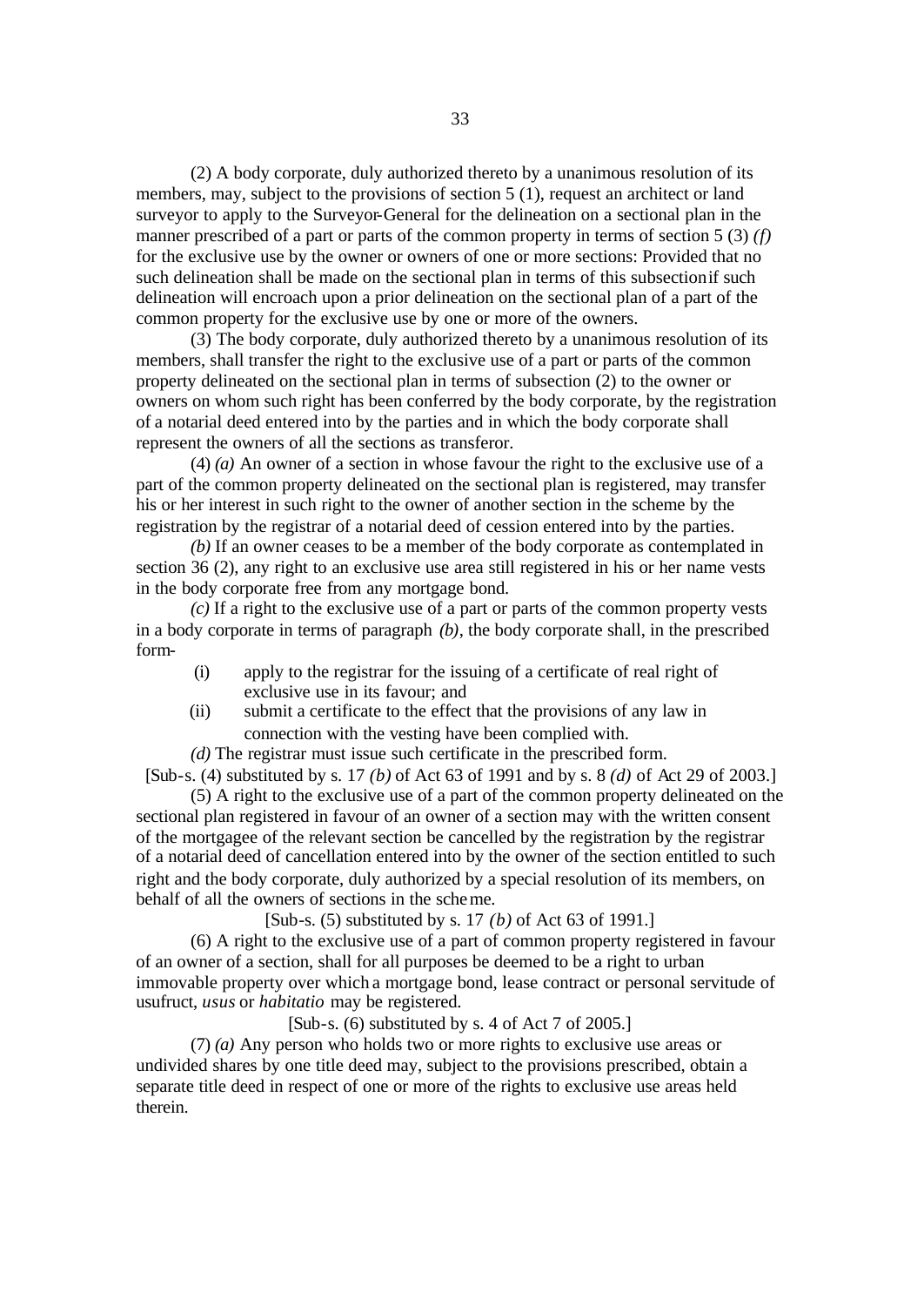(2) A body corporate, duly authorized thereto by a unanimous resolution of its members, may, subject to the provisions of section 5 (1), request an architect or land surveyor to apply to the Surveyor-General for the delineation on a sectional plan in the manner prescribed of a part or parts of the common property in terms of section 5 (3) *(f)* for the exclusive use by the owner or owners of one or more sections: Provided that no such delineation shall be made on the sectional plan in terms of this subsection if such delineation will encroach upon a prior delineation on the sectional plan of a part of the common property for the exclusive use by one or more of the owners.

(3) The body corporate, duly authorized thereto by a unanimous resolution of its members, shall transfer the right to the exclusive use of a part or parts of the common property delineated on the sectional plan in terms of subsection (2) to the owner or owners on whom such right has been conferred by the body corporate, by the registration of a notarial deed entered into by the parties and in which the body corporate shall represent the owners of all the sections as transferor.

(4) *(a)* An owner of a section in whose favour the right to the exclusive use of a part of the common property delineated on the sectional plan is registered, may transfer his or her interest in such right to the owner of another section in the scheme by the registration by the registrar of a notarial deed of cession entered into by the parties.

*(b)* If an owner ceases to be a member of the body corporate as contemplated in section 36 (2), any right to an exclusive use area still registered in his or her name vests in the body corporate free from any mortgage bond.

*(c)* If a right to the exclusive use of a part or parts of the common property vests in a body corporate in terms of paragraph *(b)*, the body corporate shall, in the prescribed form-

- (i) apply to the registrar for the issuing of a certificate of real right of exclusive use in its favour; and
- (ii) submit a certificate to the effect that the provisions of any law in connection with the vesting have been complied with.

*(d)* The registrar must issue such certificate in the prescribed form.

[Sub-s. (4) substituted by s. 17 *(b)* of Act 63 of 1991 and by s. 8 *(d)* of Act 29 of 2003.]

(5) A right to the exclusive use of a part of the common property delineated on the sectional plan registered in favour of an owner of a section may with the written consent of the mortgagee of the relevant section be cancelled by the registration by the registrar of a notarial deed of cancellation entered into by the owner of the section entitled to such right and the body corporate, duly authorized by a special resolution of its members, on behalf of all the owners of sections in the scheme.

[Sub-s. (5) substituted by s. 17 *(b)* of Act 63 of 1991.]

(6) A right to the exclusive use of a part of common property registered in favour of an owner of a section, shall for all purposes be deemed to be a right to urban immovable property over which a mortgage bond, lease contract or personal servitude of usufruct, *usus* or *habitatio* may be registered.

[Sub-s. (6) substituted by s. 4 of Act 7 of 2005.]

(7) *(a)* Any person who holds two or more rights to exclusive use areas or undivided shares by one title deed may, subject to the provisions prescribed, obtain a separate title deed in respect of one or more of the rights to exclusive use areas held therein.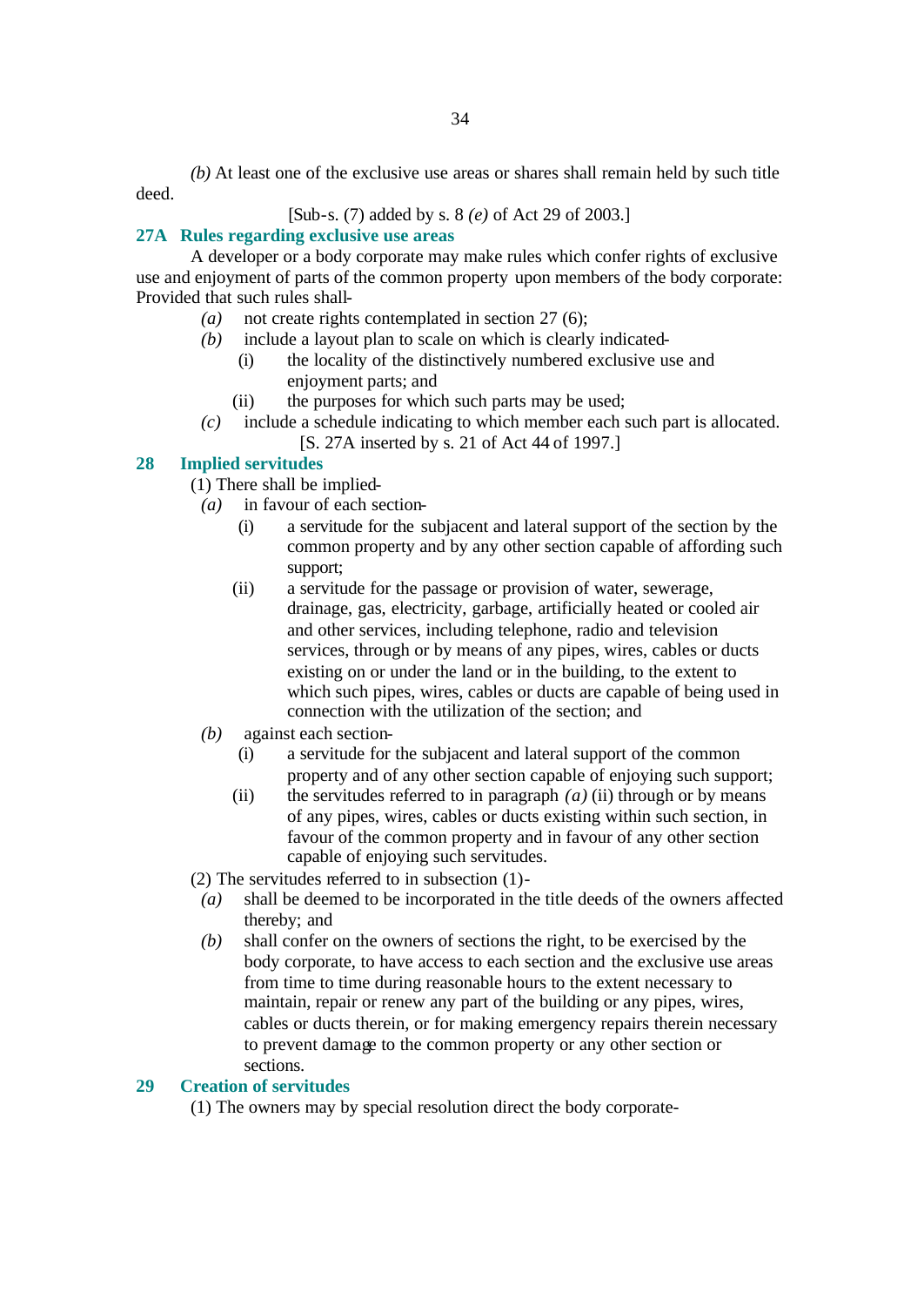*(b)* At least one of the exclusive use areas or shares shall remain held by such title deed.

[Sub-s. (7) added by s. 8 *(e)* of Act 29 of 2003.]

### 27A Rules regarding exclusive use areas

A developer or a body corporate may make rules which confer rights of exclusive use and enjoyment of parts of the common property upon members of the body corporate: Provided that such rules shall-

*(a)* not create rights contemplated in section 27 (6);

*(b)* include a layout plan to scale on which is clearly indicated-

(i) the locality of the distinctively numbered exclusive use and enjoyment parts; and

(ii) the purposes for which such parts may be used;

*(c)* include a schedule indicating to which member each such part is allocated.

[S. 27A inserted by s. 21 of Act 44 of 1997.]

### 28 Implied servitudes

(1) There shall be implied-

*(a)* in favour of each section-

(i) a servitude for the subjacent and lateral support of the section by the common property and by any other section capable of affording such support;

(ii) a servitude for the passage or provision of water, sewerage, drainage, gas, electricity, garbage, artificially heated or cooled air and other services, including telephone, radio and television services, through or by means of any pipes, wires, cables or ducts existing on or under the land or in the building, to the extent to which such pipes, wires, cables or ducts are capable of being used in connection with the utilization of the section; and

*(b)* against each section-

(i) a servitude for the subjacent and lateral support of the common property and of any other section capable of enjoying such support;

(ii) the servitudes referred to in paragraph *(a)* (ii) through or by means of any pipes, wires, cables or ducts existing within such section, in favour of the common property and in favour of any other section capable of enjoying such servitudes.

(2) The servitudes referred to in subsection (1)-

*(a)* shall be deemed to be incorporated in the title deeds of the owners affected thereby; and

*(b)* shall confer on the owners of sections the right, to be exercised by the body corporate, to have access to each section and the exclusive use areas from time to time during reasonable hours to the extent necessary to maintain, repair or renew any part of the building or any pipes, wires, cables or ducts therein, or for making emergency repairs therein necessary to prevent damage to the common property or any other section or sections.

### 29 Creation of servitudes

(1) The owners may by special resolution direct the body corporate-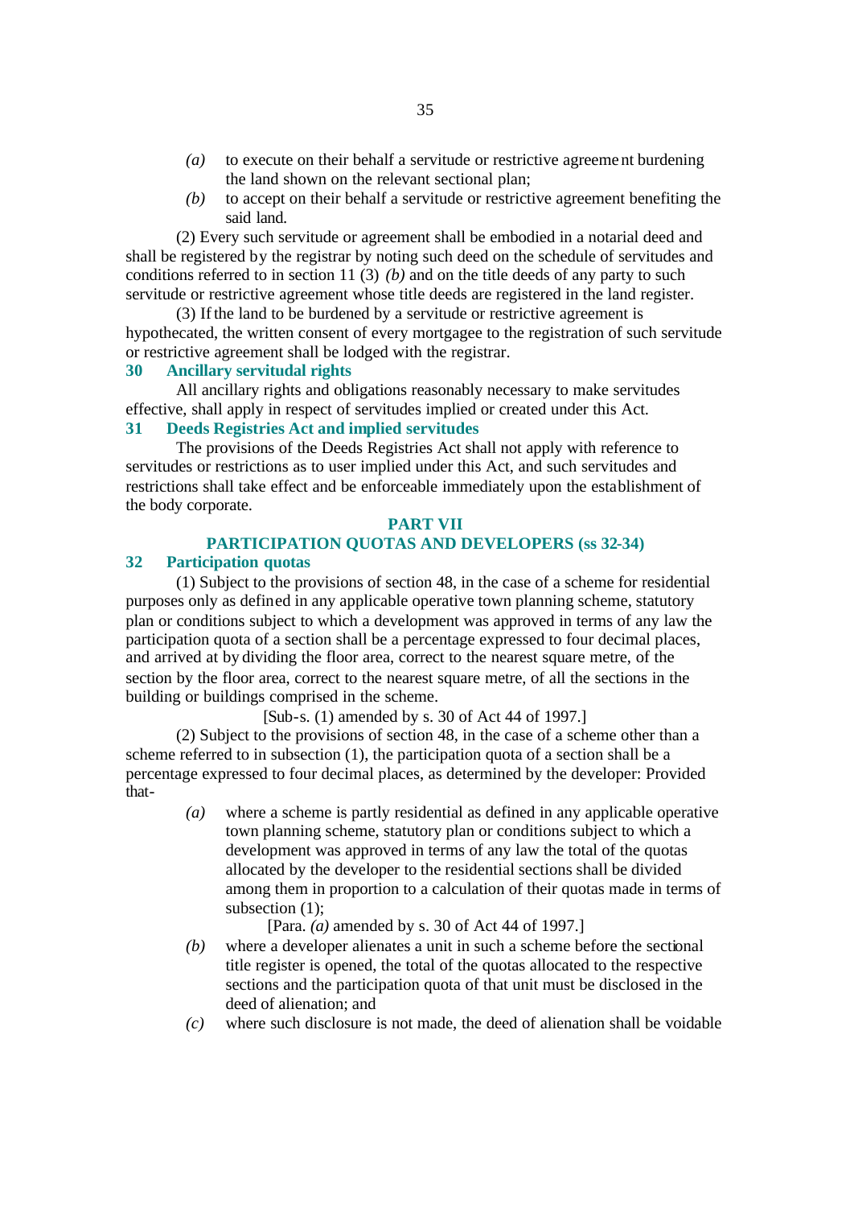*(a)* to execute on their behalf a servitude or restrictive agreement burdening the land shown on the relevant sectional plan;

*(b)* to accept on their behalf a servitude or restrictive agreement benefiting the said land.

(2) Every such servitude or agreement shall be embodied in a notarial deed and shall be registered by the registrar by noting such deed on the schedule of servitudes and conditions referred to in section 11 (3) *(b)* and on the title deeds of any party to such servitude or restrictive agreement whose title deeds are registered in the land register.

(3) If the land to be burdened by a servitude or restrictive agreement is hypothecated, the written consent of every mortgagee to the registration of such servitude or restrictive agreement shall be lodged with the registrar.

### 30 Ancillary servitudal rights

All ancillary rights and obligations reasonably necessary to make servitudes effective, shall apply in respect of servitudes implied or created under this Act.

### 31 Deeds Registries Act and implied servitudes

The provisions of the Deeds Registries Act shall not apply with reference to servitudes or restrictions as to user implied under this Act, and such servitudes and restrictions shall take effect and be enforceable immediately upon the establishment of the body corporate.

## PART VII
## PARTICIPATION QUOTAS AND DEVELOPERS (ss 32-34)

### 32 Participation quotas

(1) Subject to the provisions of section 48, in the case of a scheme for residential purposes only as defined in any applicable operative town planning scheme, statutory plan or conditions subject to which a development was approved in terms of any law the participation quota of a section shall be a percentage expressed to four decimal places, and arrived at by dividing the floor area, correct to the nearest square metre, of the section by the floor area, correct to the nearest square metre, of all the sections in the building or buildings comprised in the scheme.

[Sub-s. (1) amended by s. 30 of Act 44 of 1997.]

(2) Subject to the provisions of section 48, in the case of a scheme other than a scheme referred to in subsection (1), the participation quota of a section shall be a percentage expressed to four decimal places, as determined by the developer: Provided that-

*(a)* where a scheme is partly residential as defined in any applicable operative town planning scheme, statutory plan or conditions subject to which a development was approved in terms of any law the total of the quotas allocated by the developer to the residential sections shall be divided among them in proportion to a calculation of their quotas made in terms of subsection (1);

[Para. *(a)* amended by s. 30 of Act 44 of 1997.]

*(b)* where a developer alienates a unit in such a scheme before the sectional title register is opened, the total of the quotas allocated to the respective sections and the participation quota of that unit must be disclosed in the deed of alienation; and

*(c)* where such disclosure is not made, the deed of alienation shall be voidable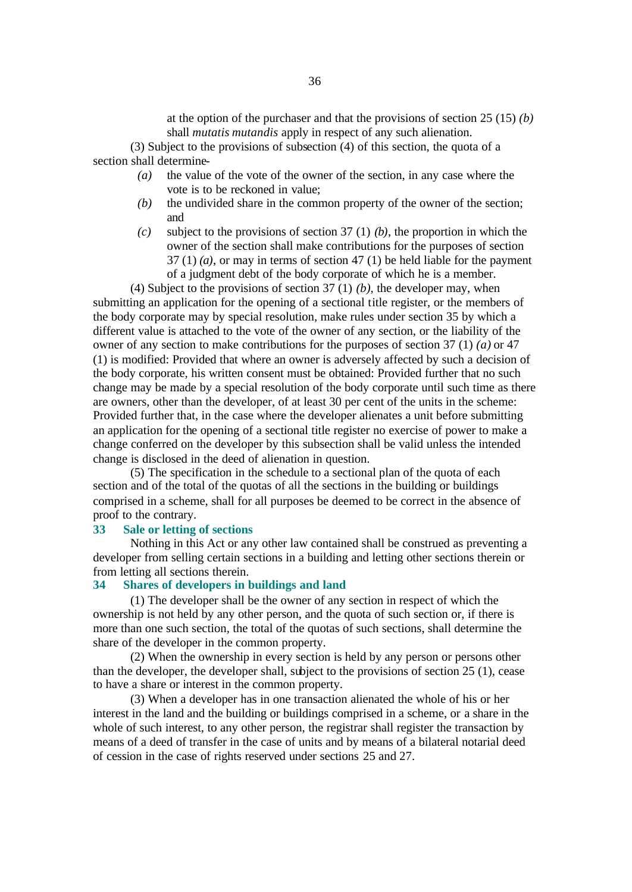at the option of the purchaser and that the provisions of section 25 (15) *(b)* shall *mutatis mutandis* apply in respect of any such alienation.

(3) Subject to the provisions of subsection (4) of this section, the quota of a section shall determine-

*(a)* the value of the vote of the owner of the section, in any case where the vote is to be reckoned in value;

*(b)* the undivided share in the common property of the owner of the section; and

*(c)* subject to the provisions of section 37 (1) *(b)*, the proportion in which the owner of the section shall make contributions for the purposes of section 37 (1) *(a)*, or may in terms of section 47 (1) be held liable for the payment of a judgment debt of the body corporate of which he is a member.

(4) Subject to the provisions of section 37 (1) *(b)*, the developer may, when submitting an application for the opening of a sectional title register, or the members of the body corporate may by special resolution, make rules under section 35 by which a different value is attached to the vote of the owner of any section, or the liability of the owner of any section to make contributions for the purposes of section 37 (1) *(a)* or 47 (1) is modified: Provided that where an owner is adversely affected by such a decision of the body corporate, his written consent must be obtained: Provided further that no such change may be made by a special resolution of the body corporate until such time as there are owners, other than the developer, of at least 30 per cent of the units in the scheme: Provided further that, in the case where the developer alienates a unit before submitting an application for the opening of a sectional title register no exercise of power to make a change conferred on the developer by this subsection shall be valid unless the intended change is disclosed in the deed of alienation in question.

(5) The specification in the schedule to a sectional plan of the quota of each section and of the total of the quotas of all the sections in the building or buildings comprised in a scheme, shall for all purposes be deemed to be correct in the absence of proof to the contrary.

## 33 Sale or letting of sections

Nothing in this Act or any other law contained shall be construed as preventing a developer from selling certain sections in a building and letting other sections therein or from letting all sections therein.

## 34 Shares of developers in buildings and land

(1) The developer shall be the owner of any section in respect of which the ownership is not held by any other person, and the quota of such section or, if there is more than one such section, the total of the quotas of such sections, shall determine the share of the developer in the common property.

(2) When the ownership in every section is held by any person or persons other than the developer, the developer shall, subject to the provisions of section 25 (1), cease to have a share or interest in the common property.

(3) When a developer has in one transaction alienated the whole of his or her interest in the land and the building or buildings comprised in a scheme, or a share in the whole of such interest, to any other person, the registrar shall register the transaction by means of a deed of transfer in the case of units and by means of a bilateral notarial deed of cession in the case of rights reserved under sections 25 and 27.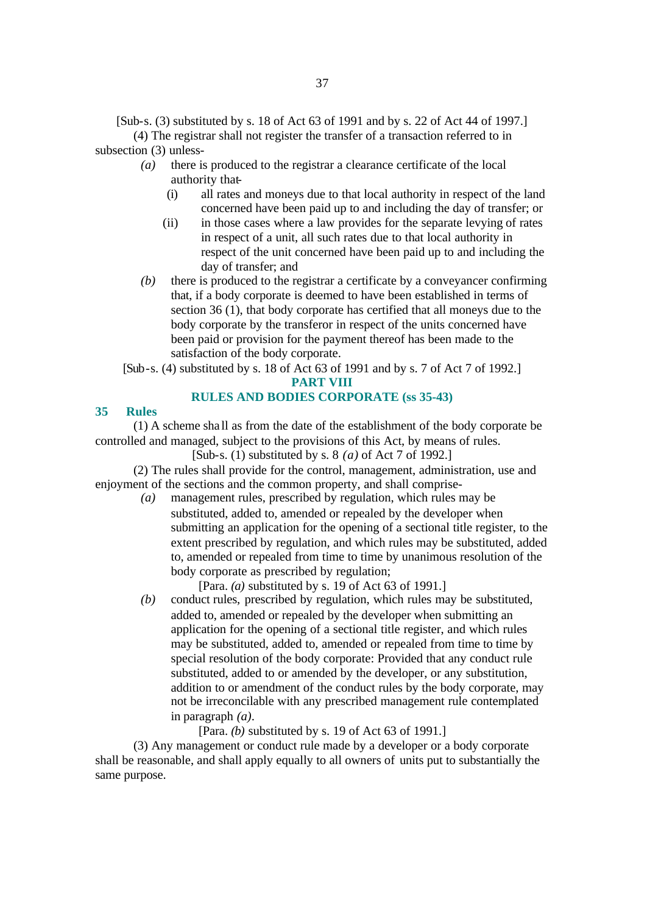[Sub-s. (3) substituted by s. 18 of Act 63 of 1991 and by s. 22 of Act 44 of 1997.]

(4) The registrar shall not register the transfer of a transaction referred to in subsection (3) unless-

*(a)* there is produced to the registrar a clearance certificate of the local authority that-

(i) all rates and moneys due to that local authority in respect of the land concerned have been paid up to and including the day of transfer; or

(ii) in those cases where a law provides for the separate levying of rates in respect of a unit, all such rates due to that local authority in respect of the unit concerned have been paid up to and including the day of transfer; and

*(b)* there is produced to the registrar a certificate by a conveyancer confirming that, if a body corporate is deemed to have been established in terms of section 36 (1), that body corporate has certified that all moneys due to the body corporate by the transferor in respect of the units concerned have been paid or provision for the payment thereof has been made to the satisfaction of the body corporate.

[Sub-s. (4) substituted by s. 18 of Act 63 of 1991 and by s. 7 of Act 7 of 1992.]

## PART VIII

## RULES AND BODIES CORPORATE (ss 35-43)

### 35 Rules

(1) A scheme shall as from the date of the establishment of the body corporate be controlled and managed, subject to the provisions of this Act, by means of rules.

[Sub-s. (1) substituted by s. 8 *(a)* of Act 7 of 1992.]

(2) The rules shall provide for the control, management, administration, use and enjoyment of the sections and the common property, and shall comprise-

*(a)* management rules, prescribed by regulation, which rules may be substituted, added to, amended or repealed by the developer when submitting an application for the opening of a sectional title register, to the extent prescribed by regulation, and which rules may be substituted, added to, amended or repealed from time to time by unanimous resolution of the body corporate as prescribed by regulation;

[Para. *(a)* substituted by s. 19 of Act 63 of 1991.]

*(b)* conduct rules, prescribed by regulation, which rules may be substituted, added to, amended or repealed by the developer when submitting an application for the opening of a sectional title register, and which rules may be substituted, added to, amended or repealed from time to time by special resolution of the body corporate: Provided that any conduct rule substituted, added to or amended by the developer, or any substitution, addition to or amendment of the conduct rules by the body corporate, may not be irreconcilable with any prescribed management rule contemplated in paragraph *(a)*.

[Para. *(b)* substituted by s. 19 of Act 63 of 1991.]

(3) Any management or conduct rule made by a developer or a body corporate shall be reasonable, and shall apply equally to all owners of units put to substantially the same purpose.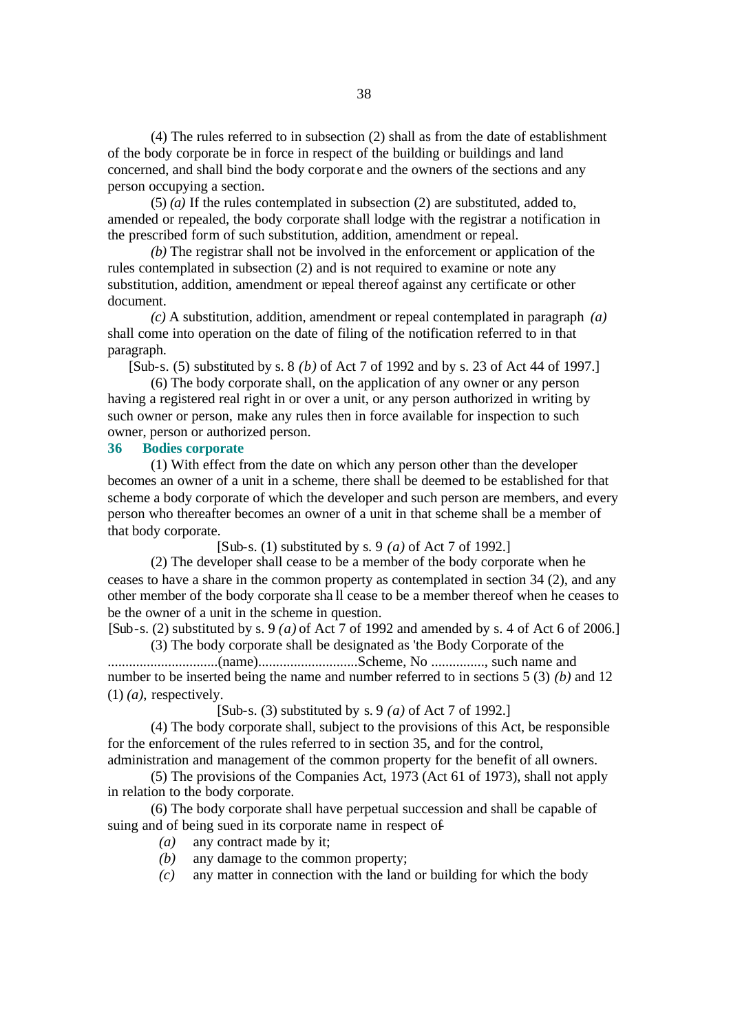(4) The rules referred to in subsection (2) shall as from the date of establishment of the body corporate be in force in respect of the building or buildings and land concerned, and shall bind the body corporate and the owners of the sections and any person occupying a section.

(5) *(a)* If the rules contemplated in subsection (2) are substituted, added to, amended or repealed, the body corporate shall lodge with the registrar a notification in the prescribed form of such substitution, addition, amendment or repeal.

*(b)* The registrar shall not be involved in the enforcement or application of the rules contemplated in subsection (2) and is not required to examine or note any substitution, addition, amendment or repeal thereof against any certificate or other document.

*(c)* A substitution, addition, amendment or repeal contemplated in paragraph *(a)* shall come into operation on the date of filing of the notification referred to in that paragraph.

[Sub-s. (5) substituted by s. 8 *(b)* of Act 7 of 1992 and by s. 23 of Act 44 of 1997.]

(6) The body corporate shall, on the application of any owner or any person having a registered real right in or over a unit, or any person authorized in writing by such owner or person, make any rules then in force available for inspection to such owner, person or authorized person.

## 36 Bodies corporate

(1) With effect from the date on which any person other than the developer becomes an owner of a unit in a scheme, there shall be deemed to be established for that scheme a body corporate of which the developer and such person are members, and every person who thereafter becomes an owner of a unit in that scheme shall be a member of that body corporate.

[Sub-s. (1) substituted by s. 9 *(a)* of Act 7 of 1992.]

(2) The developer shall cease to be a member of the body corporate when he ceases to have a share in the common property as contemplated in section 34 (2), and any other member of the body corporate shall cease to be a member thereof when he ceases to be the owner of a unit in the scheme in question.

[Sub-s. (2) substituted by s. 9 *(a)* of Act 7 of 1992 and amended by s. 4 of Act 6 of 2006.]

(3) The body corporate shall be designated as 'the Body Corporate of the ...............................(name)............................Scheme, No ..............., such name and number to be inserted being the name and number referred to in sections 5 (3) *(b)* and 12 (1) *(a)*, respectively.

[Sub-s. (3) substituted by s. 9 *(a)* of Act 7 of 1992.]

(4) The body corporate shall, subject to the provisions of this Act, be responsible for the enforcement of the rules referred to in section 35, and for the control, administration and management of the common property for the benefit of all owners.

(5) The provisions of the Companies Act, 1973 (Act 61 of 1973), shall not apply in relation to the body corporate.

(6) The body corporate shall have perpetual succession and shall be capable of suing and of being sued in its corporate name in respect of-

*(a)* any contract made by it;

*(b)* any damage to the common property;

*(c)* any matter in connection with the land or building for which the body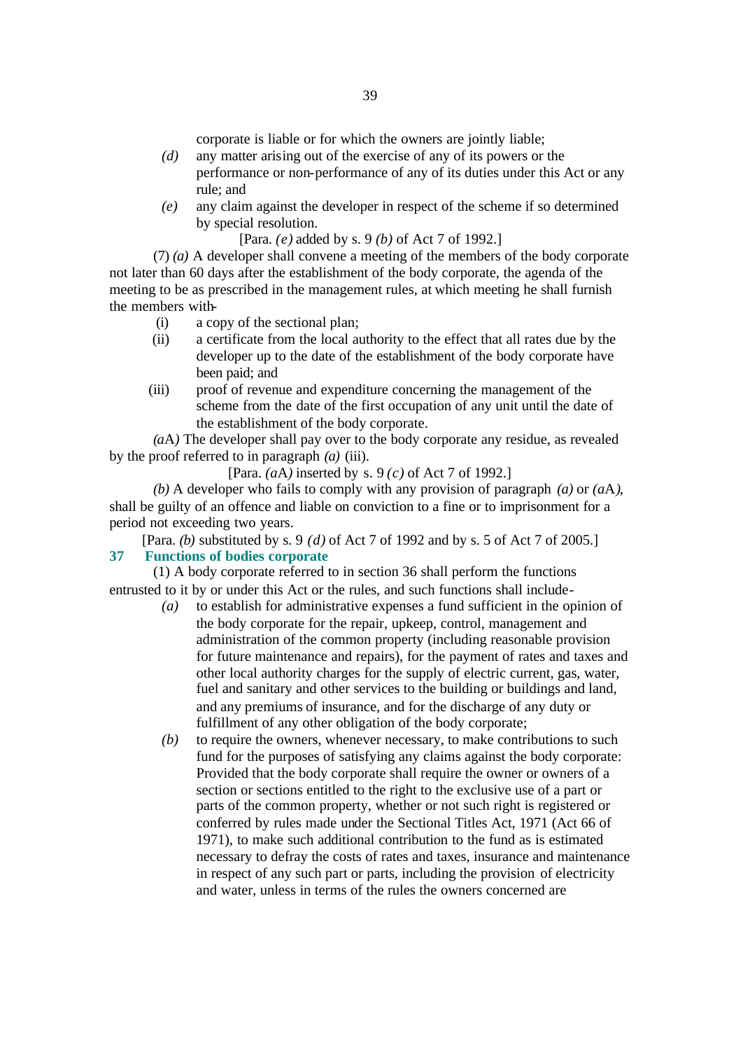corporate is liable or for which the owners are jointly liable;

*(d)* any matter arising out of the exercise of any of its powers or the performance or non-performance of any of its duties under this Act or any rule; and

*(e)* any claim against the developer in respect of the scheme if so determined by special resolution.

[Para. *(e)* added by s. 9 *(b)* of Act 7 of 1992.]

(7) *(a)* A developer shall convene a meeting of the members of the body corporate not later than 60 days after the establishment of the body corporate, the agenda of the meeting to be as prescribed in the management rules, at which meeting he shall furnish the members with-

(i) a copy of the sectional plan;

(ii) a certificate from the local authority to the effect that all rates due by the developer up to the date of the establishment of the body corporate have been paid; and

(iii) proof of revenue and expenditure concerning the management of the scheme from the date of the first occupation of any unit until the date of the establishment of the body corporate.

*(a*A*)* The developer shall pay over to the body corporate any residue, as revealed by the proof referred to in paragraph *(a)* (iii).

[Para. *(a*A*)* inserted by s. 9 *(c)* of Act 7 of 1992.]

*(b)* A developer who fails to comply with any provision of paragraph *(a)* or *(a*A*)*, shall be guilty of an offence and liable on conviction to a fine or to imprisonment for a period not exceeding two years.

[Para. *(b)* substituted by s. 9 *(d)* of Act 7 of 1992 and by s. 5 of Act 7 of 2005.]

## 37 Functions of bodies corporate

(1) A body corporate referred to in section 36 shall perform the functions entrusted to it by or under this Act or the rules, and such functions shall include-

*(a)* to establish for administrative expenses a fund sufficient in the opinion of the body corporate for the repair, upkeep, control, management and administration of the common property (including reasonable provision for future maintenance and repairs), for the payment of rates and taxes and other local authority charges for the supply of electric current, gas, water, fuel and sanitary and other services to the building or buildings and land, and any premiums of insurance, and for the discharge of any duty or fulfillment of any other obligation of the body corporate;

*(b)* to require the owners, whenever necessary, to make contributions to such fund for the purposes of satisfying any claims against the body corporate: Provided that the body corporate shall require the owner or owners of a section or sections entitled to the right to the exclusive use of a part or parts of the common property, whether or not such right is registered or conferred by rules made under the Sectional Titles Act, 1971 (Act 66 of 1971), to make such additional contribution to the fund as is estimated necessary to defray the costs of rates and taxes, insurance and maintenance in respect of any such part or parts, including the provision of electricity and water, unless in terms of the rules the owners concerned are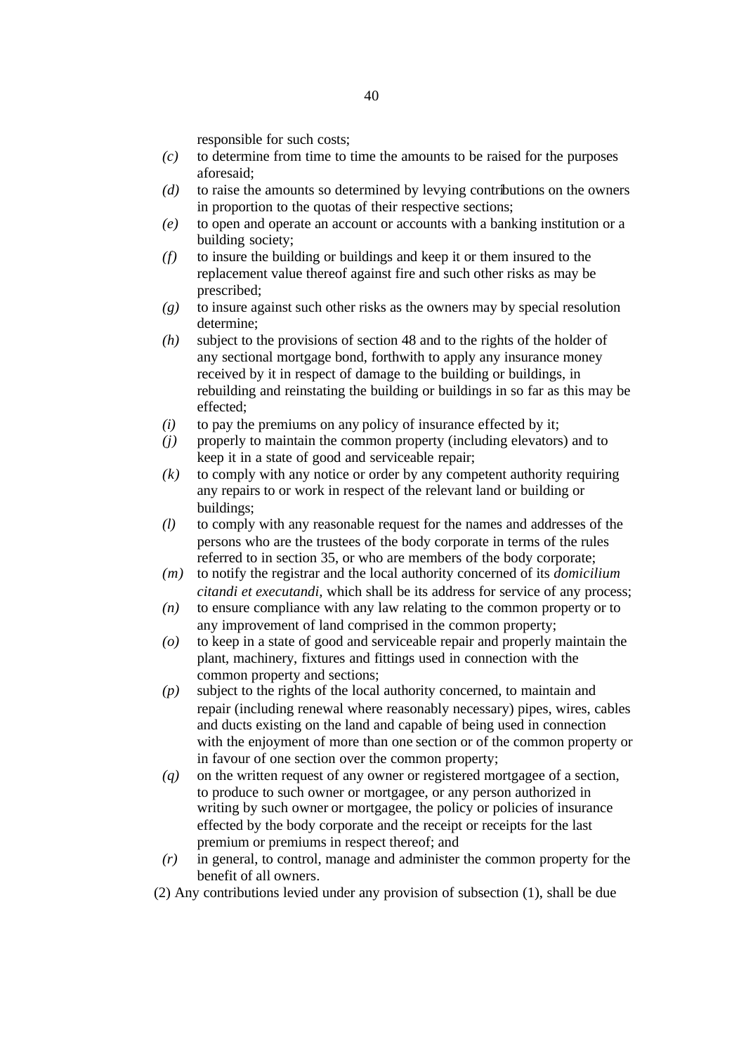responsible for such costs;

*(c)* to determine from time to time the amounts to be raised for the purposes aforesaid;

*(d)* to raise the amounts so determined by levying contributions on the owners in proportion to the quotas of their respective sections;

*(e)* to open and operate an account or accounts with a banking institution or a building society;

*(f)* to insure the building or buildings and keep it or them insured to the replacement value thereof against fire and such other risks as may be prescribed;

*(g)* to insure against such other risks as the owners may by special resolution determine;

*(h)* subject to the provisions of section 48 and to the rights of the holder of any sectional mortgage bond, forthwith to apply any insurance money received by it in respect of damage to the building or buildings, in rebuilding and reinstating the building or buildings in so far as this may be effected;

*(i)* to pay the premiums on any policy of insurance effected by it;

*(j)* properly to maintain the common property (including elevators) and to keep it in a state of good and serviceable repair;

*(k)* to comply with any notice or order by any competent authority requiring any repairs to or work in respect of the relevant land or building or buildings;

*(l)* to comply with any reasonable request for the names and addresses of the persons who are the trustees of the body corporate in terms of the rules referred to in section 35, or who are members of the body corporate;

*(m)* to notify the registrar and the local authority concerned of its *domicilium citandi et executandi,* which shall be its address for service of any process;

*(n)* to ensure compliance with any law relating to the common property or to any improvement of land comprised in the common property;

*(o)* to keep in a state of good and serviceable repair and properly maintain the plant, machinery, fixtures and fittings used in connection with the common property and sections;

*(p)* subject to the rights of the local authority concerned, to maintain and repair (including renewal where reasonably necessary) pipes, wires, cables and ducts existing on the land and capable of being used in connection with the enjoyment of more than one section or of the common property or in favour of one section over the common property;

*(q)* on the written request of any owner or registered mortgagee of a section, to produce to such owner or mortgagee, or any person authorized in writing by such owner or mortgagee, the policy or policies of insurance effected by the body corporate and the receipt or receipts for the last premium or premiums in respect thereof; and

*(r)* in general, to control, manage and administer the common property for the benefit of all owners.

(2) Any contributions levied under any provision of subsection (1), shall be due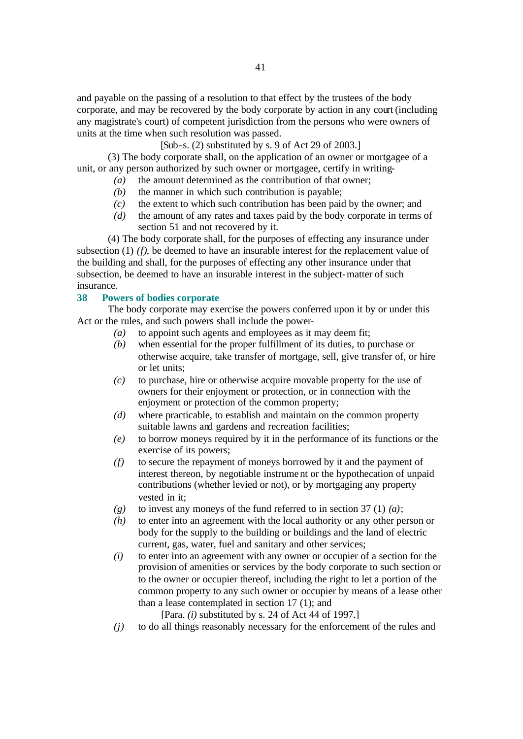and payable on the passing of a resolution to that effect by the trustees of the body corporate, and may be recovered by the body corporate by action in any court (including any magistrate's court) of competent jurisdiction from the persons who were owners of units at the time when such resolution was passed.

[Sub-s. (2) substituted by s. 9 of Act 29 of 2003.]

(3) The body corporate shall, on the application of an owner or mortgagee of a unit, or any person authorized by such owner or mortgagee, certify in writing-

*(a)* the amount determined as the contribution of that owner;

*(b)* the manner in which such contribution is payable;

*(c)* the extent to which such contribution has been paid by the owner; and

*(d)* the amount of any rates and taxes paid by the body corporate in terms of section 51 and not recovered by it.

(4) The body corporate shall, for the purposes of effecting any insurance under subsection (1) *(f)*, be deemed to have an insurable interest for the replacement value of the building and shall, for the purposes of effecting any other insurance under that subsection, be deemed to have an insurable interest in the subject-matter of such insurance.

### 38 Powers of bodies corporate

The body corporate may exercise the powers conferred upon it by or under this Act or the rules, and such powers shall include the power-

*(a)* to appoint such agents and employees as it may deem fit;

*(b)* when essential for the proper fulfillment of its duties, to purchase or otherwise acquire, take transfer of mortgage, sell, give transfer of, or hire or let units;

*(c)* to purchase, hire or otherwise acquire movable property for the use of owners for their enjoyment or protection, or in connection with the enjoyment or protection of the common property;

*(d)* where practicable, to establish and maintain on the common property suitable lawns and gardens and recreation facilities;

*(e)* to borrow moneys required by it in the performance of its functions or the exercise of its powers;

*(f)* to secure the repayment of moneys borrowed by it and the payment of interest thereon, by negotiable instrument or the hypothecation of unpaid contributions (whether levied or not), or by mortgaging any property vested in it;

*(g)* to invest any moneys of the fund referred to in section 37 (1) *(a)*;

*(h)* to enter into an agreement with the local authority or any other person or body for the supply to the building or buildings and the land of electric current, gas, water, fuel and sanitary and other services;

*(i)* to enter into an agreement with any owner or occupier of a section for the provision of amenities or services by the body corporate to such section or to the owner or occupier thereof, including the right to let a portion of the common property to any such owner or occupier by means of a lease other than a lease contemplated in section 17 (1); and

[Para. *(i)* substituted by s. 24 of Act 44 of 1997.]

*(j)* to do all things reasonably necessary for the enforcement of the rules and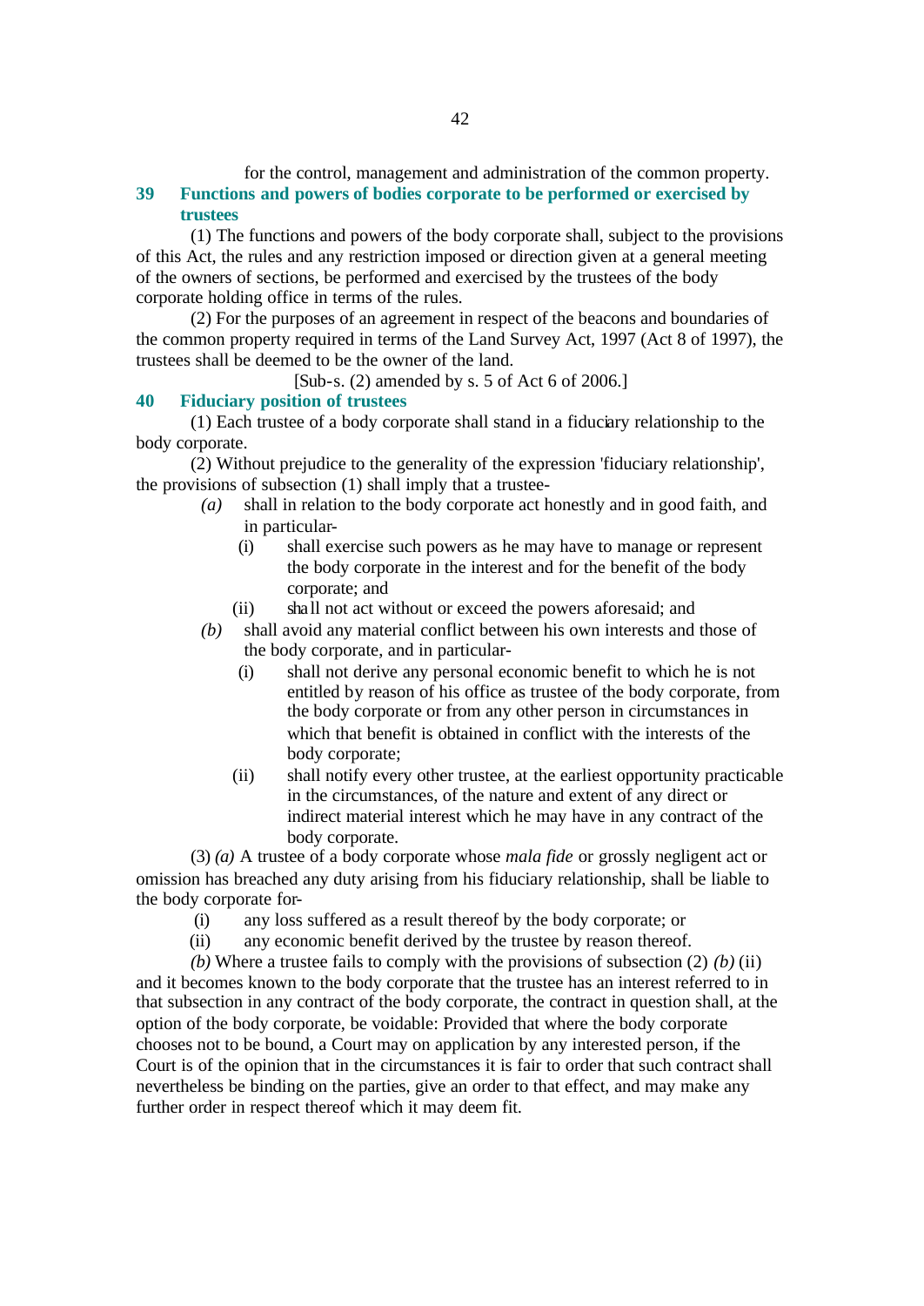for the control, management and administration of the common property.

### 39 Functions and powers of bodies corporate to be performed or exercised by trustees

(1) The functions and powers of the body corporate shall, subject to the provisions of this Act, the rules and any restriction imposed or direction given at a general meeting of the owners of sections, be performed and exercised by the trustees of the body corporate holding office in terms of the rules.

(2) For the purposes of an agreement in respect of the beacons and boundaries of the common property required in terms of the Land Survey Act, 1997 (Act 8 of 1997), the trustees shall be deemed to be the owner of the land.

[Sub-s. (2) amended by s. 5 of Act 6 of 2006.]

### 40 Fiduciary position of trustees

(1) Each trustee of a body corporate shall stand in a fiduciary relationship to the body corporate.

(2) Without prejudice to the generality of the expression 'fiduciary relationship', the provisions of subsection (1) shall imply that a trustee-

*(a)* shall in relation to the body corporate act honestly and in good faith, and in particular-

(i) shall exercise such powers as he may have to manage or represent the body corporate in the interest and for the benefit of the body corporate; and

(ii) shall not act without or exceed the powers aforesaid; and

*(b)* shall avoid any material conflict between his own interests and those of the body corporate, and in particular-

(i) shall not derive any personal economic benefit to which he is not entitled by reason of his office as trustee of the body corporate, from the body corporate or from any other person in circumstances in which that benefit is obtained in conflict with the interests of the body corporate;

(ii) shall notify every other trustee, at the earliest opportunity practicable in the circumstances, of the nature and extent of any direct or indirect material interest which he may have in any contract of the body corporate.

(3) *(a)* A trustee of a body corporate whose *mala fide* or grossly negligent act or omission has breached any duty arising from his fiduciary relationship, shall be liable to the body corporate for-

(i) any loss suffered as a result thereof by the body corporate; or

(ii) any economic benefit derived by the trustee by reason thereof.

*(b)* Where a trustee fails to comply with the provisions of subsection (2) *(b)* (ii) and it becomes known to the body corporate that the trustee has an interest referred to in that subsection in any contract of the body corporate, the contract in question shall, at the option of the body corporate, be voidable: Provided that where the body corporate chooses not to be bound, a Court may on application by any interested person, if the Court is of the opinion that in the circumstances it is fair to order that such contract shall nevertheless be binding on the parties, give an order to that effect, and may make any further order in respect thereof which it may deem fit.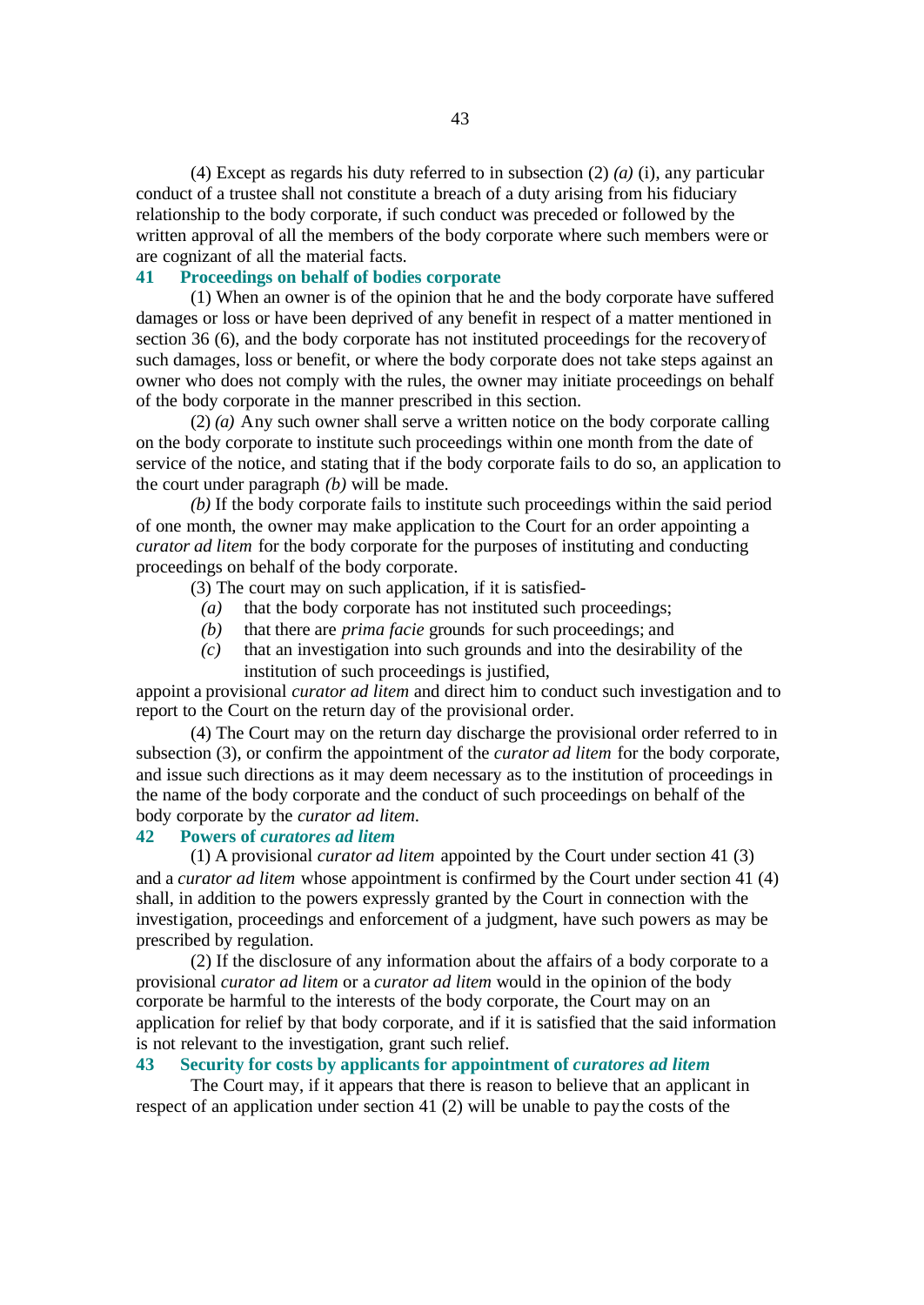(4) Except as regards his duty referred to in subsection (2) *(a)* (i), any particular conduct of a trustee shall not constitute a breach of a duty arising from his fiduciary relationship to the body corporate, if such conduct was preceded or followed by the written approval of all the members of the body corporate where such members were or are cognizant of all the material facts.

### 41 Proceedings on behalf of bodies corporate

(1) When an owner is of the opinion that he and the body corporate have suffered damages or loss or have been deprived of any benefit in respect of a matter mentioned in section 36 (6), and the body corporate has not instituted proceedings for the recovery of such damages, loss or benefit, or where the body corporate does not take steps against an owner who does not comply with the rules, the owner may initiate proceedings on behalf of the body corporate in the manner prescribed in this section.

(2) *(a)* Any such owner shall serve a written notice on the body corporate calling on the body corporate to institute such proceedings within one month from the date of service of the notice, and stating that if the body corporate fails to do so, an application to the court under paragraph *(b)* will be made.

*(b)* If the body corporate fails to institute such proceedings within the said period of one month, the owner may make application to the Court for an order appointing a *curator ad litem* for the body corporate for the purposes of instituting and conducting proceedings on behalf of the body corporate.

(3) The court may on such application, if it is satisfied-

*(a)* that the body corporate has not instituted such proceedings;

*(b)* that there are *prima facie* grounds for such proceedings; and

*(c)* that an investigation into such grounds and into the desirability of the institution of such proceedings is justified,

appoint a provisional *curator ad litem* and direct him to conduct such investigation and to report to the Court on the return day of the provisional order.

(4) The Court may on the return day discharge the provisional order referred to in subsection (3), or confirm the appointment of the *curator ad litem* for the body corporate, and issue such directions as it may deem necessary as to the institution of proceedings in the name of the body corporate and the conduct of such proceedings on behalf of the body corporate by the *curator ad litem*.

### 42 Powers of *curatores ad litem*

(1) A provisional *curator ad litem* appointed by the Court under section 41 (3) and a *curator ad litem* whose appointment is confirmed by the Court under section 41 (4) shall, in addition to the powers expressly granted by the Court in connection with the investigation, proceedings and enforcement of a judgment, have such powers as may be prescribed by regulation.

(2) If the disclosure of any information about the affairs of a body corporate to a provisional *curator ad litem* or a *curator ad litem* would in the opinion of the body corporate be harmful to the interests of the body corporate, the Court may on an application for relief by that body corporate, and if it is satisfied that the said information is not relevant to the investigation, grant such relief.

### 43 Security for costs by applicants for appointment of *curatores ad litem*

The Court may, if it appears that there is reason to believe that an applicant in respect of an application under section 41 (2) will be unable to pay the costs of the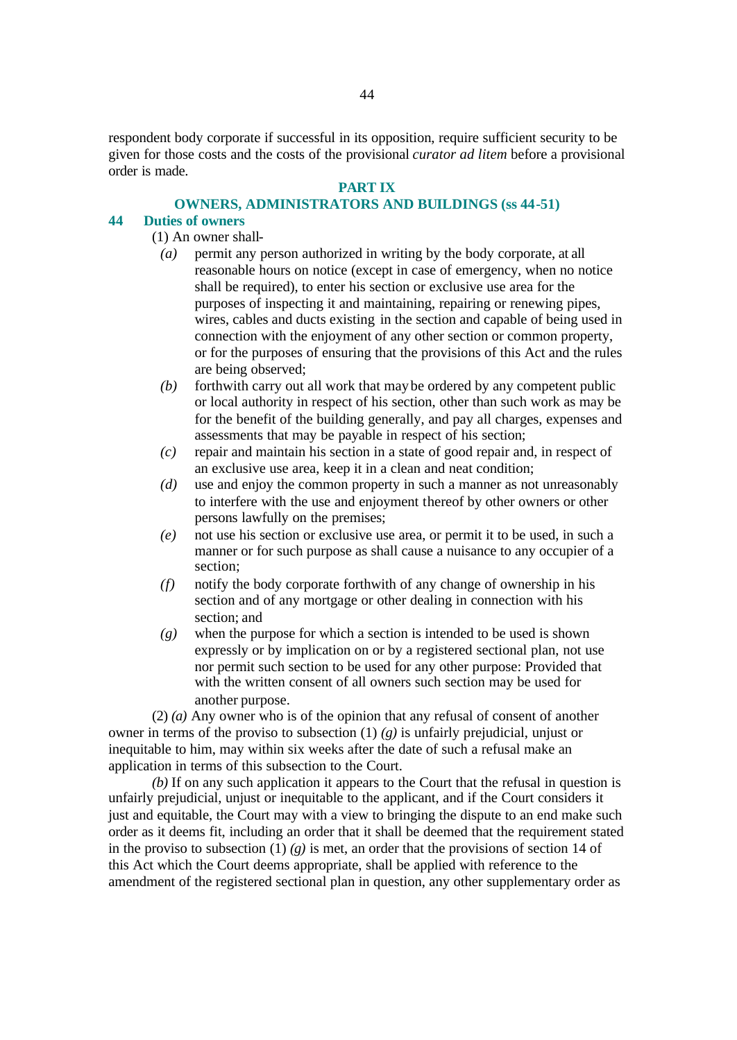respondent body corporate if successful in its opposition, require sufficient security to be given for those costs and the costs of the provisional *curator ad litem* before a provisional order is made.

## PART IX

## OWNERS, ADMINISTRATORS AND BUILDINGS (ss 44-51)

### 44 Duties of owners

(1) An owner shall-

*(a)* permit any person authorized in writing by the body corporate, at all reasonable hours on notice (except in case of emergency, when no notice shall be required), to enter his section or exclusive use area for the purposes of inspecting it and maintaining, repairing or renewing pipes, wires, cables and ducts existing in the section and capable of being used in connection with the enjoyment of any other section or common property, or for the purposes of ensuring that the provisions of this Act and the rules are being observed;

*(b)* forthwith carry out all work that may be ordered by any competent public or local authority in respect of his section, other than such work as may be for the benefit of the building generally, and pay all charges, expenses and assessments that may be payable in respect of his section;

*(c)* repair and maintain his section in a state of good repair and, in respect of an exclusive use area, keep it in a clean and neat condition;

*(d)* use and enjoy the common property in such a manner as not unreasonably to interfere with the use and enjoyment thereof by other owners or other persons lawfully on the premises;

*(e)* not use his section or exclusive use area, or permit it to be used, in such a manner or for such purpose as shall cause a nuisance to any occupier of a section;

*(f)* notify the body corporate forthwith of any change of ownership in his section and of any mortgage or other dealing in connection with his section; and

*(g)* when the purpose for which a section is intended to be used is shown expressly or by implication on or by a registered sectional plan, not use nor permit such section to be used for any other purpose: Provided that with the written consent of all owners such section may be used for another purpose.

(2) *(a)* Any owner who is of the opinion that any refusal of consent of another owner in terms of the proviso to subsection (1) *(g)* is unfairly prejudicial, unjust or inequitable to him, may within six weeks after the date of such a refusal make an application in terms of this subsection to the Court.

*(b)* If on any such application it appears to the Court that the refusal in question is unfairly prejudicial, unjust or inequitable to the applicant, and if the Court considers it just and equitable, the Court may with a view to bringing the dispute to an end make such order as it deems fit, including an order that it shall be deemed that the requirement stated in the proviso to subsection (1) *(g)* is met, an order that the provisions of section 14 of this Act which the Court deems appropriate, shall be applied with reference to the amendment of the registered sectional plan in question, any other supplementary order as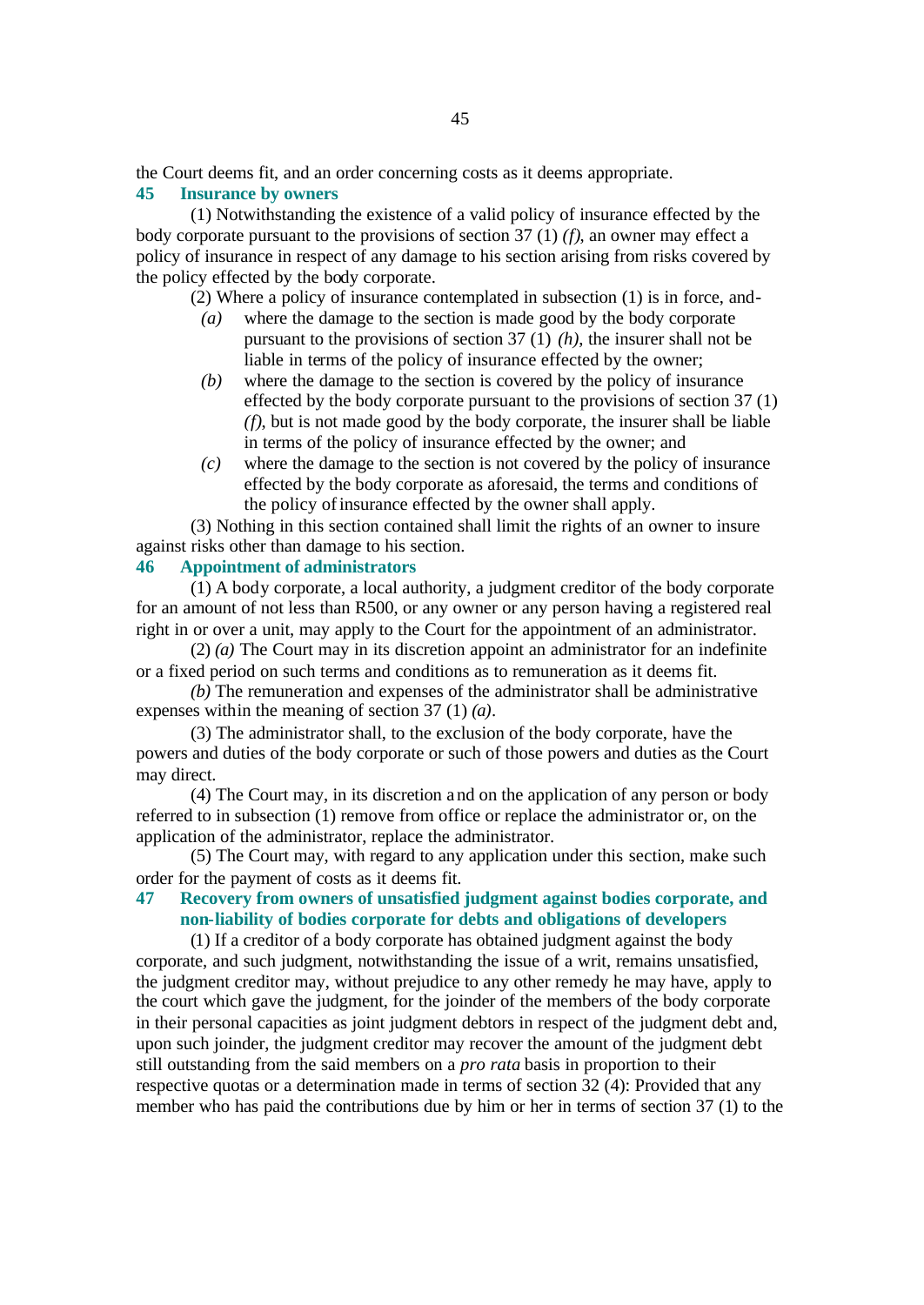the Court deems fit, and an order concerning costs as it deems appropriate.

### 45 Insurance by owners

(1) Notwithstanding the existence of a valid policy of insurance effected by the body corporate pursuant to the provisions of section 37 (1) *(f)*, an owner may effect a policy of insurance in respect of any damage to his section arising from risks covered by the policy effected by the body corporate.

(2) Where a policy of insurance contemplated in subsection (1) is in force, and-

*(a)* where the damage to the section is made good by the body corporate pursuant to the provisions of section 37 (1) *(h)*, the insurer shall not be liable in terms of the policy of insurance effected by the owner;

*(b)* where the damage to the section is covered by the policy of insurance effected by the body corporate pursuant to the provisions of section 37 (1) *(f)*, but is not made good by the body corporate, the insurer shall be liable in terms of the policy of insurance effected by the owner; and

*(c)* where the damage to the section is not covered by the policy of insurance effected by the body corporate as aforesaid, the terms and conditions of the policy of insurance effected by the owner shall apply.

(3) Nothing in this section contained shall limit the rights of an owner to insure against risks other than damage to his section.

### 46 Appointment of administrators

(1) A body corporate, a local authority, a judgment creditor of the body corporate for an amount of not less than R500, or any owner or any person having a registered real right in or over a unit, may apply to the Court for the appointment of an administrator.

(2) *(a)* The Court may in its discretion appoint an administrator for an indefinite or a fixed period on such terms and conditions as to remuneration as it deems fit.

*(b)* The remuneration and expenses of the administrator shall be administrative expenses within the meaning of section 37 (1) *(a)*.

(3) The administrator shall, to the exclusion of the body corporate, have the powers and duties of the body corporate or such of those powers and duties as the Court may direct.

(4) The Court may, in its discretion and on the application of any person or body referred to in subsection (1) remove from office or replace the administrator or, on the application of the administrator, replace the administrator.

(5) The Court may, with regard to any application under this section, make such order for the payment of costs as it deems fit.

### 47 Recovery from owners of unsatisfied judgment against bodies corporate, and non-liability of bodies corporate for debts and obligations of developers

(1) If a creditor of a body corporate has obtained judgment against the body corporate, and such judgment, notwithstanding the issue of a writ, remains unsatisfied, the judgment creditor may, without prejudice to any other remedy he may have, apply to the court which gave the judgment, for the joinder of the members of the body corporate in their personal capacities as joint judgment debtors in respect of the judgment debt and, upon such joinder, the judgment creditor may recover the amount of the judgment debt still outstanding from the said members on a *pro rata* basis in proportion to their respective quotas or a determination made in terms of section 32 (4): Provided that any member who has paid the contributions due by him or her in terms of section 37 (1) to the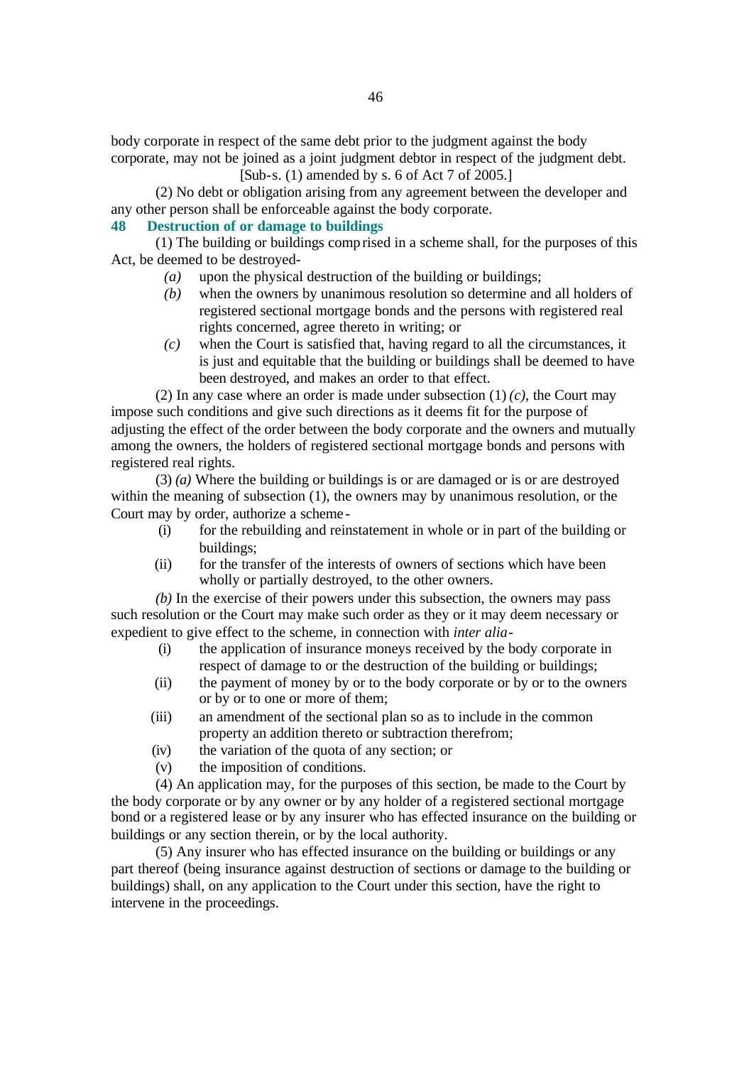body corporate in respect of the same debt prior to the judgment against the body corporate, may not be joined as a joint judgment debtor in respect of the judgment debt.

[Sub-s. (1) amended by s. 6 of Act 7 of 2005.]

(2) No debt or obligation arising from any agreement between the developer and any other person shall be enforceable against the body corporate.

### 48 Destruction of or damage to buildings

(1) The building or buildings comprised in a scheme shall, for the purposes of this Act, be deemed to be destroyed-

*(a)* upon the physical destruction of the building or buildings;

*(b)* when the owners by unanimous resolution so determine and all holders of registered sectional mortgage bonds and the persons with registered real rights concerned, agree thereto in writing; or

*(c)* when the Court is satisfied that, having regard to all the circumstances, it is just and equitable that the building or buildings shall be deemed to have been destroyed, and makes an order to that effect.

(2) In any case where an order is made under subsection (1) *(c)*, the Court may impose such conditions and give such directions as it deems fit for the purpose of adjusting the effect of the order between the body corporate and the owners and mutually among the owners, the holders of registered sectional mortgage bonds and persons with registered real rights.

(3) *(a)* Where the building or buildings is or are damaged or is or are destroyed within the meaning of subsection (1), the owners may by unanimous resolution, or the Court may by order, authorize a scheme-

(i) for the rebuilding and reinstatement in whole or in part of the building or buildings;

(ii) for the transfer of the interests of owners of sections which have been wholly or partially destroyed, to the other owners.

*(b)* In the exercise of their powers under this subsection, the owners may pass such resolution or the Court may make such order as they or it may deem necessary or expedient to give effect to the scheme, in connection with *inter alia*-

(i) the application of insurance moneys received by the body corporate in respect of damage to or the destruction of the building or buildings;

(ii) the payment of money by or to the body corporate or by or to the owners or by or to one or more of them;

(iii) an amendment of the sectional plan so as to include in the common property an addition thereto or subtraction therefrom;

(iv) the variation of the quota of any section; or

(v) the imposition of conditions.

(4) An application may, for the purposes of this section, be made to the Court by the body corporate or by any owner or by any holder of a registered sectional mortgage bond or a registered lease or by any insurer who has effected insurance on the building or buildings or any section therein, or by the local authority.

(5) Any insurer who has effected insurance on the building or buildings or any part thereof (being insurance against destruction of sections or damage to the building or buildings) shall, on any application to the Court under this section, have the right to intervene in the proceedings.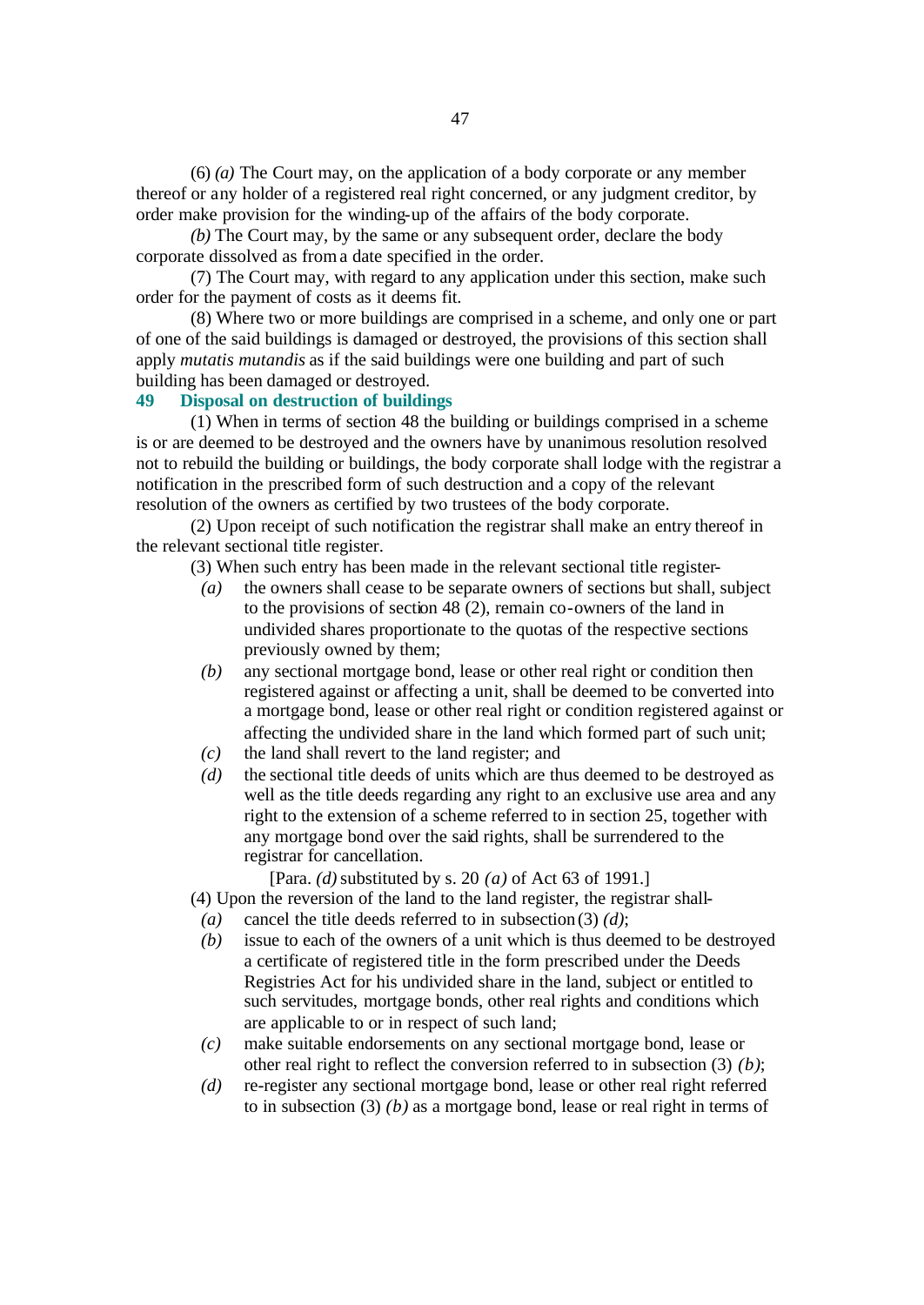(6) *(a)* The Court may, on the application of a body corporate or any member thereof or any holder of a registered real right concerned, or any judgment creditor, by order make provision for the winding-up of the affairs of the body corporate.

*(b)* The Court may, by the same or any subsequent order, declare the body corporate dissolved as from a date specified in the order.

(7) The Court may, with regard to any application under this section, make such order for the payment of costs as it deems fit.

(8) Where two or more buildings are comprised in a scheme, and only one or part of one of the said buildings is damaged or destroyed, the provisions of this section shall apply *mutatis mutandis* as if the said buildings were one building and part of such building has been damaged or destroyed.

## 49 Disposal on destruction of buildings

(1) When in terms of section 48 the building or buildings comprised in a scheme is or are deemed to be destroyed and the owners have by unanimous resolution resolved not to rebuild the building or buildings, the body corporate shall lodge with the registrar a notification in the prescribed form of such destruction and a copy of the relevant resolution of the owners as certified by two trustees of the body corporate.

(2) Upon receipt of such notification the registrar shall make an entry thereof in the relevant sectional title register.

(3) When such entry has been made in the relevant sectional title register-

- *(a)* the owners shall cease to be separate owners of sections but shall, subject to the provisions of section 48 (2), remain co-owners of the land in undivided shares proportionate to the quotas of the respective sections previously owned by them;
- *(b)* any sectional mortgage bond, lease or other real right or condition then registered against or affecting a unit, shall be deemed to be converted into a mortgage bond, lease or other real right or condition registered against or affecting the undivided share in the land which formed part of such unit;
- *(c)* the land shall revert to the land register; and
- *(d)* the sectional title deeds of units which are thus deemed to be destroyed as well as the title deeds regarding any right to an exclusive use area and any right to the extension of a scheme referred to in section 25, together with any mortgage bond over the said rights, shall be surrendered to the registrar for cancellation.

[Para. *(d)* substituted by s. 20 *(a)* of Act 63 of 1991.]

(4) Upon the reversion of the land to the land register, the registrar shall-

- *(a)* cancel the title deeds referred to in subsection (3) *(d)*;
- *(b)* issue to each of the owners of a unit which is thus deemed to be destroyed a certificate of registered title in the form prescribed under the Deeds Registries Act for his undivided share in the land, subject or entitled to such servitudes, mortgage bonds, other real rights and conditions which are applicable to or in respect of such land;
- *(c)* make suitable endorsements on any sectional mortgage bond, lease or other real right to reflect the conversion referred to in subsection (3) *(b)*;
- *(d)* re-register any sectional mortgage bond, lease or other real right referred to in subsection (3) *(b)* as a mortgage bond, lease or real right in terms of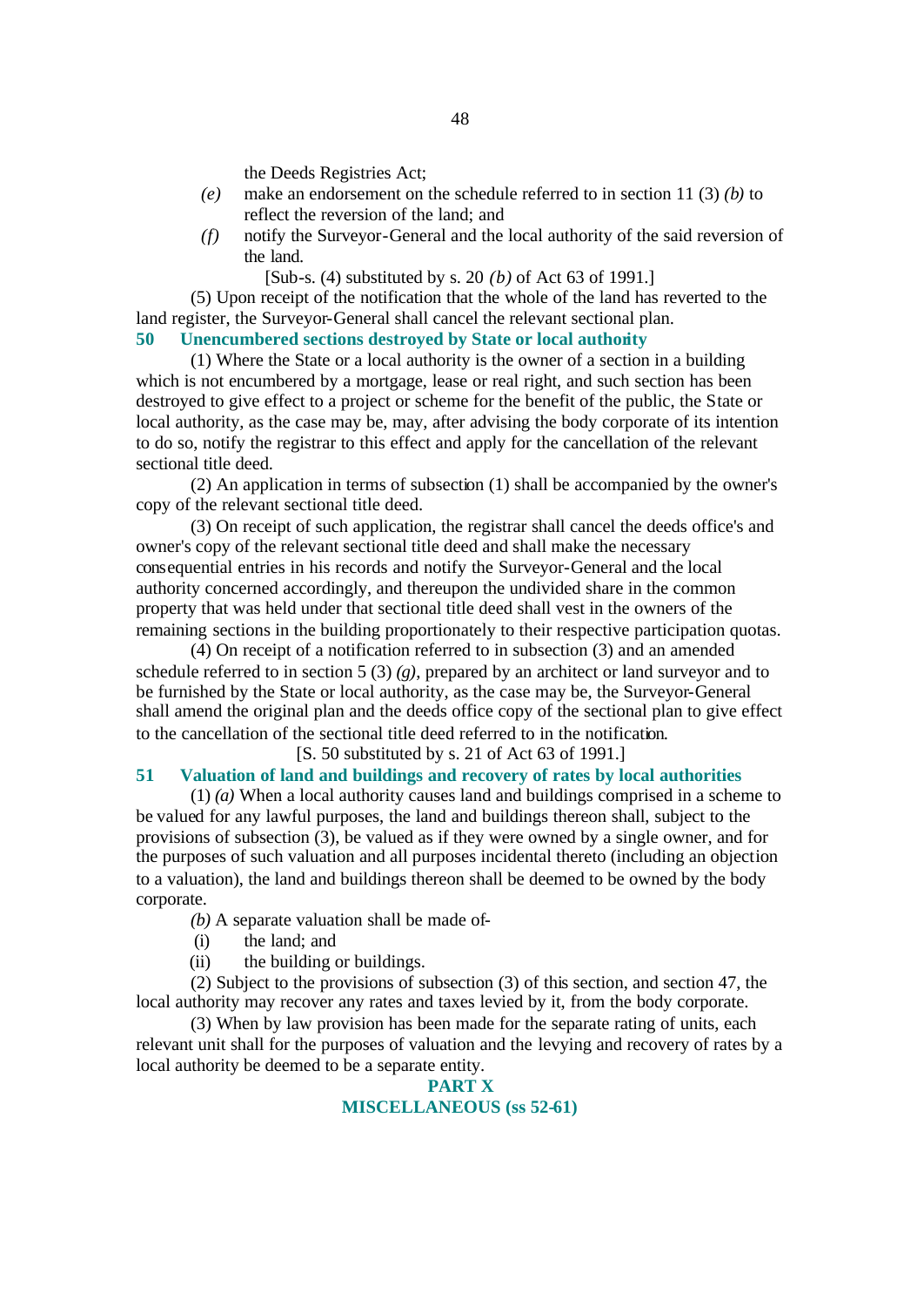the Deeds Registries Act;

*(e)* make an endorsement on the schedule referred to in section 11 (3) *(b)* to reflect the reversion of the land; and

*(f)* notify the Surveyor-General and the local authority of the said reversion of the land.

[Sub-s. (4) substituted by s. 20 *(b)* of Act 63 of 1991.]

(5) Upon receipt of the notification that the whole of the land has reverted to the land register, the Surveyor-General shall cancel the relevant sectional plan.

**50 Unencumbered sections destroyed by State or local authority**

(1) Where the State or a local authority is the owner of a section in a building which is not encumbered by a mortgage, lease or real right, and such section has been destroyed to give effect to a project or scheme for the benefit of the public, the State or local authority, as the case may be, may, after advising the body corporate of its intention to do so, notify the registrar to this effect and apply for the cancellation of the relevant sectional title deed.

(2) An application in terms of subsection (1) shall be accompanied by the owner's copy of the relevant sectional title deed.

(3) On receipt of such application, the registrar shall cancel the deeds office's and owner's copy of the relevant sectional title deed and shall make the necessary consequential entries in his records and notify the Surveyor-General and the local authority concerned accordingly, and thereupon the undivided share in the common property that was held under that sectional title deed shall vest in the owners of the remaining sections in the building proportionately to their respective participation quotas.

(4) On receipt of a notification referred to in subsection (3) and an amended schedule referred to in section 5 (3) *(g)*, prepared by an architect or land surveyor and to be furnished by the State or local authority, as the case may be, the Surveyor-General shall amend the original plan and the deeds office copy of the sectional plan to give effect to the cancellation of the sectional title deed referred to in the notification.

[S. 50 substituted by s. 21 of Act 63 of 1991.]

**51 Valuation of land and buildings and recovery of rates by local authorities**

(1) *(a)* When a local authority causes land and buildings comprised in a scheme to be valued for any lawful purposes, the land and buildings thereon shall, subject to the provisions of subsection (3), be valued as if they were owned by a single owner, and for the purposes of such valuation and all purposes incidental thereto (including an objection to a valuation), the land and buildings thereon shall be deemed to be owned by the body corporate.

*(b)* A separate valuation shall be made of-

(i) the land; and

(ii) the building or buildings.

(2) Subject to the provisions of subsection (3) of this section, and section 47, the local authority may recover any rates and taxes levied by it, from the body corporate.

(3) When by law provision has been made for the separate rating of units, each relevant unit shall for the purposes of valuation and the levying and recovery of rates by a local authority be deemed to be a separate entity.

## PART X
## MISCELLANEOUS (ss 52-61)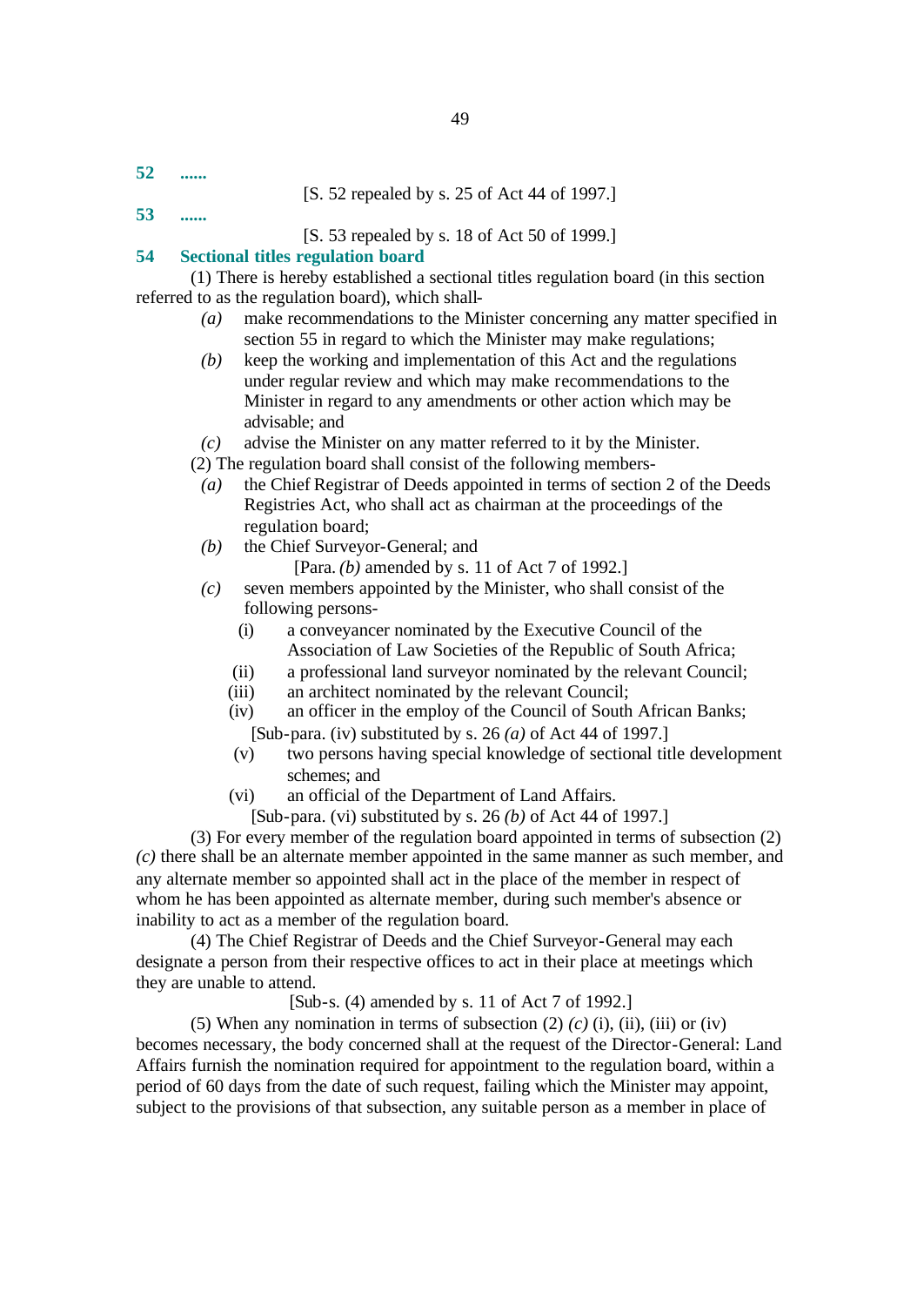**52 ......**

[S. 52 repealed by s. 25 of Act 44 of 1997.]

**53 ......**

[S. 53 repealed by s. 18 of Act 50 of 1999.]

## 54 Sectional titles regulation board

(1) There is hereby established a sectional titles regulation board (in this section referred to as the regulation board), which shall-

*(a)* make recommendations to the Minister concerning any matter specified in section 55 in regard to which the Minister may make regulations;

*(b)* keep the working and implementation of this Act and the regulations under regular review and which may make recommendations to the Minister in regard to any amendments or other action which may be advisable; and

*(c)* advise the Minister on any matter referred to it by the Minister.

(2) The regulation board shall consist of the following members-

*(a)* the Chief Registrar of Deeds appointed in terms of section 2 of the Deeds Registries Act, who shall act as chairman at the proceedings of the regulation board;

*(b)* the Chief Surveyor-General; and

[Para. *(b)* amended by s. 11 of Act 7 of 1992.]

*(c)* seven members appointed by the Minister, who shall consist of the following persons-

(i) a conveyancer nominated by the Executive Council of the Association of Law Societies of the Republic of South Africa;

(ii) a professional land surveyor nominated by the relevant Council;

(iii) an architect nominated by the relevant Council;

(iv) an officer in the employ of the Council of South African Banks;

[Sub-para. (iv) substituted by s. 26 *(a)* of Act 44 of 1997.]

(v) two persons having special knowledge of sectional title development schemes; and

(vi) an official of the Department of Land Affairs.

[Sub-para. (vi) substituted by s. 26 *(b)* of Act 44 of 1997.]

(3) For every member of the regulation board appointed in terms of subsection (2) *(c)* there shall be an alternate member appointed in the same manner as such member, and any alternate member so appointed shall act in the place of the member in respect of whom he has been appointed as alternate member, during such member's absence or inability to act as a member of the regulation board.

(4) The Chief Registrar of Deeds and the Chief Surveyor-General may each designate a person from their respective offices to act in their place at meetings which they are unable to attend.

[Sub-s. (4) amended by s. 11 of Act 7 of 1992.]

(5) When any nomination in terms of subsection (2) *(c)* (i), (ii), (iii) or (iv) becomes necessary, the body concerned shall at the request of the Director-General: Land Affairs furnish the nomination required for appointment to the regulation board, within a period of 60 days from the date of such request, failing which the Minister may appoint, subject to the provisions of that subsection, any suitable person as a member in place of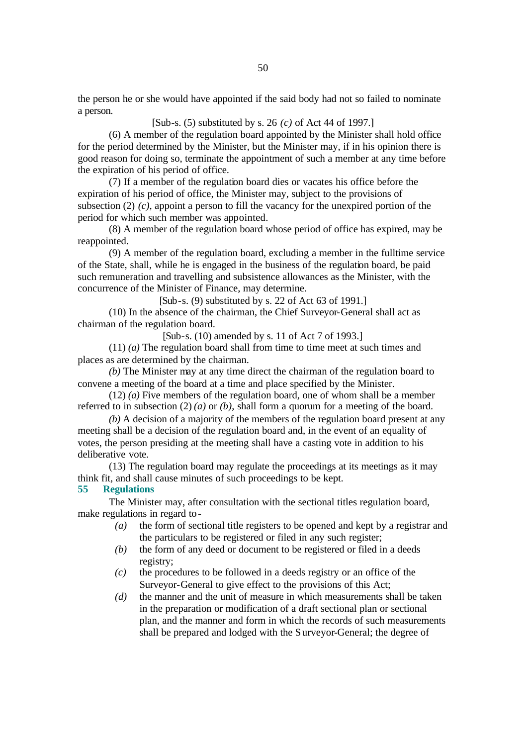the person he or she would have appointed if the said body had not so failed to nominate a person.

[Sub-s. (5) substituted by s. 26 *(c)* of Act 44 of 1997.]

(6) A member of the regulation board appointed by the Minister shall hold office for the period determined by the Minister, but the Minister may, if in his opinion there is good reason for doing so, terminate the appointment of such a member at any time before the expiration of his period of office.

(7) If a member of the regulation board dies or vacates his office before the expiration of his period of office, the Minister may, subject to the provisions of subsection (2) *(c)*, appoint a person to fill the vacancy for the unexpired portion of the period for which such member was appointed.

(8) A member of the regulation board whose period of office has expired, may be reappointed.

(9) A member of the regulation board, excluding a member in the fulltime service of the State, shall, while he is engaged in the business of the regulation board, be paid such remuneration and travelling and subsistence allowances as the Minister, with the concurrence of the Minister of Finance, may determine.

[Sub-s. (9) substituted by s. 22 of Act 63 of 1991.]

(10) In the absence of the chairman, the Chief Surveyor-General shall act as chairman of the regulation board.

[Sub-s. (10) amended by s. 11 of Act 7 of 1993.]

(11) *(a)* The regulation board shall from time to time meet at such times and places as are determined by the chairman.

*(b)* The Minister may at any time direct the chairman of the regulation board to convene a meeting of the board at a time and place specified by the Minister.

(12) *(a)* Five members of the regulation board, one of whom shall be a member referred to in subsection (2) *(a)* or *(b)*, shall form a quorum for a meeting of the board.

*(b)* A decision of a majority of the members of the regulation board present at any meeting shall be a decision of the regulation board and, in the event of an equality of votes, the person presiding at the meeting shall have a casting vote in addition to his deliberative vote.

(13) The regulation board may regulate the proceedings at its meetings as it may think fit, and shall cause minutes of such proceedings to be kept.

**55 Regulations**

The Minister may, after consultation with the sectional titles regulation board, make regulations in regard to-

*(a)* the form of sectional title registers to be opened and kept by a registrar and the particulars to be registered or filed in any such register;

*(b)* the form of any deed or document to be registered or filed in a deeds registry;

*(c)* the procedures to be followed in a deeds registry or an office of the Surveyor-General to give effect to the provisions of this Act;

*(d)* the manner and the unit of measure in which measurements shall be taken in the preparation or modification of a draft sectional plan or sectional plan, and the manner and form in which the records of such measurements shall be prepared and lodged with the Surveyor-General; the degree of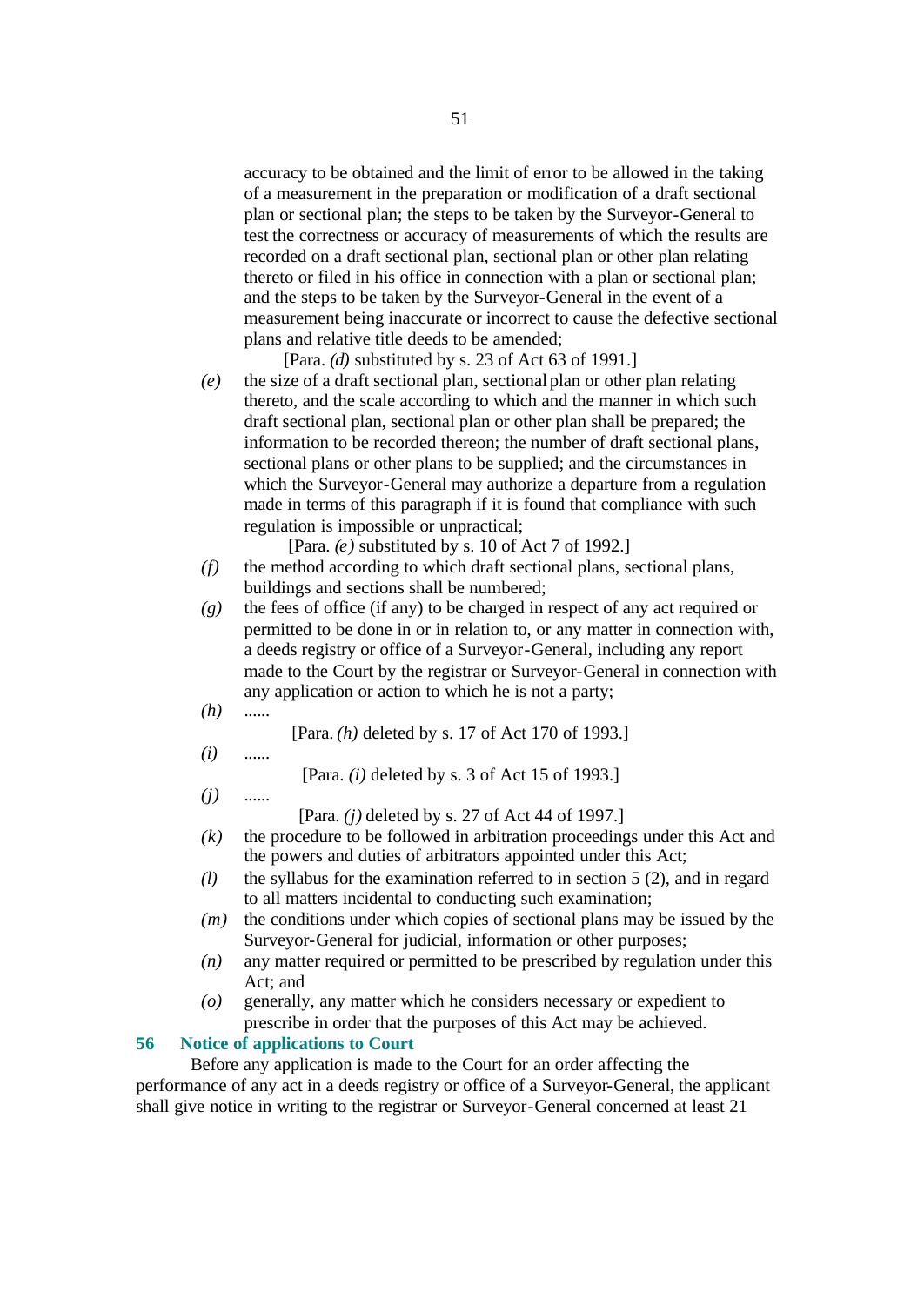accuracy to be obtained and the limit of error to be allowed in the taking of a measurement in the preparation or modification of a draft sectional plan or sectional plan; the steps to be taken by the Surveyor-General to test the correctness or accuracy of measurements of which the results are recorded on a draft sectional plan, sectional plan or other plan relating thereto or filed in his office in connection with a plan or sectional plan; and the steps to be taken by the Surveyor-General in the event of a measurement being inaccurate or incorrect to cause the defective sectional plans and relative title deeds to be amended;

[Para. *(d)* substituted by s. 23 of Act 63 of 1991.]

*(e)* the size of a draft sectional plan, sectional plan or other plan relating thereto, and the scale according to which and the manner in which such draft sectional plan, sectional plan or other plan shall be prepared; the information to be recorded thereon; the number of draft sectional plans, sectional plans or other plans to be supplied; and the circumstances in which the Surveyor-General may authorize a departure from a regulation made in terms of this paragraph if it is found that compliance with such regulation is impossible or unpractical;

[Para. *(e)* substituted by s. 10 of Act 7 of 1992.]

*(f)* the method according to which draft sectional plans, sectional plans, buildings and sections shall be numbered;

*(g)* the fees of office (if any) to be charged in respect of any act required or permitted to be done in or in relation to, or any matter in connection with, a deeds registry or office of a Surveyor-General, including any report made to the Court by the registrar or Surveyor-General in connection with any application or action to which he is not a party;

*(h)* ......

[Para. *(h)* deleted by s. 17 of Act 170 of 1993.]

*(i)* ......

[Para. *(i)* deleted by s. 3 of Act 15 of 1993.]

*(j)* ......

[Para. *(j)* deleted by s. 27 of Act 44 of 1997.]

*(k)* the procedure to be followed in arbitration proceedings under this Act and the powers and duties of arbitrators appointed under this Act;

*(l)* the syllabus for the examination referred to in section 5 (2), and in regard to all matters incidental to conducting such examination;

*(m)* the conditions under which copies of sectional plans may be issued by the Surveyor-General for judicial, information or other purposes;

*(n)* any matter required or permitted to be prescribed by regulation under this Act; and

*(o)* generally, any matter which he considers necessary or expedient to prescribe in order that the purposes of this Act may be achieved.

### 56 Notice of applications to Court

Before any application is made to the Court for an order affecting the performance of any act in a deeds registry or office of a Surveyor-General, the applicant shall give notice in writing to the registrar or Surveyor-General concerned at least 21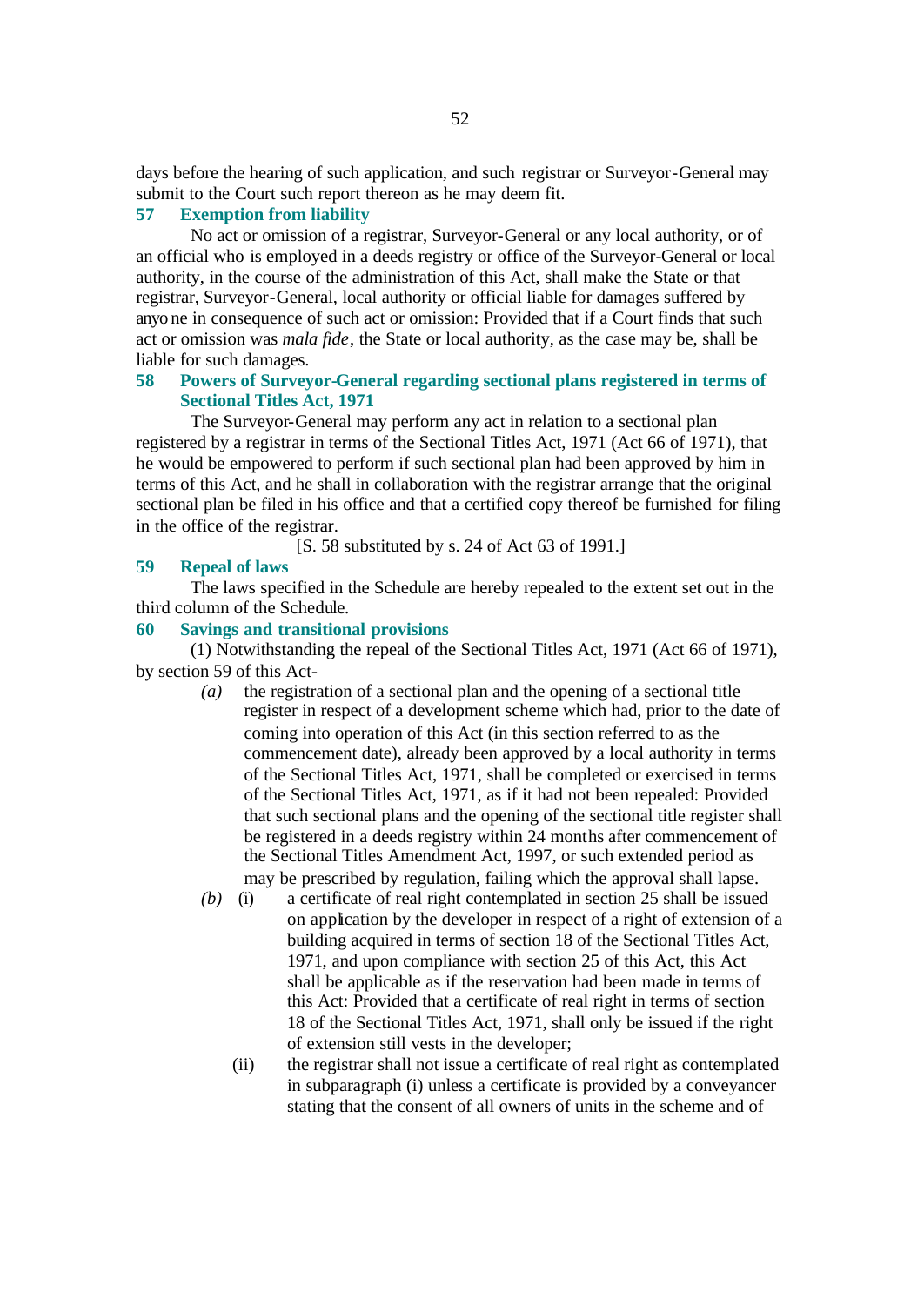days before the hearing of such application, and such registrar or Surveyor-General may submit to the Court such report thereon as he may deem fit.

### 57 Exemption from liability

No act or omission of a registrar, Surveyor-General or any local authority, or of an official who is employed in a deeds registry or office of the Surveyor-General or local authority, in the course of the administration of this Act, shall make the State or that registrar, Surveyor-General, local authority or official liable for damages suffered by anyone in consequence of such act or omission: Provided that if a Court finds that such act or omission was *mala fide*, the State or local authority, as the case may be, shall be liable for such damages.

### 58 Powers of Surveyor-General regarding sectional plans registered in terms of Sectional Titles Act, 1971

The Surveyor-General may perform any act in relation to a sectional plan registered by a registrar in terms of the Sectional Titles Act, 1971 (Act 66 of 1971), that he would be empowered to perform if such sectional plan had been approved by him in terms of this Act, and he shall in collaboration with the registrar arrange that the original sectional plan be filed in his office and that a certified copy thereof be furnished for filing in the office of the registrar.

[S. 58 substituted by s. 24 of Act 63 of 1991.]

### 59 Repeal of laws

The laws specified in the Schedule are hereby repealed to the extent set out in the third column of the Schedule.

### 60 Savings and transitional provisions

(1) Notwithstanding the repeal of the Sectional Titles Act, 1971 (Act 66 of 1971), by section 59 of this Act-

*(a)* the registration of a sectional plan and the opening of a sectional title register in respect of a development scheme which had, prior to the date of coming into operation of this Act (in this section referred to as the commencement date), already been approved by a local authority in terms of the Sectional Titles Act, 1971, shall be completed or exercised in terms of the Sectional Titles Act, 1971, as if it had not been repealed: Provided that such sectional plans and the opening of the sectional title register shall be registered in a deeds registry within 24 months after commencement of the Sectional Titles Amendment Act, 1997, or such extended period as may be prescribed by regulation, failing which the approval shall lapse.

*(b)* (i) a certificate of real right contemplated in section 25 shall be issued on application by the developer in respect of a right of extension of a building acquired in terms of section 18 of the Sectional Titles Act, 1971, and upon compliance with section 25 of this Act, this Act shall be applicable as if the reservation had been made in terms of this Act: Provided that a certificate of real right in terms of section 18 of the Sectional Titles Act, 1971, shall only be issued if the right of extension still vests in the developer;

(ii) the registrar shall not issue a certificate of real right as contemplated in subparagraph (i) unless a certificate is provided by a conveyancer stating that the consent of all owners of units in the scheme and of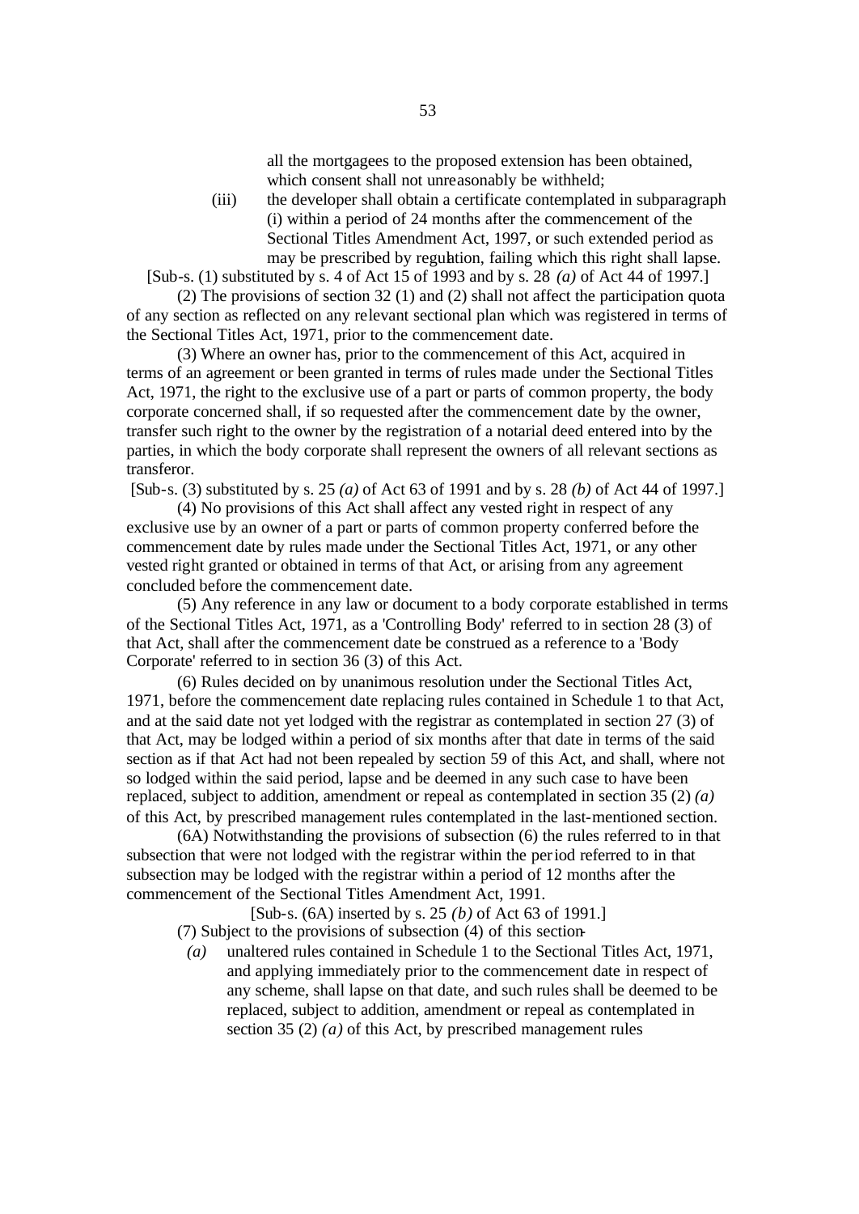all the mortgagees to the proposed extension has been obtained, which consent shall not unreasonably be withheld;

(iii) the developer shall obtain a certificate contemplated in subparagraph (i) within a period of 24 months after the commencement of the Sectional Titles Amendment Act, 1997, or such extended period as may be prescribed by regulation, failing which this right shall lapse.

[Sub-s. (1) substituted by s. 4 of Act 15 of 1993 and by s. 28 *(a)* of Act 44 of 1997.]

(2) The provisions of section 32 (1) and (2) shall not affect the participation quota of any section as reflected on any relevant sectional plan which was registered in terms of the Sectional Titles Act, 1971, prior to the commencement date.

(3) Where an owner has, prior to the commencement of this Act, acquired in terms of an agreement or been granted in terms of rules made under the Sectional Titles Act, 1971, the right to the exclusive use of a part or parts of common property, the body corporate concerned shall, if so requested after the commencement date by the owner, transfer such right to the owner by the registration of a notarial deed entered into by the parties, in which the body corporate shall represent the owners of all relevant sections as transferor.

[Sub-s. (3) substituted by s. 25 *(a)* of Act 63 of 1991 and by s. 28 *(b)* of Act 44 of 1997.]

(4) No provisions of this Act shall affect any vested right in respect of any exclusive use by an owner of a part or parts of common property conferred before the commencement date by rules made under the Sectional Titles Act, 1971, or any other vested right granted or obtained in terms of that Act, or arising from any agreement concluded before the commencement date.

(5) Any reference in any law or document to a body corporate established in terms of the Sectional Titles Act, 1971, as a 'Controlling Body' referred to in section 28 (3) of that Act, shall after the commencement date be construed as a reference to a 'Body Corporate' referred to in section 36 (3) of this Act.

(6) Rules decided on by unanimous resolution under the Sectional Titles Act, 1971, before the commencement date replacing rules contained in Schedule 1 to that Act, and at the said date not yet lodged with the registrar as contemplated in section 27 (3) of that Act, may be lodged within a period of six months after that date in terms of the said section as if that Act had not been repealed by section 59 of this Act, and shall, where not so lodged within the said period, lapse and be deemed in any such case to have been replaced, subject to addition, amendment or repeal as contemplated in section 35 (2) *(a)* of this Act, by prescribed management rules contemplated in the last-mentioned section.

(6A) Notwithstanding the provisions of subsection (6) the rules referred to in that subsection that were not lodged with the registrar within the period referred to in that subsection may be lodged with the registrar within a period of 12 months after the commencement of the Sectional Titles Amendment Act, 1991.

[Sub-s. (6A) inserted by s. 25 *(b)* of Act 63 of 1991.]

(7) Subject to the provisions of subsection (4) of this section-

*(a)* unaltered rules contained in Schedule 1 to the Sectional Titles Act, 1971, and applying immediately prior to the commencement date in respect of any scheme, shall lapse on that date, and such rules shall be deemed to be replaced, subject to addition, amendment or repeal as contemplated in section 35 (2) *(a)* of this Act, by prescribed management rules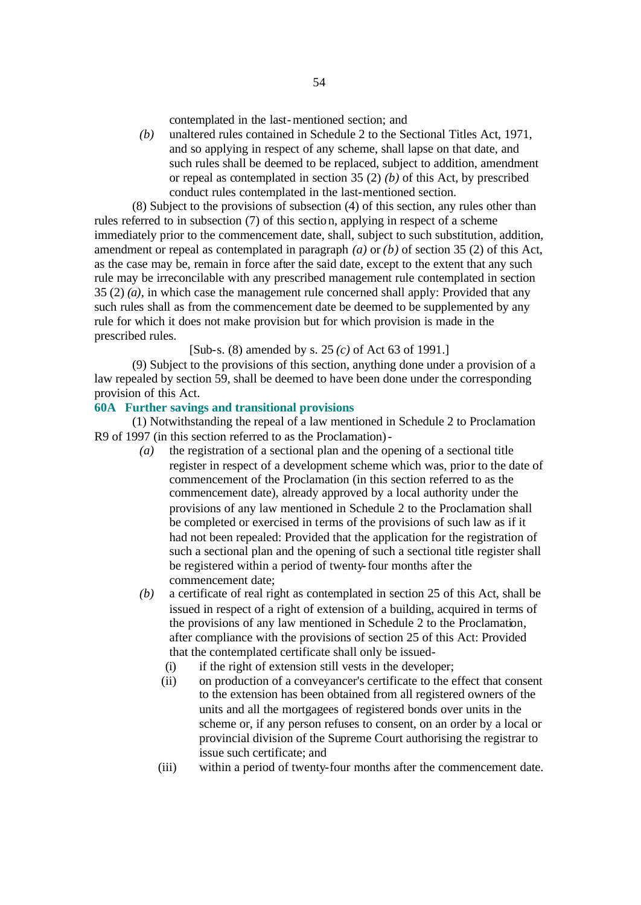contemplated in the last-mentioned section; and

*(b)* unaltered rules contained in Schedule 2 to the Sectional Titles Act, 1971, and so applying in respect of any scheme, shall lapse on that date, and such rules shall be deemed to be replaced, subject to addition, amendment or repeal as contemplated in section 35 (2) *(b)* of this Act, by prescribed conduct rules contemplated in the last-mentioned section.

(8) Subject to the provisions of subsection (4) of this section, any rules other than rules referred to in subsection (7) of this section, applying in respect of a scheme immediately prior to the commencement date, shall, subject to such substitution, addition, amendment or repeal as contemplated in paragraph *(a)* or *(b)* of section 35 (2) of this Act, as the case may be, remain in force after the said date, except to the extent that any such rule may be irreconcilable with any prescribed management rule contemplated in section 35 (2) *(a)*, in which case the management rule concerned shall apply: Provided that any such rules shall as from the commencement date be deemed to be supplemented by any rule for which it does not make provision but for which provision is made in the prescribed rules.

[Sub-s. (8) amended by s. 25 *(c)* of Act 63 of 1991.]

(9) Subject to the provisions of this section, anything done under a provision of a law repealed by section 59, shall be deemed to have been done under the corresponding provision of this Act.

**60A Further savings and transitional provisions**

(1) Notwithstanding the repeal of a law mentioned in Schedule 2 to Proclamation R9 of 1997 (in this section referred to as the Proclamation)-

*(a)* the registration of a sectional plan and the opening of a sectional title register in respect of a development scheme which was, prior to the date of commencement of the Proclamation (in this section referred to as the commencement date), already approved by a local authority under the provisions of any law mentioned in Schedule 2 to the Proclamation shall be completed or exercised in terms of the provisions of such law as if it had not been repealed: Provided that the application for the registration of such a sectional plan and the opening of such a sectional title register shall be registered within a period of twenty-four months after the commencement date;

*(b)* a certificate of real right as contemplated in section 25 of this Act, shall be issued in respect of a right of extension of a building, acquired in terms of the provisions of any law mentioned in Schedule 2 to the Proclamation, after compliance with the provisions of section 25 of this Act: Provided that the contemplated certificate shall only be issued-

(i) if the right of extension still vests in the developer;

(ii) on production of a conveyancer's certificate to the effect that consent to the extension has been obtained from all registered owners of the units and all the mortgagees of registered bonds over units in the scheme or, if any person refuses to consent, on an order by a local or provincial division of the Supreme Court authorising the registrar to issue such certificate; and

(iii) within a period of twenty-four months after the commencement date.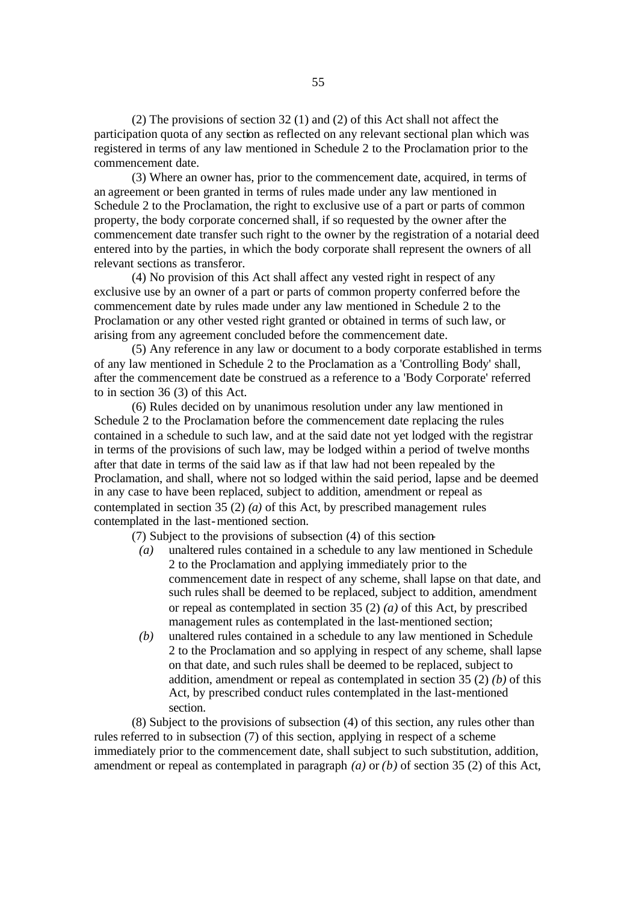(2) The provisions of section 32 (1) and (2) of this Act shall not affect the participation quota of any section as reflected on any relevant sectional plan which was registered in terms of any law mentioned in Schedule 2 to the Proclamation prior to the commencement date.

(3) Where an owner has, prior to the commencement date, acquired, in terms of an agreement or been granted in terms of rules made under any law mentioned in Schedule 2 to the Proclamation, the right to exclusive use of a part or parts of common property, the body corporate concerned shall, if so requested by the owner after the commencement date transfer such right to the owner by the registration of a notarial deed entered into by the parties, in which the body corporate shall represent the owners of all relevant sections as transferor.

(4) No provision of this Act shall affect any vested right in respect of any exclusive use by an owner of a part or parts of common property conferred before the commencement date by rules made under any law mentioned in Schedule 2 to the Proclamation or any other vested right granted or obtained in terms of such law, or arising from any agreement concluded before the commencement date.

(5) Any reference in any law or document to a body corporate established in terms of any law mentioned in Schedule 2 to the Proclamation as a 'Controlling Body' shall, after the commencement date be construed as a reference to a 'Body Corporate' referred to in section 36 (3) of this Act.

(6) Rules decided on by unanimous resolution under any law mentioned in Schedule 2 to the Proclamation before the commencement date replacing the rules contained in a schedule to such law, and at the said date not yet lodged with the registrar in terms of the provisions of such law, may be lodged within a period of twelve months after that date in terms of the said law as if that law had not been repealed by the Proclamation, and shall, where not so lodged within the said period, lapse and be deemed in any case to have been replaced, subject to addition, amendment or repeal as contemplated in section 35 (2) *(a)* of this Act, by prescribed management rules contemplated in the last-mentioned section.

(7) Subject to the provisions of subsection (4) of this section-

*(a)* unaltered rules contained in a schedule to any law mentioned in Schedule 2 to the Proclamation and applying immediately prior to the commencement date in respect of any scheme, shall lapse on that date, and such rules shall be deemed to be replaced, subject to addition, amendment or repeal as contemplated in section 35 (2) *(a)* of this Act, by prescribed management rules as contemplated in the last-mentioned section;

*(b)* unaltered rules contained in a schedule to any law mentioned in Schedule 2 to the Proclamation and so applying in respect of any scheme, shall lapse on that date, and such rules shall be deemed to be replaced, subject to addition, amendment or repeal as contemplated in section 35 (2) *(b)* of this Act, by prescribed conduct rules contemplated in the last-mentioned section.

(8) Subject to the provisions of subsection (4) of this section, any rules other than rules referred to in subsection (7) of this section, applying in respect of a scheme immediately prior to the commencement date, shall subject to such substitution, addition, amendment or repeal as contemplated in paragraph *(a)* or *(b)* of section 35 (2) of this Act,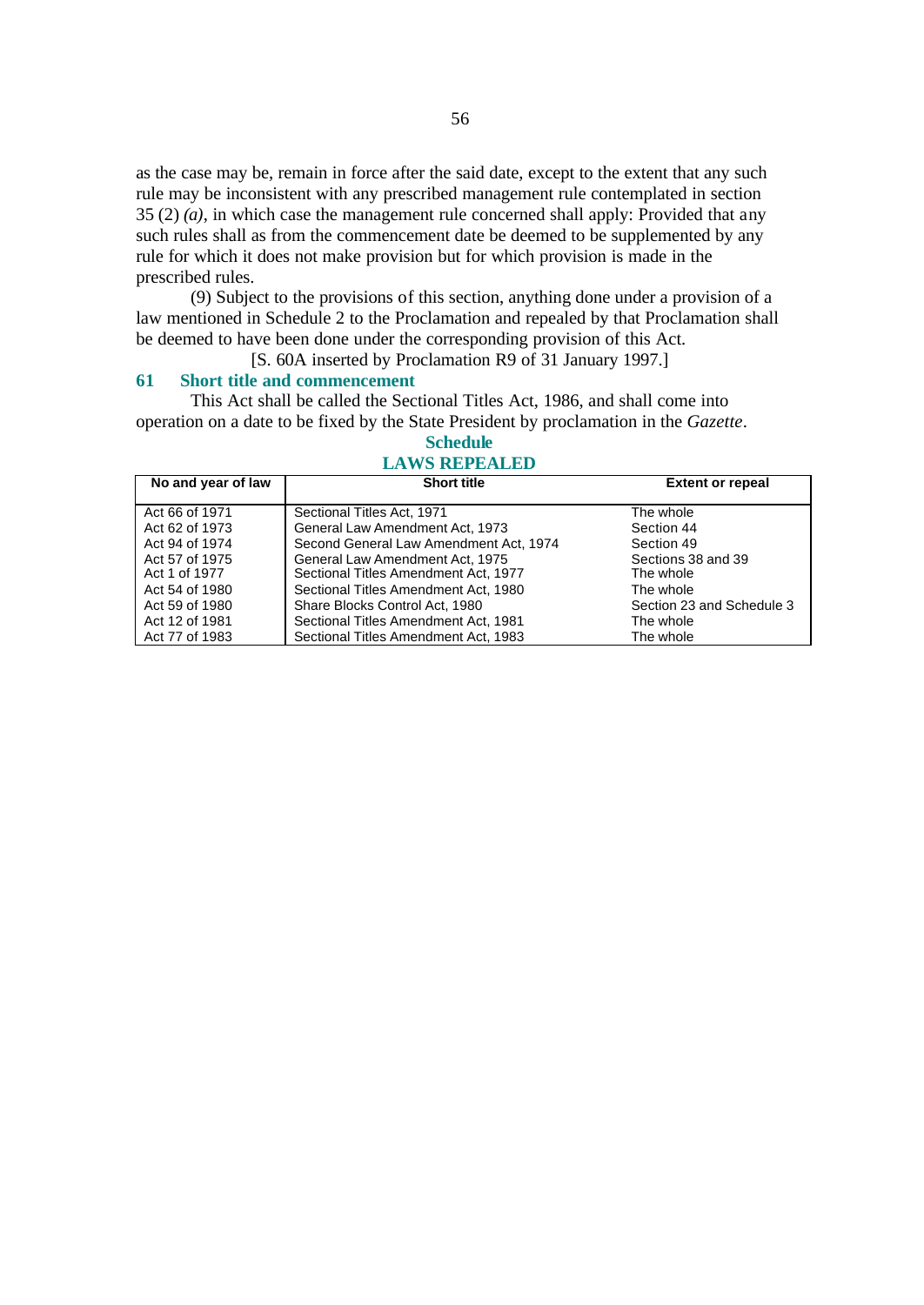as the case may be, remain in force after the said date, except to the extent that any such rule may be inconsistent with any prescribed management rule contemplated in section 35 (2) *(a)*, in which case the management rule concerned shall apply: Provided that any such rules shall as from the commencement date be deemed to be supplemented by any rule for which it does not make provision but for which provision is made in the prescribed rules.

(9) Subject to the provisions of this section, anything done under a provision of a law mentioned in Schedule 2 to the Proclamation and repealed by that Proclamation shall be deemed to have been done under the corresponding provision of this Act.

[S. 60A inserted by Proclamation R9 of 31 January 1997.]

## 61 Short title and commencement

This Act shall be called the Sectional Titles Act, 1986, and shall come into operation on a date to be fixed by the State President by proclamation in the *Gazette*.

## Schedule
## LAWS REPEALED

| No and year of law | Short title | Extent or repeal |
|---|---|---|
| Act 66 of 1971 | Sectional Titles Act, 1971 | The whole |
| Act 62 of 1973 | General Law Amendment Act, 1973 | Section 44 |
| Act 94 of 1974 | Second General Law Amendment Act, 1974 | Section 49 |
| Act 57 of 1975 | General Law Amendment Act, 1975 | Sections 38 and 39 |
| Act 1 of 1977 | Sectional Titles Amendment Act, 1977 | The whole |
| Act 54 of 1980 | Sectional Titles Amendment Act, 1980 | The whole |
| Act 59 of 1980 | Share Blocks Control Act, 1980 | Section 23 and Schedule 3 |
| Act 12 of 1981 | Sectional Titles Amendment Act, 1981 | The whole |
| Act 77 of 1983 | Sectional Titles Amendment Act, 1983 | The whole |